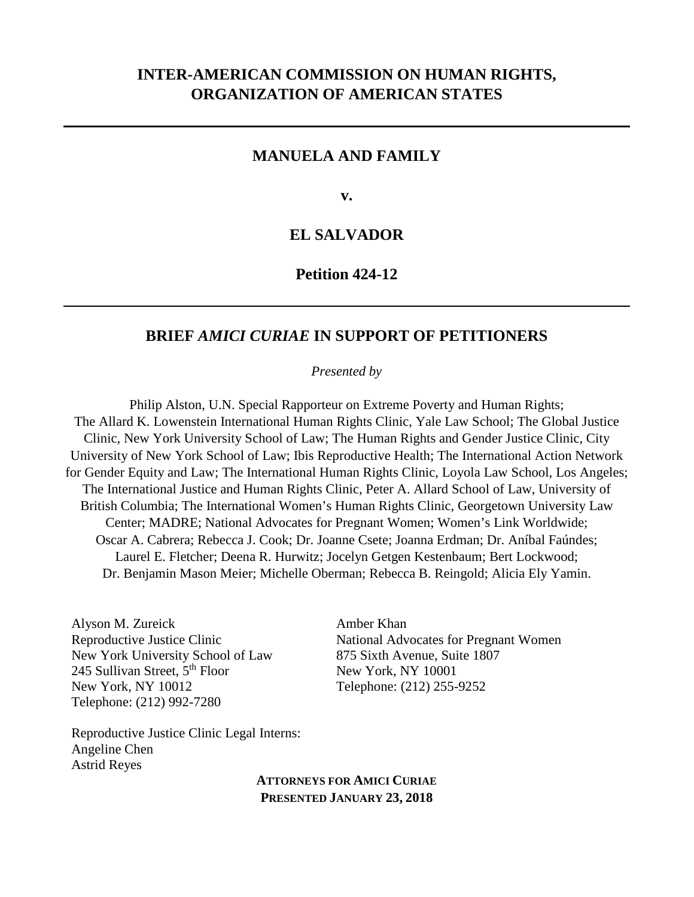# INTER-AMERICAN COMMISSION ON HUMAN RIGHTS, ORGANIZATION OF AMERICAN STATES

---

## MANUELA AND FAMILY

**v.**

## EL SALVADOR

**Petition 424-12**

---

## BRIEF *AMICI CURIAE* IN SUPPORT OF PETITIONERS

*Presented by*

Philip Alston, U.N. Special Rapporteur on Extreme Poverty and Human Rights; The Allard K. Lowenstein International Human Rights Clinic, Yale Law School; The Global Justice Clinic, New York University School of Law; The Human Rights and Gender Justice Clinic, City University of New York School of Law; Ibis Reproductive Health; The International Action Network for Gender Equity and Law; The International Human Rights Clinic, Loyola Law School, Los Angeles; The International Justice and Human Rights Clinic, Peter A. Allard School of Law, University of British Columbia; The International Women's Human Rights Clinic, Georgetown University Law Center; MADRE; National Advocates for Pregnant Women; Women's Link Worldwide; Oscar A. Cabrera; Rebecca J. Cook; Dr. Joanne Csete; Joanna Erdman; Dr. Aníbal Faúndes; Laurel E. Fletcher; Deena R. Hurwitz; Jocelyn Getgen Kestenbaum; Bert Lockwood; Dr. Benjamin Mason Meier; Michelle Oberman; Rebecca B. Reingold; Alicia Ely Yamin.

Alyson M. Zureick
Reproductive Justice Clinic
New York University School of Law
245 Sullivan Street, 5th Floor
New York, NY 10012
Telephone: (212) 992-7280

Amber Khan
National Advocates for Pregnant Women
875 Sixth Avenue, Suite 1807
New York, NY 10001
Telephone: (212) 255-9252

Reproductive Justice Clinic Legal Interns:
Angeline Chen
Astrid Reyes

**ATTORNEYS FOR AMICI CURIAE**
**PRESENTED JANUARY 23, 2018**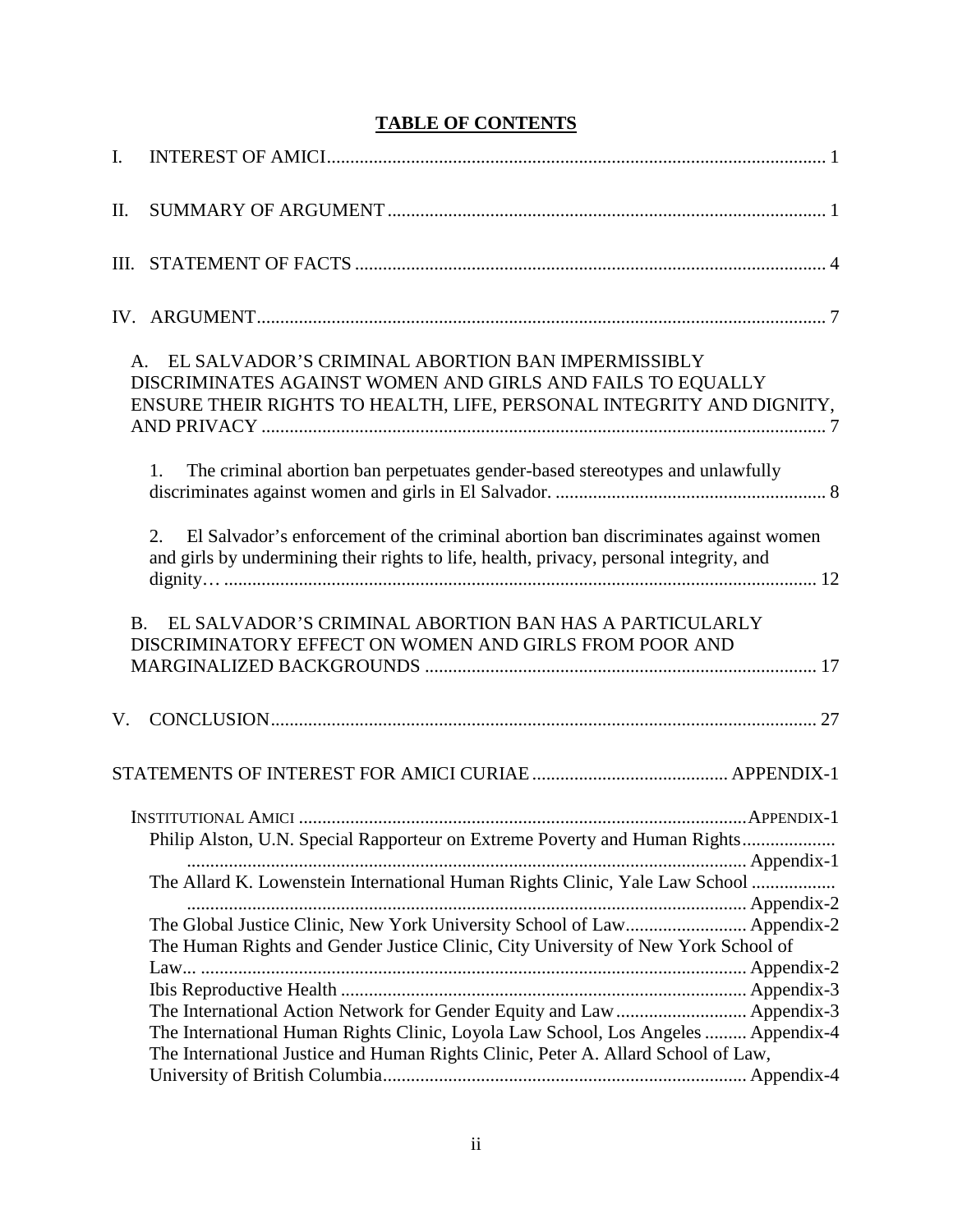## TABLE OF CONTENTS

I. INTEREST OF AMICI ... 1

II. SUMMARY OF ARGUMENT ... 1

III. STATEMENT OF FACTS ... 4

IV. ARGUMENT ... 7

A. EL SALVADOR'S CRIMINAL ABORTION BAN IMPERMISSIBLY DISCRIMINATES AGAINST WOMEN AND GIRLS AND FAILS TO EQUALLY ENSURE THEIR RIGHTS TO HEALTH, LIFE, PERSONAL INTEGRITY AND DIGNITY, AND PRIVACY ... 7

1. The criminal abortion ban perpetuates gender-based stereotypes and unlawfully discriminates against women and girls in El Salvador. ... 8

2. El Salvador's enforcement of the criminal abortion ban discriminates against women and girls by undermining their rights to life, health, privacy, personal integrity, and dignity… ... 12

B. EL SALVADOR'S CRIMINAL ABORTION BAN HAS A PARTICULARLY DISCRIMINATORY EFFECT ON WOMEN AND GIRLS FROM POOR AND MARGINALIZED BACKGROUNDS ... 17

V. CONCLUSION ... 27

STATEMENTS OF INTEREST FOR AMICI CURIAE ... APPENDIX-1

INSTITUTIONAL AMICI ... APPENDIX-1

Philip Alston, U.N. Special Rapporteur on Extreme Poverty and Human Rights ... Appendix-1

The Allard K. Lowenstein International Human Rights Clinic, Yale Law School ... Appendix-2

The Global Justice Clinic, New York University School of Law ... Appendix-2

The Human Rights and Gender Justice Clinic, City University of New York School of Law... ... Appendix-2

Ibis Reproductive Health ... Appendix-3

The International Action Network for Gender Equity and Law ... Appendix-3

The International Human Rights Clinic, Loyola Law School, Los Angeles ... Appendix-4

The International Justice and Human Rights Clinic, Peter A. Allard School of Law, University of British Columbia ... Appendix-4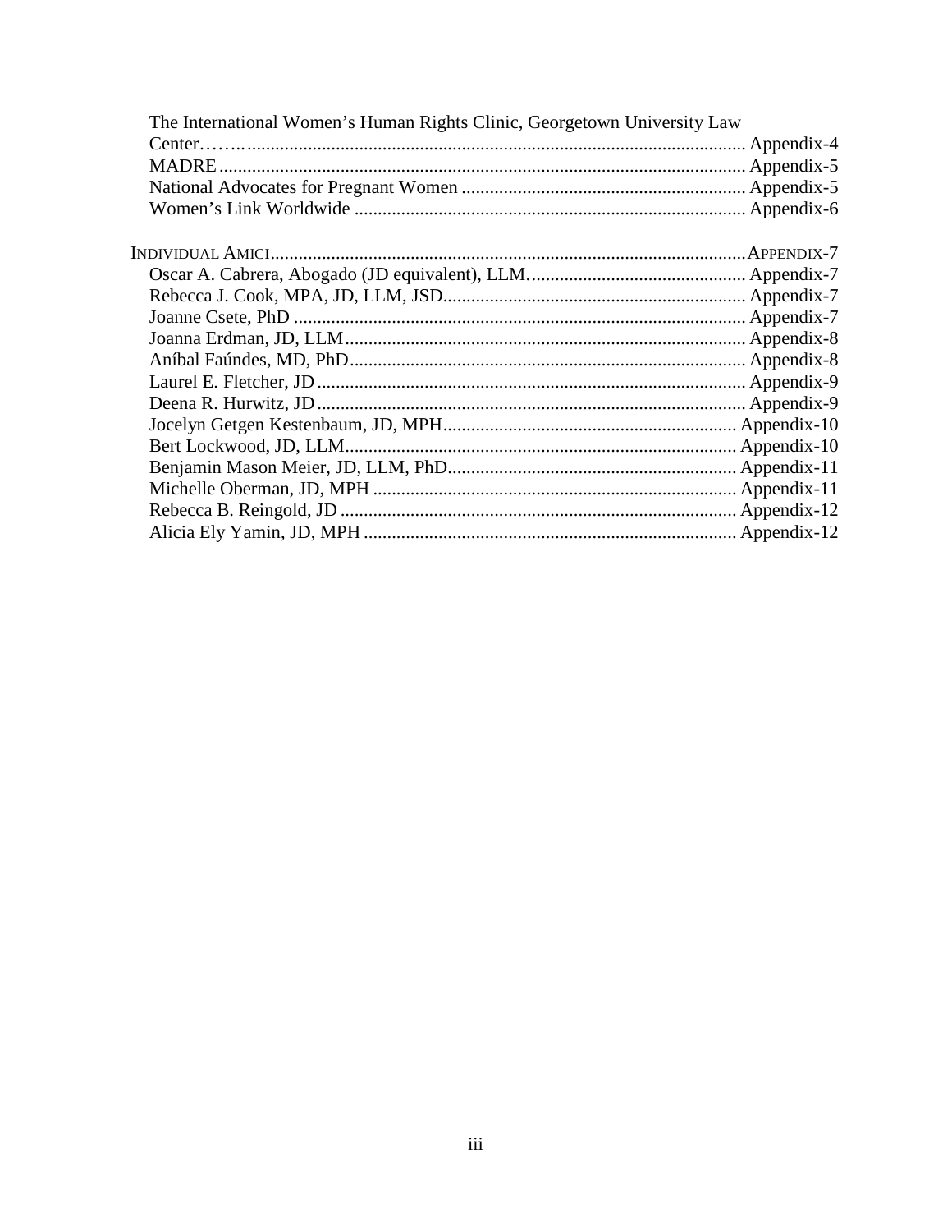The International Women's Human Rights Clinic, Georgetown University Law Center……........................................................................................................... Appendix-4
MADRE................................................................................................................ Appendix-5
National Advocates for Pregnant Women ............................................................ Appendix-5
Women's Link Worldwide ................................................................................... Appendix-6

INDIVIDUAL AMICI.......................................................................................................APPENDIX-7
Oscar A. Cabrera, Abogado (JD equivalent), LLM.............................................. Appendix-7
Rebecca J. Cook, MPA, JD, LLM, JSD................................................................ Appendix-7
Joanne Csete, PhD ................................................................................................ Appendix-7
Joanna Erdman, JD, LLM..................................................................................... Appendix-8
Aníbal Faúndes, MD, PhD.................................................................................... Appendix-8
Laurel E. Fletcher, JD ........................................................................................... Appendix-9
Deena R. Hurwitz, JD ........................................................................................... Appendix-9
Jocelyn Getgen Kestenbaum, JD, MPH............................................................... Appendix-10
Bert Lockwood, JD, LLM.................................................................................... Appendix-10
Benjamin Mason Meier, JD, LLM, PhD.............................................................. Appendix-11
Michelle Oberman, JD, MPH .............................................................................. Appendix-11
Rebecca B. Reingold, JD ..................................................................................... Appendix-12
Alicia Ely Yamin, JD, MPH ................................................................................ Appendix-12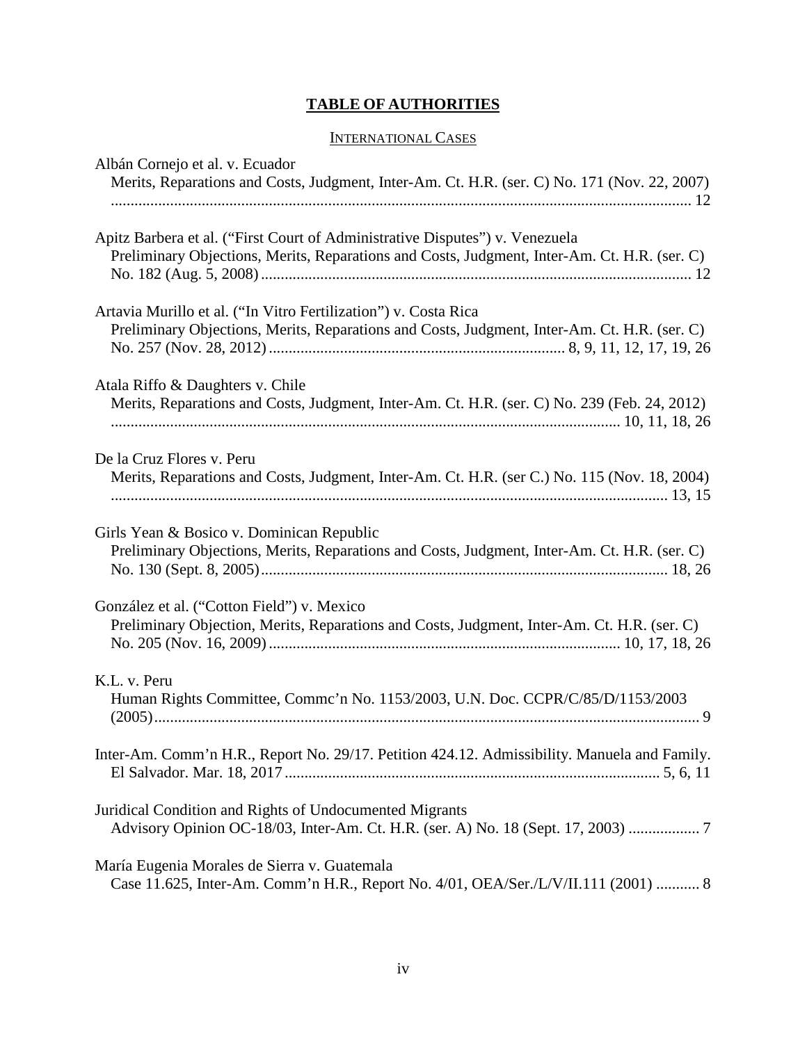# TABLE OF AUTHORITIES

## INTERNATIONAL CASES

Albán Cornejo et al. v. Ecuador
Merits, Reparations and Costs, Judgment, Inter-Am. Ct. H.R. (ser. C) No. 171 (Nov. 22, 2007) ........ 12

Apitz Barbera et al. ("First Court of Administrative Disputes") v. Venezuela
Preliminary Objections, Merits, Reparations and Costs, Judgment, Inter-Am. Ct. H.R. (ser. C) No. 182 (Aug. 5, 2008) ........ 12

Artavia Murillo et al. ("In Vitro Fertilization") v. Costa Rica
Preliminary Objections, Merits, Reparations and Costs, Judgment, Inter-Am. Ct. H.R. (ser. C) No. 257 (Nov. 28, 2012) ........ 8, 9, 11, 12, 17, 19, 26

Atala Riffo & Daughters v. Chile
Merits, Reparations and Costs, Judgment, Inter-Am. Ct. H.R. (ser. C) No. 239 (Feb. 24, 2012) ........ 10, 11, 18, 26

De la Cruz Flores v. Peru
Merits, Reparations and Costs, Judgment, Inter-Am. Ct. H.R. (ser C.) No. 115 (Nov. 18, 2004) ........ 13, 15

Girls Yean & Bosico v. Dominican Republic
Preliminary Objections, Merits, Reparations and Costs, Judgment, Inter-Am. Ct. H.R. (ser. C) No. 130 (Sept. 8, 2005) ........ 18, 26

González et al. ("Cotton Field") v. Mexico
Preliminary Objection, Merits, Reparations and Costs, Judgment, Inter-Am. Ct. H.R. (ser. C) No. 205 (Nov. 16, 2009) ........ 10, 17, 18, 26

K.L. v. Peru
Human Rights Committee, Commc'n No. 1153/2003, U.N. Doc. CCPR/C/85/D/1153/2003 (2005) ........ 9

Inter-Am. Comm'n H.R., Report No. 29/17. Petition 424.12. Admissibility. Manuela and Family. El Salvador. Mar. 18, 2017 ........ 5, 6, 11

Juridical Condition and Rights of Undocumented Migrants
Advisory Opinion OC-18/03, Inter-Am. Ct. H.R. (ser. A) No. 18 (Sept. 17, 2003) ........ 7

María Eugenia Morales de Sierra v. Guatemala
Case 11.625, Inter-Am. Comm'n H.R., Report No. 4/01, OEA/Ser./L/V/II.111 (2001) ........ 8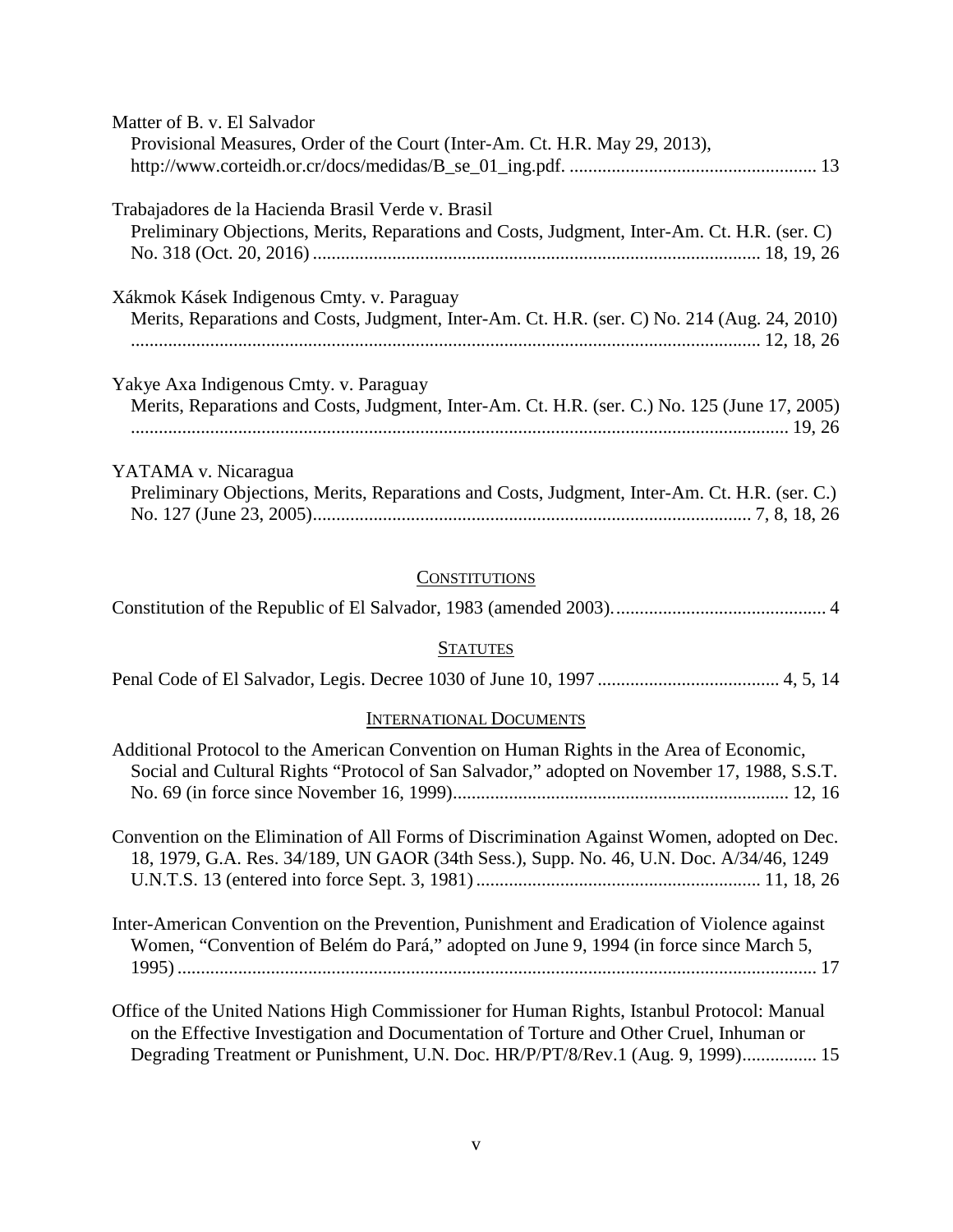Matter of B. v. El Salvador
Provisional Measures, Order of the Court (Inter-Am. Ct. H.R. May 29, 2013), http://www.corteidh.or.cr/docs/medidas/B_se_01_ing.pdf. .................................................... 13

Trabajadores de la Hacienda Brasil Verde v. Brasil
Preliminary Objections, Merits, Reparations and Costs, Judgment, Inter-Am. Ct. H.R. (ser. C) No. 318 (Oct. 20, 2016) ............................................................................................... 18, 19, 26

Xákmok Kásek Indigenous Cmty. v. Paraguay
Merits, Reparations and Costs, Judgment, Inter-Am. Ct. H.R. (ser. C) No. 214 (Aug. 24, 2010) ...................................................................................................................................... 12, 18, 26

Yakye Axa Indigenous Cmty. v. Paraguay
Merits, Reparations and Costs, Judgment, Inter-Am. Ct. H.R. (ser. C.) No. 125 (June 17, 2005) ........................................................................................................................................... 19, 26

YATAMA v. Nicaragua
Preliminary Objections, Merits, Reparations and Costs, Judgment, Inter-Am. Ct. H.R. (ser. C.) No. 127 (June 23, 2005)............................................................................................ 7, 8, 18, 26

## CONSTITUTIONS

Constitution of the Republic of El Salvador, 1983 (amended 2003). ............................................ 4

## STATUTES

Penal Code of El Salvador, Legis. Decree 1030 of June 10, 1997 ...................................... 4, 5, 14

## INTERNATIONAL DOCUMENTS

Additional Protocol to the American Convention on Human Rights in the Area of Economic, Social and Cultural Rights "Protocol of San Salvador," adopted on November 17, 1988, S.S.T. No. 69 (in force since November 16, 1999)....................................................................... 12, 16

Convention on the Elimination of All Forms of Discrimination Against Women, adopted on Dec. 18, 1979, G.A. Res. 34/189, UN GAOR (34th Sess.), Supp. No. 46, U.N. Doc. A/34/46, 1249 U.N.T.S. 13 (entered into force Sept. 3, 1981) ............................................................ 11, 18, 26

Inter-American Convention on the Prevention, Punishment and Eradication of Violence against Women, "Convention of Belém do Pará," adopted on June 9, 1994 (in force since March 5, 1995) ........................................................................................................................................ 17

Office of the United Nations High Commissioner for Human Rights, Istanbul Protocol: Manual on the Effective Investigation and Documentation of Torture and Other Cruel, Inhuman or Degrading Treatment or Punishment, U.N. Doc. HR/P/PT/8/Rev.1 (Aug. 9, 1999)................ 15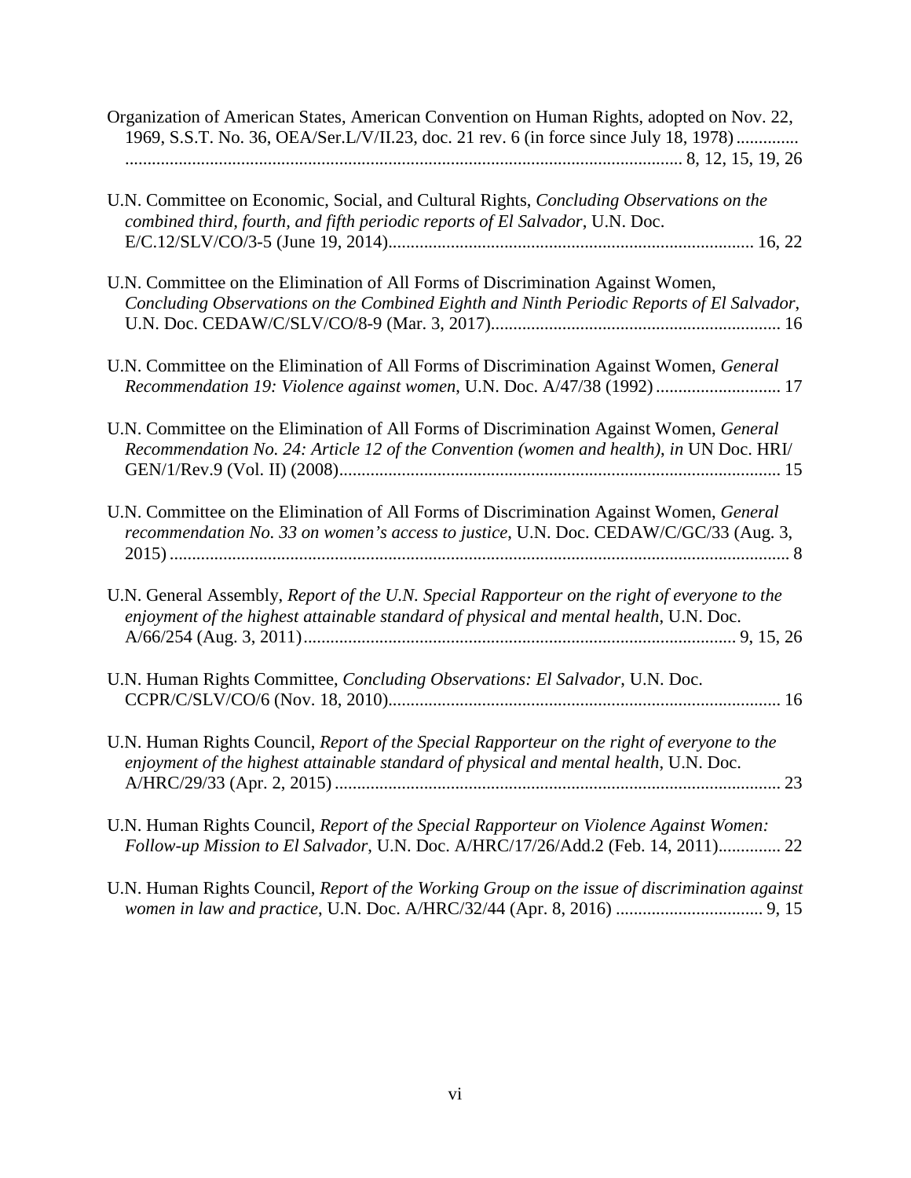Organization of American States, American Convention on Human Rights, adopted on Nov. 22, 1969, S.S.T. No. 36, OEA/Ser.L/V/II.23, doc. 21 rev. 6 (in force since July 18, 1978) ........................ 8, 12, 15, 19, 26

U.N. Committee on Economic, Social, and Cultural Rights, *Concluding Observations on the combined third, fourth, and fifth periodic reports of El Salvador*, U.N. Doc. E/C.12/SLV/CO/3-5 (June 19, 2014)........................ 16, 22

U.N. Committee on the Elimination of All Forms of Discrimination Against Women, *Concluding Observations on the Combined Eighth and Ninth Periodic Reports of El Salvador*, U.N. Doc. CEDAW/C/SLV/CO/8-9 (Mar. 3, 2017)........................ 16

U.N. Committee on the Elimination of All Forms of Discrimination Against Women, *General Recommendation 19: Violence against women*, U.N. Doc. A/47/38 (1992) ........................ 17

U.N. Committee on the Elimination of All Forms of Discrimination Against Women, *General Recommendation No. 24: Article 12 of the Convention (women and health)*, *in* UN Doc. HRI/GEN/1/Rev.9 (Vol. II) (2008)........................ 15

U.N. Committee on the Elimination of All Forms of Discrimination Against Women, *General recommendation No. 33 on women's access to justice*, U.N. Doc. CEDAW/C/GC/33 (Aug. 3, 2015) ........................ 8

U.N. General Assembly, *Report of the U.N. Special Rapporteur on the right of everyone to the enjoyment of the highest attainable standard of physical and mental health*, U.N. Doc. A/66/254 (Aug. 3, 2011)........................ 9, 15, 26

U.N. Human Rights Committee, *Concluding Observations: El Salvador*, U.N. Doc. CCPR/C/SLV/CO/6 (Nov. 18, 2010)........................ 16

U.N. Human Rights Council, *Report of the Special Rapporteur on the right of everyone to the enjoyment of the highest attainable standard of physical and mental health*, U.N. Doc. A/HRC/29/33 (Apr. 2, 2015) ........................ 23

U.N. Human Rights Council, *Report of the Special Rapporteur on Violence Against Women: Follow-up Mission to El Salvador*, U.N. Doc. A/HRC/17/26/Add.2 (Feb. 14, 2011).............. 22

U.N. Human Rights Council, *Report of the Working Group on the issue of discrimination against women in law and practice*, U.N. Doc. A/HRC/32/44 (Apr. 8, 2016) ........................ 9, 15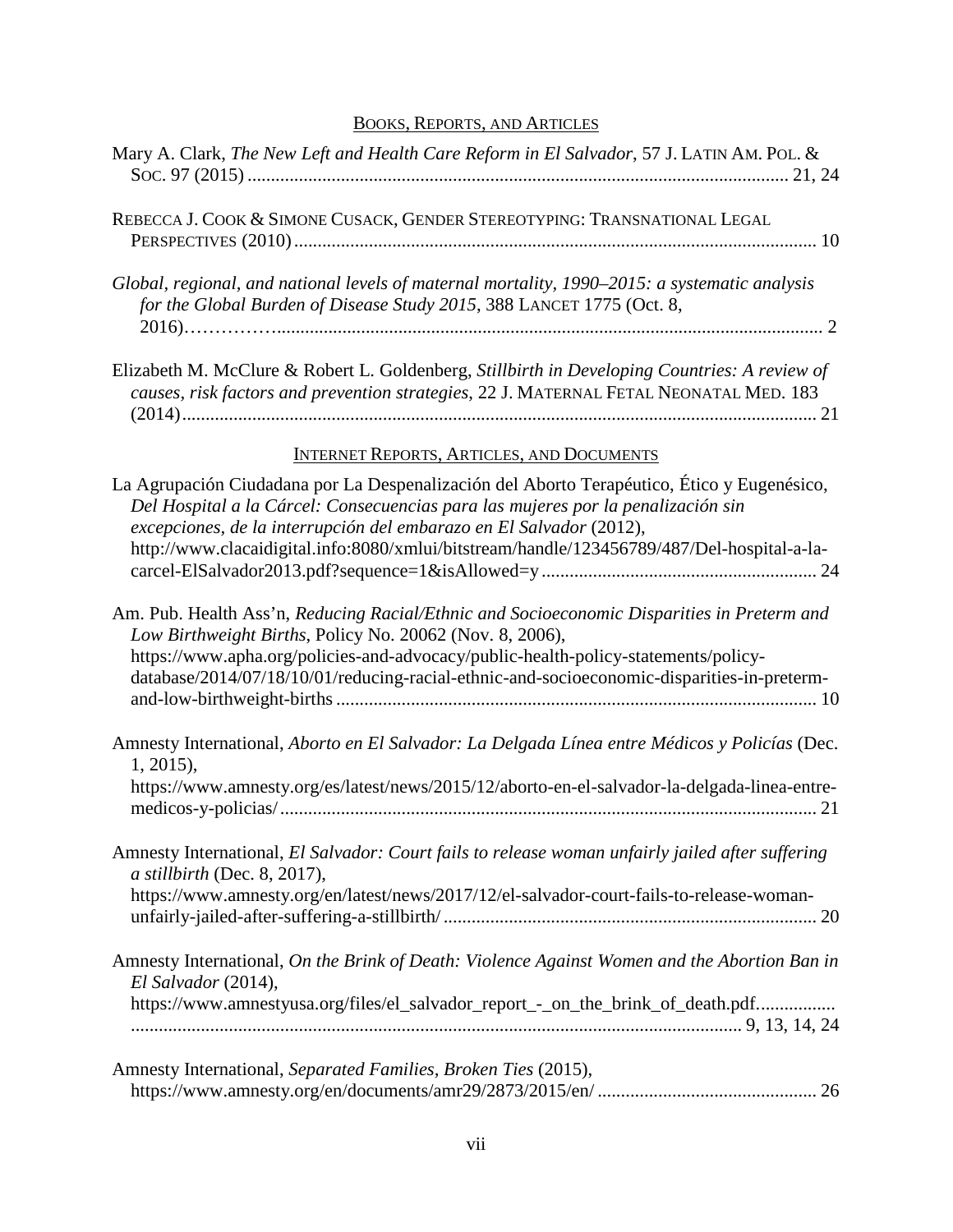## Books, Reports, and Articles

Mary A. Clark, *The New Left and Health Care Reform in El Salvador*, 57 J. Latin Am. Pol. & Soc. 97 (2015) .................................................................................................................. 21, 24

Rebecca J. Cook & Simone Cusack, Gender Stereotyping: Transnational Legal Perspectives (2010) ................................................................................................................ 10

*Global, regional, and national levels of maternal mortality, 1990–2015: a systematic analysis for the Global Burden of Disease Study 2015*, 388 Lancet 1775 (Oct. 8, 2016)……………..................................................................................................................... 2

Elizabeth M. McClure & Robert L. Goldenberg, *Stillbirth in Developing Countries: A review of causes, risk factors and prevention strategies*, 22 J. Maternal Fetal Neonatal Med. 183 (2014)....................................................................................................................................... 21

## Internet Reports, Articles, and Documents

La Agrupación Ciudadana por La Despenalización del Aborto Terapéutico, Ético y Eugenésico, *Del Hospital a la Cárcel: Consecuencias para las mujeres por la penalización sin excepciones, de la interrupción del embarazo en El Salvador* (2012), http://www.clacaidigital.info:8080/xmlui/bitstream/handle/123456789/487/Del-hospital-a-la-carcel-ElSalvador2013.pdf?sequence=1&isAllowed=y .......................................................... 24

Am. Pub. Health Ass'n, *Reducing Racial/Ethnic and Socioeconomic Disparities in Preterm and Low Birthweight Births*, Policy No. 20062 (Nov. 8, 2006), https://www.apha.org/policies-and-advocacy/public-health-policy-statements/policy-database/2014/07/18/10/01/reducing-racial-ethnic-and-socioeconomic-disparities-in-preterm-and-low-birthweight-births ..................................................................................................... 10

Amnesty International, *Aborto en El Salvador: La Delgada Línea entre Médicos y Policías* (Dec. 1, 2015), https://www.amnesty.org/es/latest/news/2015/12/aborto-en-el-salvador-la-delgada-linea-entre-medicos-y-policias/ .................................................................................................................. 21

Amnesty International, *El Salvador: Court fails to release woman unfairly jailed after suffering a stillbirth* (Dec. 8, 2017), https://www.amnesty.org/en/latest/news/2017/12/el-salvador-court-fails-to-release-woman-unfairly-jailed-after-suffering-a-stillbirth/ ............................................................................... 20

Amnesty International, *On the Brink of Death: Violence Against Women and the Abortion Ban in El Salvador* (2014), https://www.amnestyusa.org/files/el_salvador_report_-_on_the_brink_of_death.pdf................. ................................................................................................................................. 9, 13, 14, 24

Amnesty International, *Separated Families, Broken Ties* (2015), https://www.amnesty.org/en/documents/amr29/2873/2015/en/ ............................................... 26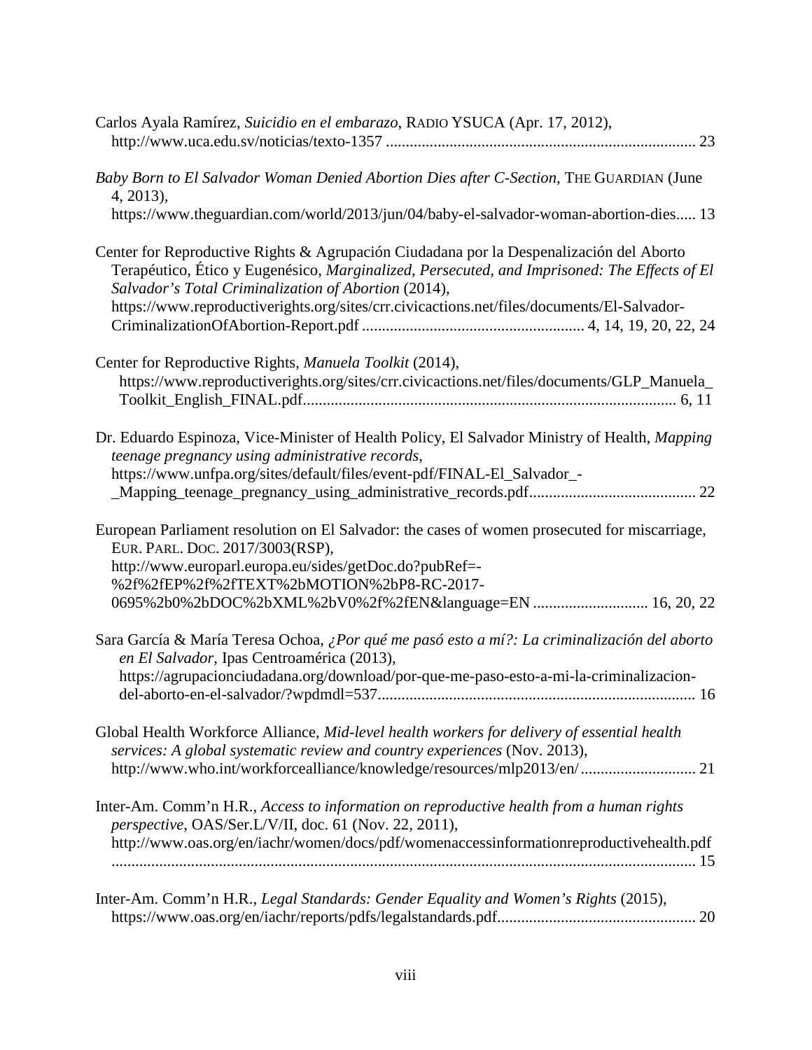Carlos Ayala Ramírez, *Suicidio en el embarazo*, RADIO YSUCA (Apr. 17, 2012), http://www.uca.edu.sv/noticias/texto-1357 ............................................................................. 23

*Baby Born to El Salvador Woman Denied Abortion Dies after C-Section*, THE GUARDIAN (June 4, 2013), https://www.theguardian.com/world/2013/jun/04/baby-el-salvador-woman-abortion-dies..... 13

Center for Reproductive Rights & Agrupación Ciudadana por la Despenalización del Aborto Terapéutico, Ético y Eugenésico, *Marginalized, Persecuted, and Imprisoned: The Effects of El Salvador's Total Criminalization of Abortion* (2014), https://www.reproductiverights.org/sites/crr.civicactions.net/files/documents/El-Salvador-CriminalizationOfAbortion-Report.pdf ....................................................... 4, 14, 19, 20, 22, 24

Center for Reproductive Rights, *Manuela Toolkit* (2014), https://www.reproductiverights.org/sites/crr.civicactions.net/files/documents/GLP_Manuela_Toolkit_English_FINAL.pdf............................................................................................ 6, 11

Dr. Eduardo Espinoza, Vice-Minister of Health Policy, El Salvador Ministry of Health, *Mapping teenage pregnancy using administrative records*, https://www.unfpa.org/sites/default/files/event-pdf/FINAL-El_Salvador_-_Mapping_teenage_pregnancy_using_administrative_records.pdf......................................... 22

European Parliament resolution on El Salvador: the cases of women prosecuted for miscarriage, EUR. PARL. DOC. 2017/3003(RSP), http://www.europarl.europa.eu/sides/getDoc.do?pubRef=-%2f%2fEP%2f%2fTEXT%2bMOTION%2bP8-RC-2017-0695%2b0%2bDOC%2bXML%2bV0%2f%2fEN&language=EN ............................ 16, 20, 22

Sara García & María Teresa Ochoa, *¿Por qué me pasó esto a mí?: La criminalización del aborto en El Salvador*, Ipas Centroamérica (2013), https://agrupacionciudadana.org/download/por-que-me-paso-esto-a-mi-la-criminalizacion-del-aborto-en-el-salvador/?wpdmdl=537............................................................................... 16

Global Health Workforce Alliance, *Mid-level health workers for delivery of essential health services: A global systematic review and country experiences* (Nov. 2013), http://www.who.int/workforcealliance/knowledge/resources/mlp2013/en/ ............................ 21

Inter-Am. Comm'n H.R., *Access to information on reproductive health from a human rights perspective*, OAS/Ser.L/V/II, doc. 61 (Nov. 22, 2011), http://www.oas.org/en/iachr/women/docs/pdf/womenaccessinformationreproductivehealth.pdf ................................................................................................................................. 15

Inter-Am. Comm'n H.R., *Legal Standards: Gender Equality and Women's Rights* (2015), https://www.oas.org/en/iachr/reports/pdfs/legalstandards.pdf................................................. 20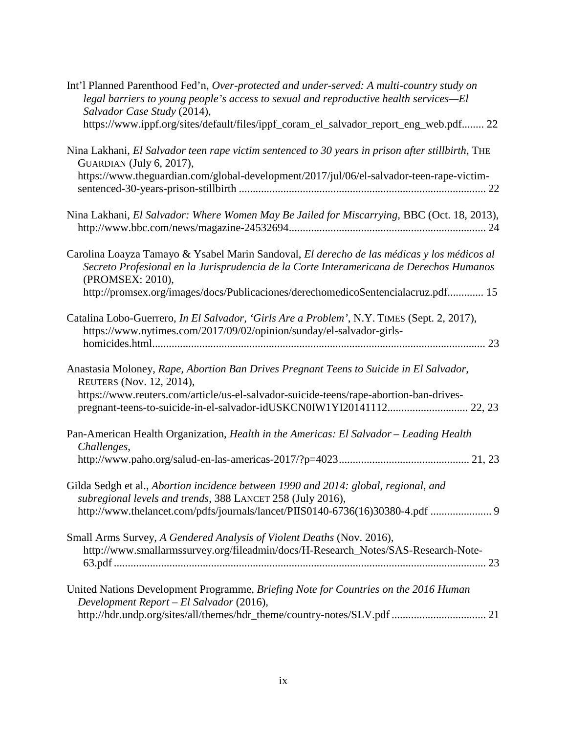Int'l Planned Parenthood Fed'n, *Over-protected and under-served: A multi-country study on legal barriers to young people's access to sexual and reproductive health services—El Salvador Case Study* (2014), https://www.ippf.org/sites/default/files/ippf_coram_el_salvador_report_eng_web.pdf........ 22

Nina Lakhani, *El Salvador teen rape victim sentenced to 30 years in prison after stillbirth*, THE GUARDIAN (July 6, 2017), https://www.theguardian.com/global-development/2017/jul/06/el-salvador-teen-rape-victim-sentenced-30-years-prison-stillbirth ........................................................................................ 22

Nina Lakhani, *El Salvador: Where Women May Be Jailed for Miscarrying*, BBC (Oct. 18, 2013), http://www.bbc.com/news/magazine-24532694...................................................................... 24

Carolina Loayza Tamayo & Ysabel Marin Sandoval, *El derecho de las médicas y los médicos al Secreto Profesional en la Jurisprudencia de la Corte Interamericana de Derechos Humanos* (PROMSEX: 2010), http://promsex.org/images/docs/Publicaciones/derechomedicoSentencialacruz.pdf............. 15

Catalina Lobo-Guerrero, *In El Salvador, 'Girls Are a Problem'*, N.Y. TIMES (Sept. 2, 2017), https://www.nytimes.com/2017/09/02/opinion/sunday/el-salvador-girls-homicides.html....................................................................................................................... 23

Anastasia Moloney, *Rape, Abortion Ban Drives Pregnant Teens to Suicide in El Salvador*, REUTERS (Nov. 12, 2014), https://www.reuters.com/article/us-el-salvador-suicide-teens/rape-abortion-ban-drives-pregnant-teens-to-suicide-in-el-salvador-idUSKCN0IW1YI20141112............................. 22, 23

Pan-American Health Organization, *Health in the Americas: El Salvador – Leading Health Challenges*, http://www.paho.org/salud-en-las-americas-2017/?p=4023.............................................. 21, 23

Gilda Sedgh et al., *Abortion incidence between 1990 and 2014: global, regional, and subregional levels and trends*, 388 LANCET 258 (July 2016), http://www.thelancet.com/pdfs/journals/lancet/PIIS0140-6736(16)30380-4.pdf ...................... 9

Small Arms Survey, *A Gendered Analysis of Violent Deaths* (Nov. 2016), http://www.smallarmssurvey.org/fileadmin/docs/H-Research_Notes/SAS-Research-Note-63.pdf ..................................................................................................................................... 23

United Nations Development Programme, *Briefing Note for Countries on the 2016 Human Development Report – El Salvador* (2016), http://hdr.undp.org/sites/all/themes/hdr_theme/country-notes/SLV.pdf .................................. 21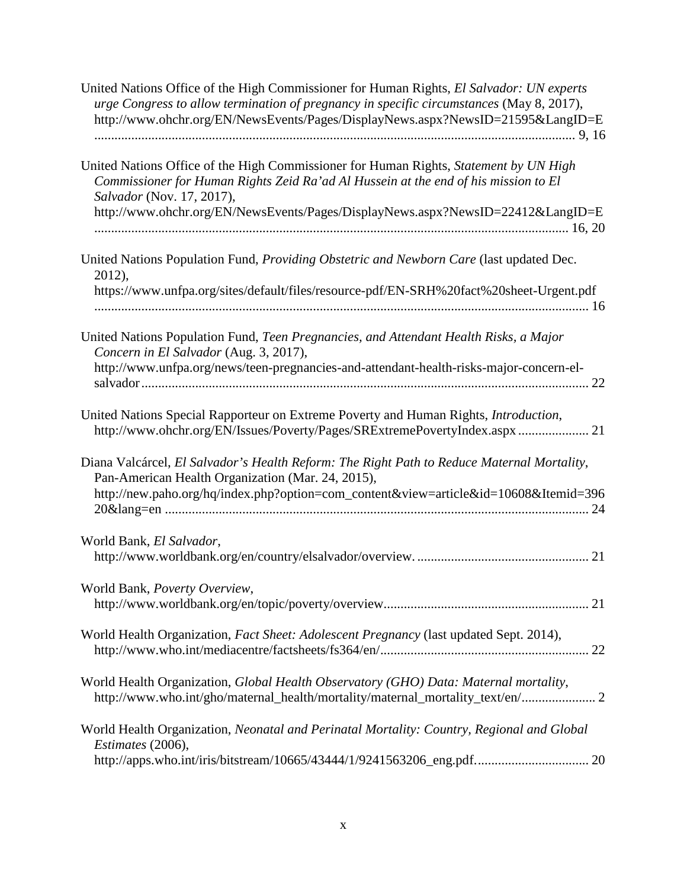United Nations Office of the High Commissioner for Human Rights, *El Salvador: UN experts urge Congress to allow termination of pregnancy in specific circumstances* (May 8, 2017), http://www.ohchr.org/EN/NewsEvents/Pages/DisplayNews.aspx?NewsID=21595&LangID=E ............................................................................................................................................ 9, 16

United Nations Office of the High Commissioner for Human Rights, *Statement by UN High Commissioner for Human Rights Zeid Ra'ad Al Hussein at the end of his mission to El Salvador* (Nov. 17, 2017), http://www.ohchr.org/EN/NewsEvents/Pages/DisplayNews.aspx?NewsID=22412&LangID=E ............................................................................................................................................ 16, 20

United Nations Population Fund, *Providing Obstetric and Newborn Care* (last updated Dec. 2012), https://www.unfpa.org/sites/default/files/resource-pdf/EN-SRH%20fact%20sheet-Urgent.pdf ............................................................................................................................................ 16

United Nations Population Fund, *Teen Pregnancies, and Attendant Health Risks, a Major Concern in El Salvador* (Aug. 3, 2017), http://www.unfpa.org/news/teen-pregnancies-and-attendant-health-risks-major-concern-el-salvador ............................................................................................................................................ 22

United Nations Special Rapporteur on Extreme Poverty and Human Rights, *Introduction*, http://www.ohchr.org/EN/Issues/Poverty/Pages/SRExtremePovertyIndex.aspx ..................... 21

Diana Valcárcel, *El Salvador's Health Reform: The Right Path to Reduce Maternal Mortality*, Pan-American Health Organization (Mar. 24, 2015), http://new.paho.org/hq/index.php?option=com_content&view=article&id=10608&Itemid=39620&lang=en ............................................................................................................................................ 24

World Bank, *El Salvador*, http://www.worldbank.org/en/country/elsalvador/overview. .................................................. 21

World Bank, *Poverty Overview*, http://www.worldbank.org/en/topic/poverty/overview............................................................ 21

World Health Organization, *Fact Sheet: Adolescent Pregnancy* (last updated Sept. 2014), http://www.who.int/mediacentre/factsheets/fs364/en/............................................................. 22

World Health Organization, *Global Health Observatory (GHO) Data: Maternal mortality*, http://www.who.int/gho/maternal_health/mortality/maternal_mortality_text/en/...................... 2

World Health Organization, *Neonatal and Perinatal Mortality: Country, Regional and Global Estimates* (2006), http://apps.who.int/iris/bitstream/10665/43444/1/9241563206_eng.pdf................................. 20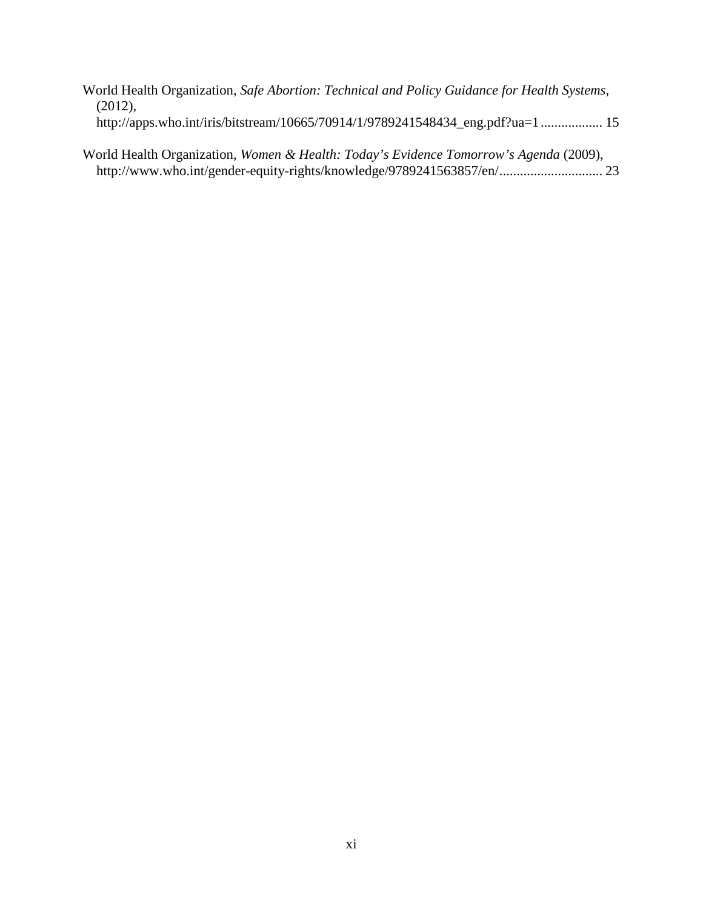World Health Organization, *Safe Abortion: Technical and Policy Guidance for Health Systems*, (2012), http://apps.who.int/iris/bitstream/10665/70914/1/9789241548434_eng.pdf?ua=1 .................. 15

World Health Organization, *Women & Health: Today's Evidence Tomorrow's Agenda* (2009), http://www.who.int/gender-equity-rights/knowledge/9789241563857/en/.............................. 23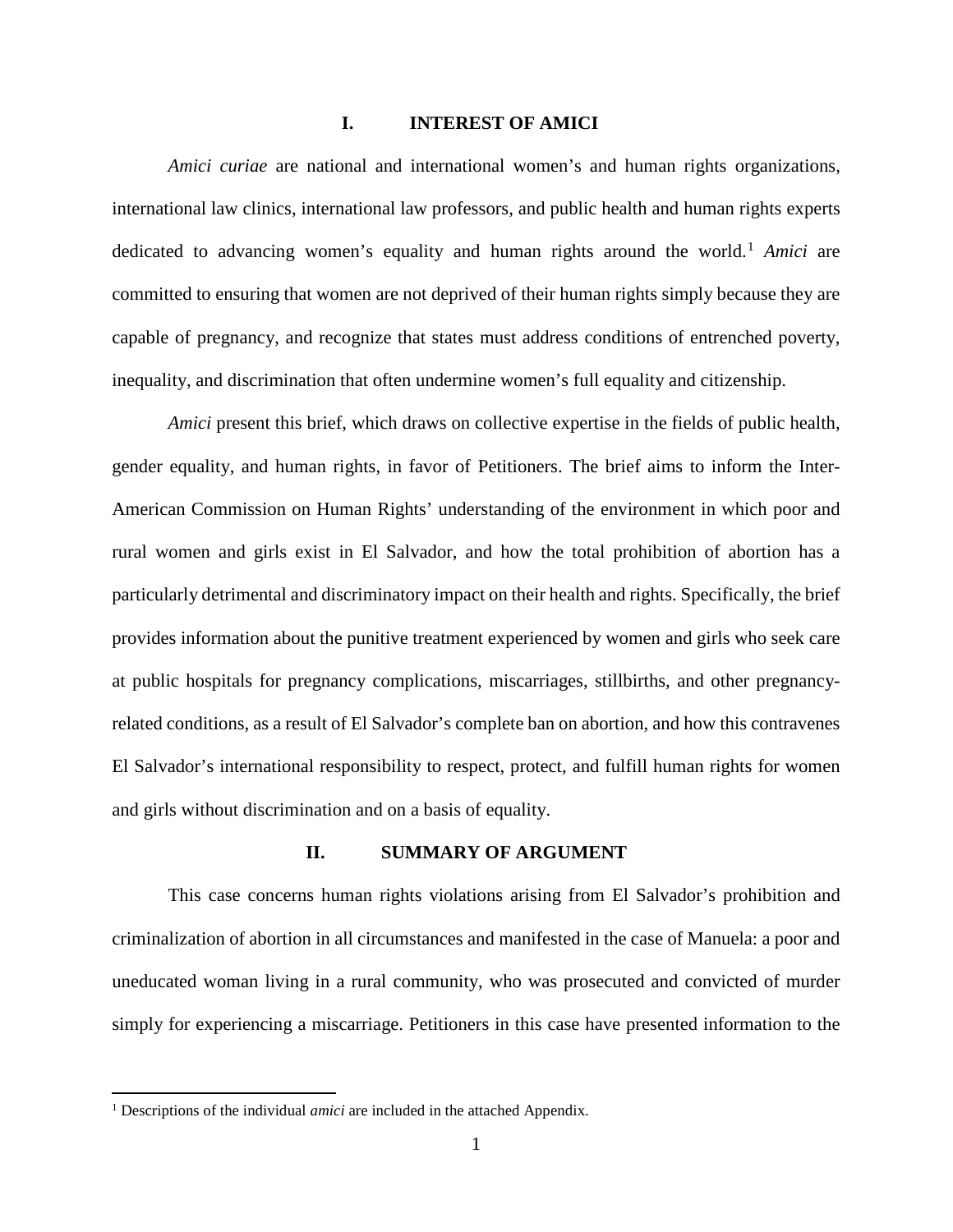## I. INTEREST OF AMICI

*Amici curiae* are national and international women's and human rights organizations, international law clinics, international law professors, and public health and human rights experts dedicated to advancing women's equality and human rights around the world.[1] *Amici* are committed to ensuring that women are not deprived of their human rights simply because they are capable of pregnancy, and recognize that states must address conditions of entrenched poverty, inequality, and discrimination that often undermine women's full equality and citizenship.

*Amici* present this brief, which draws on collective expertise in the fields of public health, gender equality, and human rights, in favor of Petitioners. The brief aims to inform the Inter-American Commission on Human Rights' understanding of the environment in which poor and rural women and girls exist in El Salvador, and how the total prohibition of abortion has a particularly detrimental and discriminatory impact on their health and rights. Specifically, the brief provides information about the punitive treatment experienced by women and girls who seek care at public hospitals for pregnancy complications, miscarriages, stillbirths, and other pregnancy-related conditions, as a result of El Salvador's complete ban on abortion, and how this contravenes El Salvador's international responsibility to respect, protect, and fulfill human rights for women and girls without discrimination and on a basis of equality.

## II. SUMMARY OF ARGUMENT

This case concerns human rights violations arising from El Salvador's prohibition and criminalization of abortion in all circumstances and manifested in the case of Manuela: a poor and uneducated woman living in a rural community, who was prosecuted and convicted of murder simply for experiencing a miscarriage. Petitioners in this case have presented information to the

[1] Descriptions of the individual *amici* are included in the attached Appendix.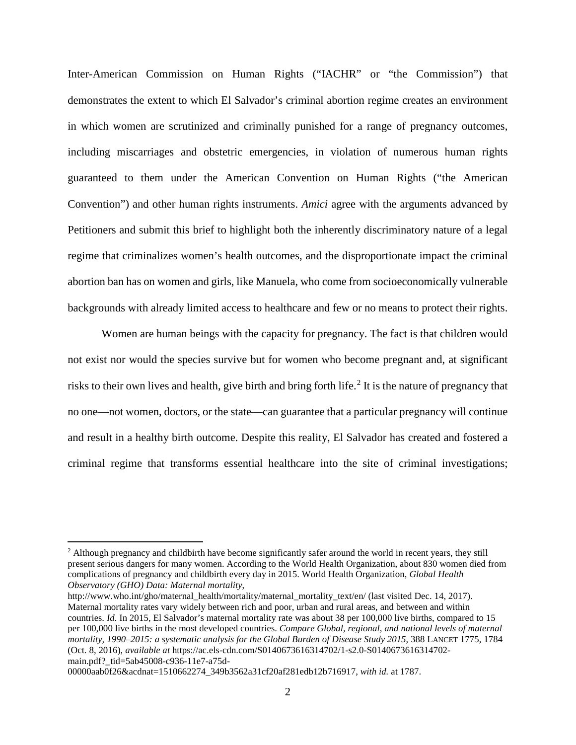Inter-American Commission on Human Rights ("IACHR" or "the Commission") that demonstrates the extent to which El Salvador's criminal abortion regime creates an environment in which women are scrutinized and criminally punished for a range of pregnancy outcomes, including miscarriages and obstetric emergencies, in violation of numerous human rights guaranteed to them under the American Convention on Human Rights ("the American Convention") and other human rights instruments. *Amici* agree with the arguments advanced by Petitioners and submit this brief to highlight both the inherently discriminatory nature of a legal regime that criminalizes women's health outcomes, and the disproportionate impact the criminal abortion ban has on women and girls, like Manuela, who come from socioeconomically vulnerable backgrounds with already limited access to healthcare and few or no means to protect their rights.

Women are human beings with the capacity for pregnancy. The fact is that children would not exist nor would the species survive but for women who become pregnant and, at significant risks to their own lives and health, give birth and bring forth life.[2] It is the nature of pregnancy that no one—not women, doctors, or the state—can guarantee that a particular pregnancy will continue and result in a healthy birth outcome. Despite this reality, El Salvador has created and fostered a criminal regime that transforms essential healthcare into the site of criminal investigations;

[2] Although pregnancy and childbirth have become significantly safer around the world in recent years, they still present serious dangers for many women. According to the World Health Organization, about 830 women died from complications of pregnancy and childbirth every day in 2015. World Health Organization, *Global Health Observatory (GHO) Data: Maternal mortality*, http://www.who.int/gho/maternal_health/mortality/maternal_mortality_text/en/ (last visited Dec. 14, 2017). Maternal mortality rates vary widely between rich and poor, urban and rural areas, and between and within countries. *Id.* In 2015, El Salvador's maternal mortality rate was about 38 per 100,000 live births, compared to 15 per 100,000 live births in the most developed countries. *Compare Global, regional, and national levels of maternal mortality, 1990–2015: a systematic analysis for the Global Burden of Disease Study 2015*, 388 LANCET 1775, 1784 (Oct. 8, 2016), *available at* https://ac.els-cdn.com/S0140673616314702/1-s2.0-S0140673616314702-main.pdf?_tid=5ab45008-c936-11e7-a75d-00000aab0f26&acdnat=1510662274_349b3562a31cf20af281edb12b716917, *with id.* at 1787.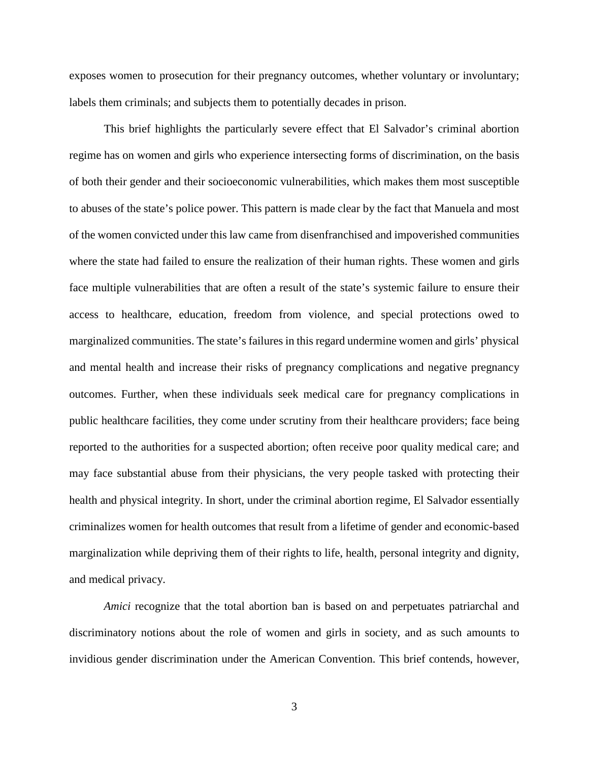exposes women to prosecution for their pregnancy outcomes, whether voluntary or involuntary; labels them criminals; and subjects them to potentially decades in prison.

This brief highlights the particularly severe effect that El Salvador's criminal abortion regime has on women and girls who experience intersecting forms of discrimination, on the basis of both their gender and their socioeconomic vulnerabilities, which makes them most susceptible to abuses of the state's police power. This pattern is made clear by the fact that Manuela and most of the women convicted under this law came from disenfranchised and impoverished communities where the state had failed to ensure the realization of their human rights. These women and girls face multiple vulnerabilities that are often a result of the state's systemic failure to ensure their access to healthcare, education, freedom from violence, and special protections owed to marginalized communities. The state's failures in this regard undermine women and girls' physical and mental health and increase their risks of pregnancy complications and negative pregnancy outcomes. Further, when these individuals seek medical care for pregnancy complications in public healthcare facilities, they come under scrutiny from their healthcare providers; face being reported to the authorities for a suspected abortion; often receive poor quality medical care; and may face substantial abuse from their physicians, the very people tasked with protecting their health and physical integrity. In short, under the criminal abortion regime, El Salvador essentially criminalizes women for health outcomes that result from a lifetime of gender and economic-based marginalization while depriving them of their rights to life, health, personal integrity and dignity, and medical privacy.

*Amici* recognize that the total abortion ban is based on and perpetuates patriarchal and discriminatory notions about the role of women and girls in society, and as such amounts to invidious gender discrimination under the American Convention. This brief contends, however,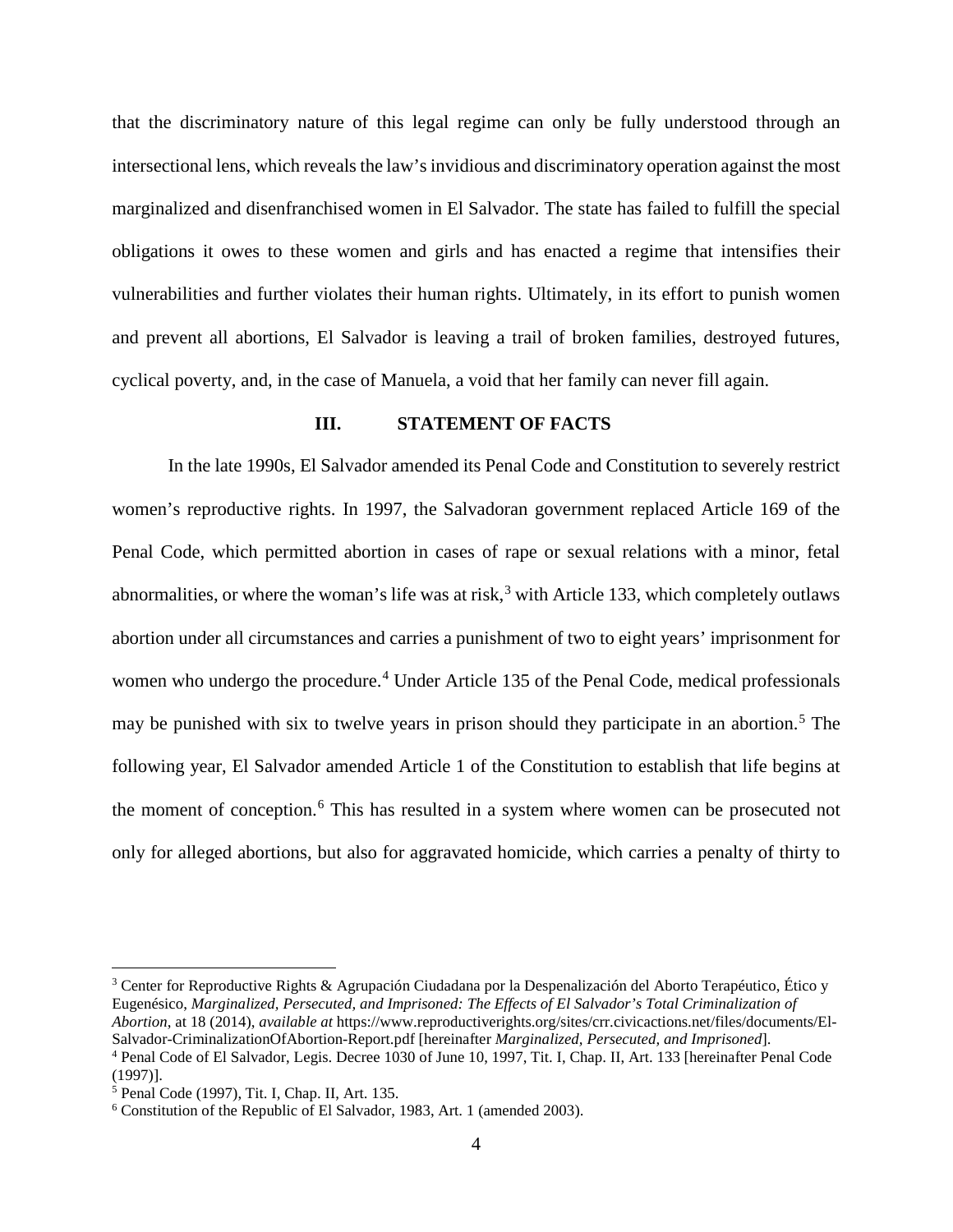that the discriminatory nature of this legal regime can only be fully understood through an intersectional lens, which reveals the law's invidious and discriminatory operation against the most marginalized and disenfranchised women in El Salvador. The state has failed to fulfill the special obligations it owes to these women and girls and has enacted a regime that intensifies their vulnerabilities and further violates their human rights. Ultimately, in its effort to punish women and prevent all abortions, El Salvador is leaving a trail of broken families, destroyed futures, cyclical poverty, and, in the case of Manuela, a void that her family can never fill again.

## III. STATEMENT OF FACTS

In the late 1990s, El Salvador amended its Penal Code and Constitution to severely restrict women's reproductive rights. In 1997, the Salvadoran government replaced Article 169 of the Penal Code, which permitted abortion in cases of rape or sexual relations with a minor, fetal abnormalities, or where the woman's life was at risk,[3] with Article 133, which completely outlaws abortion under all circumstances and carries a punishment of two to eight years' imprisonment for women who undergo the procedure.[4] Under Article 135 of the Penal Code, medical professionals may be punished with six to twelve years in prison should they participate in an abortion.[5] The following year, El Salvador amended Article 1 of the Constitution to establish that life begins at the moment of conception.[6] This has resulted in a system where women can be prosecuted not only for alleged abortions, but also for aggravated homicide, which carries a penalty of thirty to

---

[3] Center for Reproductive Rights & Agrupación Ciudadana por la Despenalización del Aborto Terapéutico, Ético y Eugenésico, *Marginalized, Persecuted, and Imprisoned: The Effects of El Salvador's Total Criminalization of Abortion*, at 18 (2014), *available at* https://www.reproductiverights.org/sites/crr.civicactions.net/files/documents/El-Salvador-CriminalizationOfAbortion-Report.pdf [hereinafter *Marginalized, Persecuted, and Imprisoned*].

[4] Penal Code of El Salvador, Legis. Decree 1030 of June 10, 1997, Tit. I, Chap. II, Art. 133 [hereinafter Penal Code (1997)].

[5] Penal Code (1997), Tit. I, Chap. II, Art. 135.

[6] Constitution of the Republic of El Salvador, 1983, Art. 1 (amended 2003).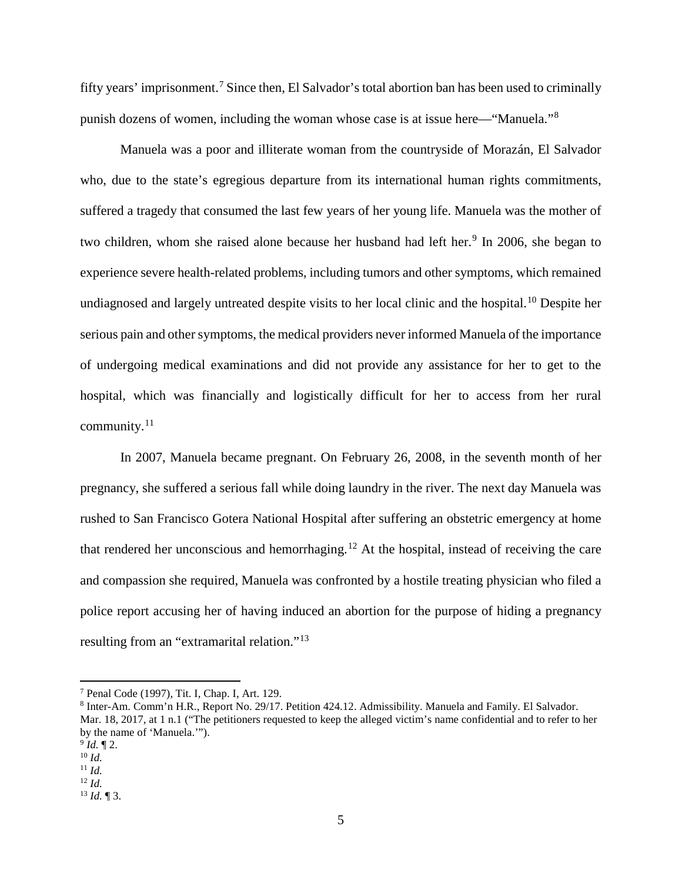fifty years' imprisonment.[7] Since then, El Salvador's total abortion ban has been used to criminally punish dozens of women, including the woman whose case is at issue here—"Manuela."[8]

Manuela was a poor and illiterate woman from the countryside of Morazán, El Salvador who, due to the state's egregious departure from its international human rights commitments, suffered a tragedy that consumed the last few years of her young life. Manuela was the mother of two children, whom she raised alone because her husband had left her.[9] In 2006, she began to experience severe health-related problems, including tumors and other symptoms, which remained undiagnosed and largely untreated despite visits to her local clinic and the hospital.[10] Despite her serious pain and other symptoms, the medical providers never informed Manuela of the importance of undergoing medical examinations and did not provide any assistance for her to get to the hospital, which was financially and logistically difficult for her to access from her rural community.[11]

In 2007, Manuela became pregnant. On February 26, 2008, in the seventh month of her pregnancy, she suffered a serious fall while doing laundry in the river. The next day Manuela was rushed to San Francisco Gotera National Hospital after suffering an obstetric emergency at home that rendered her unconscious and hemorrhaging.[12] At the hospital, instead of receiving the care and compassion she required, Manuela was confronted by a hostile treating physician who filed a police report accusing her of having induced an abortion for the purpose of hiding a pregnancy resulting from an "extramarital relation."[13]

---

[7] Penal Code (1997), Tit. I, Chap. I, Art. 129.

[8] Inter-Am. Comm'n H.R., Report No. 29/17. Petition 424.12. Admissibility. Manuela and Family. El Salvador. Mar. 18, 2017, at 1 n.1 ("The petitioners requested to keep the alleged victim's name confidential and to refer to her by the name of 'Manuela.'").

[9] *Id.* ¶ 2.

[10] *Id.*

[11] *Id.*

[12] *Id.*

[13] *Id.* ¶ 3.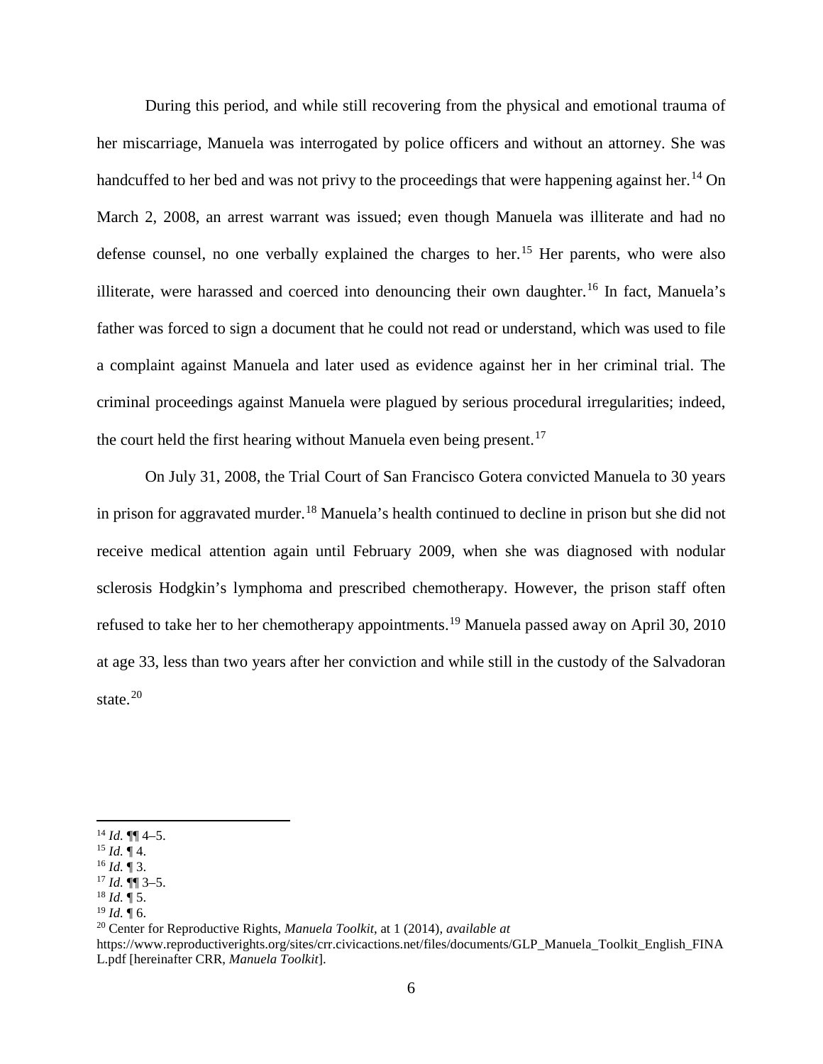During this period, and while still recovering from the physical and emotional trauma of her miscarriage, Manuela was interrogated by police officers and without an attorney. She was handcuffed to her bed and was not privy to the proceedings that were happening against her.[14] On March 2, 2008, an arrest warrant was issued; even though Manuela was illiterate and had no defense counsel, no one verbally explained the charges to her.[15] Her parents, who were also illiterate, were harassed and coerced into denouncing their own daughter.[16] In fact, Manuela's father was forced to sign a document that he could not read or understand, which was used to file a complaint against Manuela and later used as evidence against her in her criminal trial. The criminal proceedings against Manuela were plagued by serious procedural irregularities; indeed, the court held the first hearing without Manuela even being present.[17]

On July 31, 2008, the Trial Court of San Francisco Gotera convicted Manuela to 30 years in prison for aggravated murder.[18] Manuela's health continued to decline in prison but she did not receive medical attention again until February 2009, when she was diagnosed with nodular sclerosis Hodgkin's lymphoma and prescribed chemotherapy. However, the prison staff often refused to take her to her chemotherapy appointments.[19] Manuela passed away on April 30, 2010 at age 33, less than two years after her conviction and while still in the custody of the Salvadoran state.[20]

---

[14] *Id.* ¶¶ 4–5.
[15] *Id.* ¶ 4.
[16] *Id.* ¶ 3.
[17] *Id.* ¶¶ 3–5.
[18] *Id.* ¶ 5.
[19] *Id.* ¶ 6.
[20] Center for Reproductive Rights, *Manuela Toolkit*, at 1 (2014), *available at* https://www.reproductiverights.org/sites/crr.civicactions.net/files/documents/GLP_Manuela_Toolkit_English_FINAL.pdf [hereinafter CRR, *Manuela Toolkit*].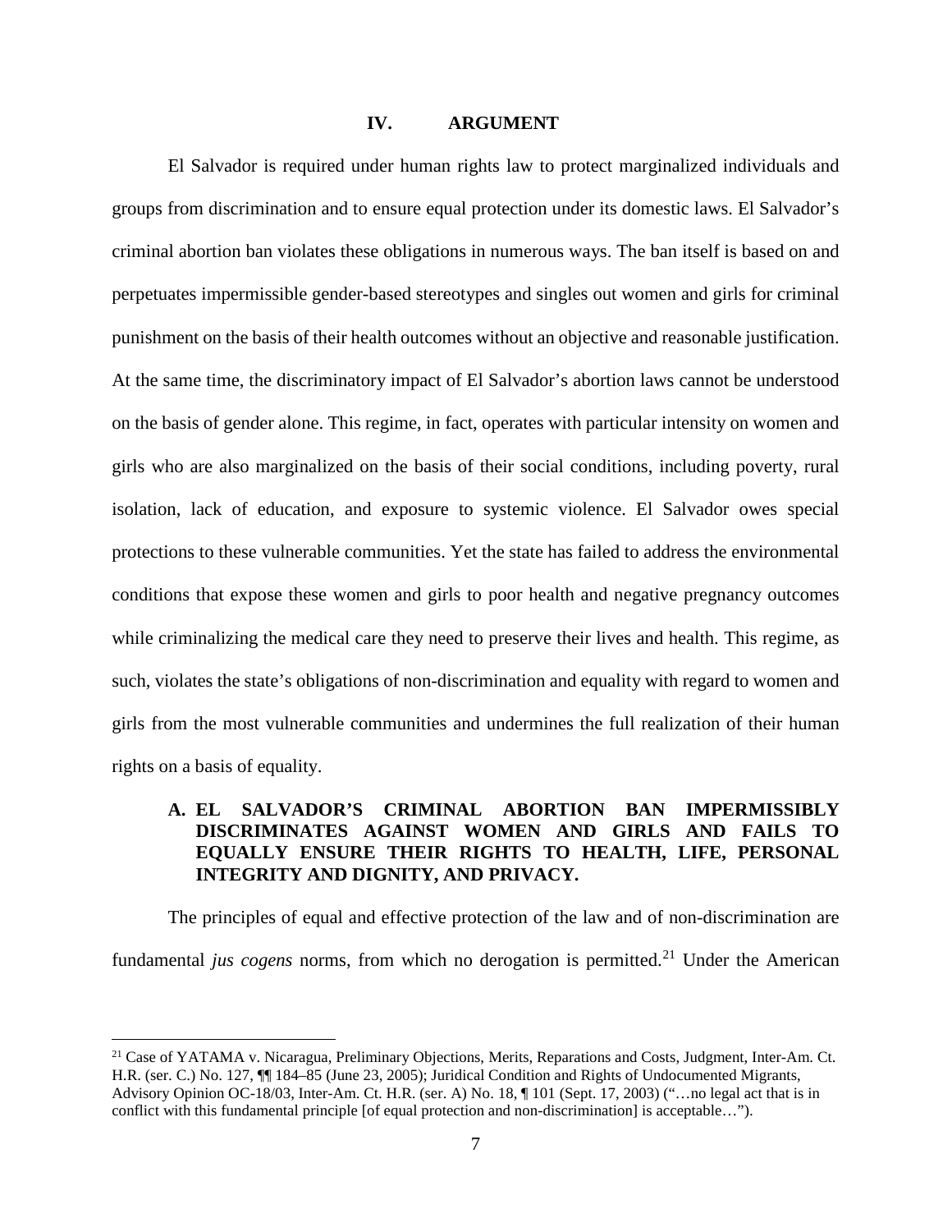## IV. ARGUMENT

El Salvador is required under human rights law to protect marginalized individuals and groups from discrimination and to ensure equal protection under its domestic laws. El Salvador's criminal abortion ban violates these obligations in numerous ways. The ban itself is based on and perpetuates impermissible gender-based stereotypes and singles out women and girls for criminal punishment on the basis of their health outcomes without an objective and reasonable justification. At the same time, the discriminatory impact of El Salvador's abortion laws cannot be understood on the basis of gender alone. This regime, in fact, operates with particular intensity on women and girls who are also marginalized on the basis of their social conditions, including poverty, rural isolation, lack of education, and exposure to systemic violence. El Salvador owes special protections to these vulnerable communities. Yet the state has failed to address the environmental conditions that expose these women and girls to poor health and negative pregnancy outcomes while criminalizing the medical care they need to preserve their lives and health. This regime, as such, violates the state's obligations of non-discrimination and equality with regard to women and girls from the most vulnerable communities and undermines the full realization of their human rights on a basis of equality.

### A. EL SALVADOR'S CRIMINAL ABORTION BAN IMPERMISSIBLY DISCRIMINATES AGAINST WOMEN AND GIRLS AND FAILS TO EQUALLY ENSURE THEIR RIGHTS TO HEALTH, LIFE, PERSONAL INTEGRITY AND DIGNITY, AND PRIVACY.

The principles of equal and effective protection of the law and of non-discrimination are fundamental *jus cogens* norms, from which no derogation is permitted.[21] Under the American

---

[21] Case of YATAMA v. Nicaragua, Preliminary Objections, Merits, Reparations and Costs, Judgment, Inter-Am. Ct. H.R. (ser. C.) No. 127, ¶¶ 184–85 (June 23, 2005); Juridical Condition and Rights of Undocumented Migrants, Advisory Opinion OC-18/03, Inter-Am. Ct. H.R. (ser. A) No. 18, ¶ 101 (Sept. 17, 2003) ("…no legal act that is in conflict with this fundamental principle [of equal protection and non-discrimination] is acceptable…").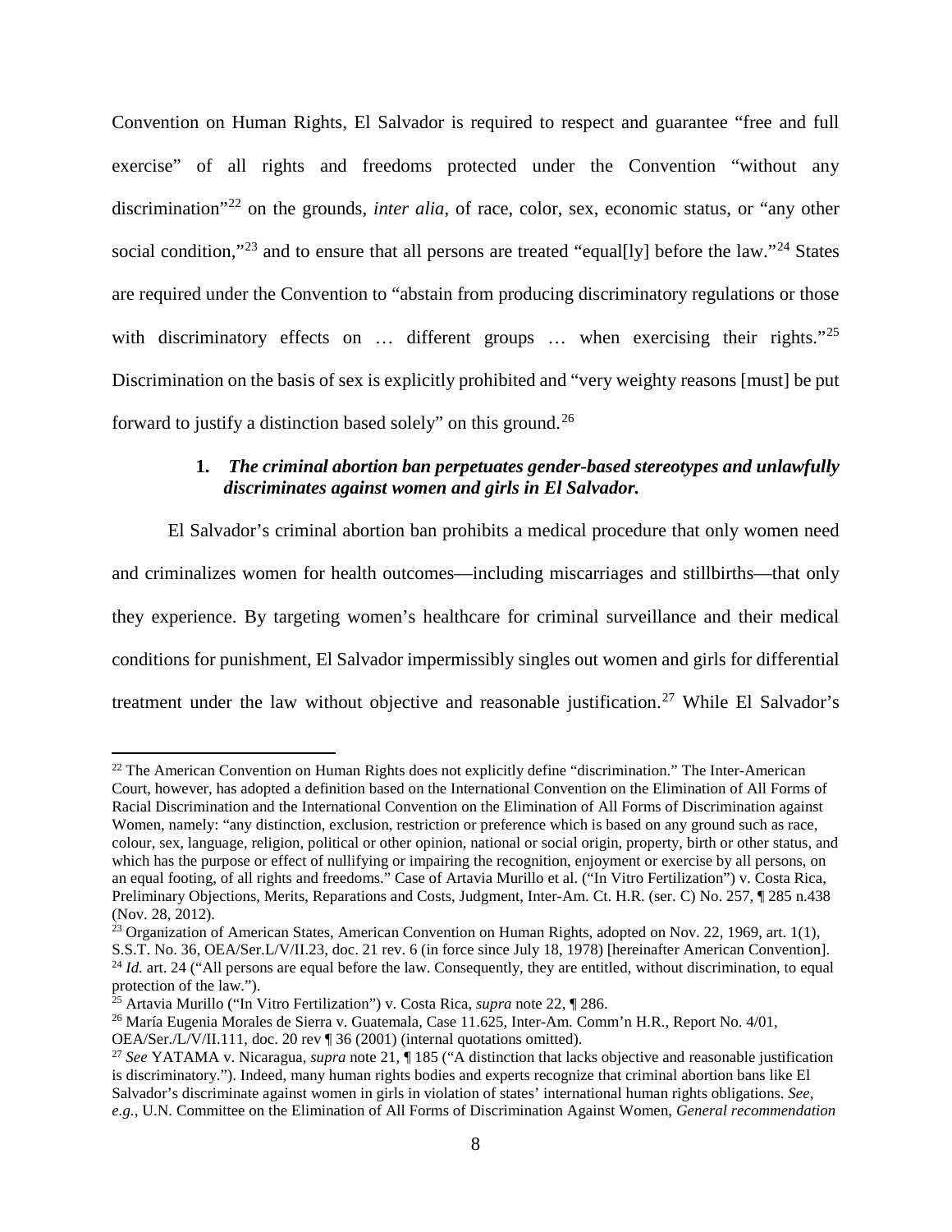Convention on Human Rights, El Salvador is required to respect and guarantee "free and full exercise" of all rights and freedoms protected under the Convention "without any discrimination"[22] on the grounds, *inter alia*, of race, color, sex, economic status, or "any other social condition,"[23] and to ensure that all persons are treated "equal[ly] before the law."[24] States are required under the Convention to "abstain from producing discriminatory regulations or those with discriminatory effects on … different groups … when exercising their rights."[25] Discrimination on the basis of sex is explicitly prohibited and "very weighty reasons [must] be put forward to justify a distinction based solely" on this ground.[26]

### 1. *The criminal abortion ban perpetuates gender-based stereotypes and unlawfully discriminates against women and girls in El Salvador.*

El Salvador's criminal abortion ban prohibits a medical procedure that only women need and criminalizes women for health outcomes—including miscarriages and stillbirths—that only they experience. By targeting women's healthcare for criminal surveillance and their medical conditions for punishment, El Salvador impermissibly singles out women and girls for differential treatment under the law without objective and reasonable justification.[27] While El Salvador's

---

[22] The American Convention on Human Rights does not explicitly define "discrimination." The Inter-American Court, however, has adopted a definition based on the International Convention on the Elimination of All Forms of Racial Discrimination and the International Convention on the Elimination of All Forms of Discrimination against Women, namely: "any distinction, exclusion, restriction or preference which is based on any ground such as race, colour, sex, language, religion, political or other opinion, national or social origin, property, birth or other status, and which has the purpose or effect of nullifying or impairing the recognition, enjoyment or exercise by all persons, on an equal footing, of all rights and freedoms." Case of Artavia Murillo et al. ("In Vitro Fertilization") v. Costa Rica, Preliminary Objections, Merits, Reparations and Costs, Judgment, Inter-Am. Ct. H.R. (ser. C) No. 257, ¶ 285 n.438 (Nov. 28, 2012).

[23] Organization of American States, American Convention on Human Rights, adopted on Nov. 22, 1969, art. 1(1), S.S.T. No. 36, OEA/Ser.L/V/II.23, doc. 21 rev. 6 (in force since July 18, 1978) [hereinafter American Convention].

[24] *Id.* art. 24 ("All persons are equal before the law. Consequently, they are entitled, without discrimination, to equal protection of the law.").

[25] Artavia Murillo ("In Vitro Fertilization") v. Costa Rica, *supra* note 22, ¶ 286.

[26] María Eugenia Morales de Sierra v. Guatemala, Case 11.625, Inter-Am. Comm'n H.R., Report No. 4/01, OEA/Ser./L/V/II.111, doc. 20 rev ¶ 36 (2001) (internal quotations omitted).

[27] *See* YATAMA v. Nicaragua, *supra* note 21, ¶ 185 ("A distinction that lacks objective and reasonable justification is discriminatory."). Indeed, many human rights bodies and experts recognize that criminal abortion bans like El Salvador's discriminate against women in girls in violation of states' international human rights obligations. *See, e.g.*, U.N. Committee on the Elimination of All Forms of Discrimination Against Women, *General recommendation*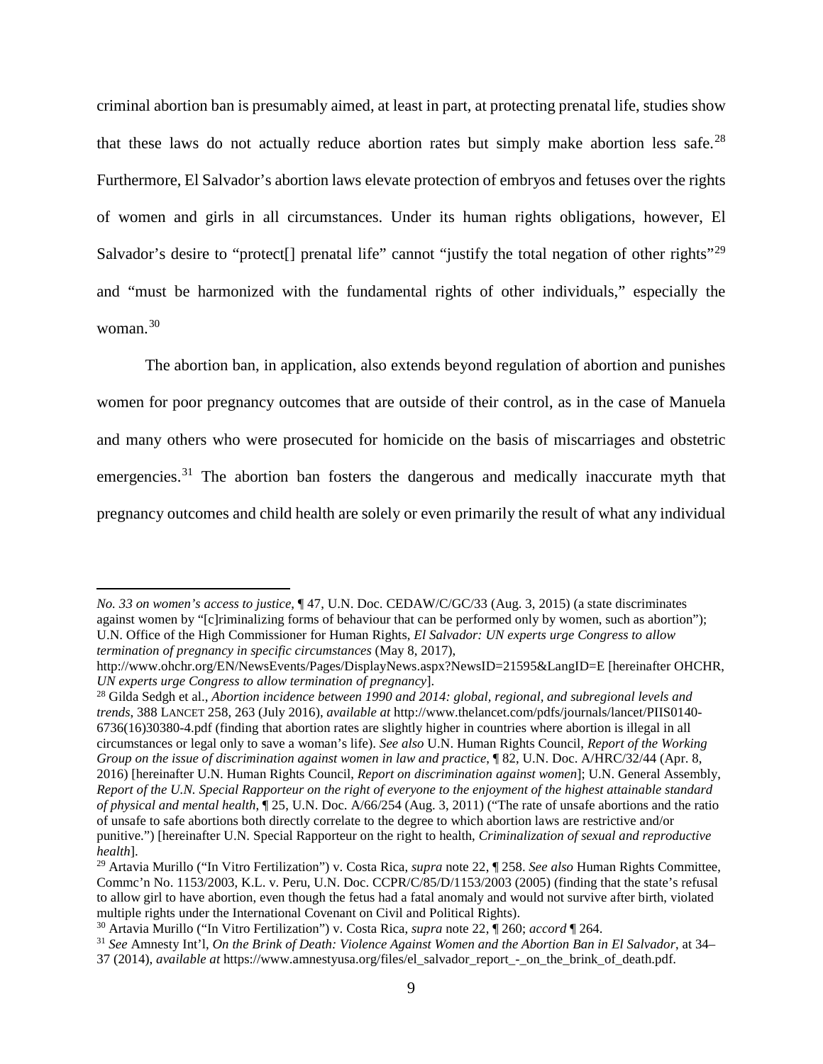criminal abortion ban is presumably aimed, at least in part, at protecting prenatal life, studies show that these laws do not actually reduce abortion rates but simply make abortion less safe.[28] Furthermore, El Salvador's abortion laws elevate protection of embryos and fetuses over the rights of women and girls in all circumstances. Under its human rights obligations, however, El Salvador's desire to "protect[] prenatal life" cannot "justify the total negation of other rights"[29] and "must be harmonized with the fundamental rights of other individuals," especially the woman.[30]

The abortion ban, in application, also extends beyond regulation of abortion and punishes women for poor pregnancy outcomes that are outside of their control, as in the case of Manuela and many others who were prosecuted for homicide on the basis of miscarriages and obstetric emergencies.[31] The abortion ban fosters the dangerous and medically inaccurate myth that pregnancy outcomes and child health are solely or even primarily the result of what any individual

---

*No. 33 on women's access to justice*, ¶ 47, U.N. Doc. CEDAW/C/GC/33 (Aug. 3, 2015) (a state discriminates against women by "[c]riminalizing forms of behaviour that can be performed only by women, such as abortion"); U.N. Office of the High Commissioner for Human Rights, *El Salvador: UN experts urge Congress to allow termination of pregnancy in specific circumstances* (May 8, 2017), http://www.ohchr.org/EN/NewsEvents/Pages/DisplayNews.aspx?NewsID=21595&LangID=E [hereinafter OHCHR, *UN experts urge Congress to allow termination of pregnancy*].

[28] Gilda Sedgh et al., *Abortion incidence between 1990 and 2014: global, regional, and subregional levels and trends*, 388 LANCET 258, 263 (July 2016), *available at* http://www.thelancet.com/pdfs/journals/lancet/PIIS0140-6736(16)30380-4.pdf (finding that abortion rates are slightly higher in countries where abortion is illegal in all circumstances or legal only to save a woman's life). *See also* U.N. Human Rights Council, *Report of the Working Group on the issue of discrimination against women in law and practice*, ¶ 82, U.N. Doc. A/HRC/32/44 (Apr. 8, 2016) [hereinafter U.N. Human Rights Council, *Report on discrimination against women*]; U.N. General Assembly, *Report of the U.N. Special Rapporteur on the right of everyone to the enjoyment of the highest attainable standard of physical and mental health*, ¶ 25, U.N. Doc. A/66/254 (Aug. 3, 2011) ("The rate of unsafe abortions and the ratio of unsafe to safe abortions both directly correlate to the degree to which abortion laws are restrictive and/or punitive.") [hereinafter U.N. Special Rapporteur on the right to health, *Criminalization of sexual and reproductive health*].

[29] Artavia Murillo ("In Vitro Fertilization") v. Costa Rica, *supra* note 22, ¶ 258. *See also* Human Rights Committee, Commc'n No. 1153/2003, K.L. v. Peru, U.N. Doc. CCPR/C/85/D/1153/2003 (2005) (finding that the state's refusal to allow girl to have abortion, even though the fetus had a fatal anomaly and would not survive after birth, violated multiple rights under the International Covenant on Civil and Political Rights).

[30] Artavia Murillo ("In Vitro Fertilization") v. Costa Rica, *supra* note 22, ¶ 260; *accord* ¶ 264.

[31] *See* Amnesty Int'l, *On the Brink of Death: Violence Against Women and the Abortion Ban in El Salvador*, at 34–37 (2014), *available at* https://www.amnestyusa.org/files/el_salvador_report_-_on_the_brink_of_death.pdf.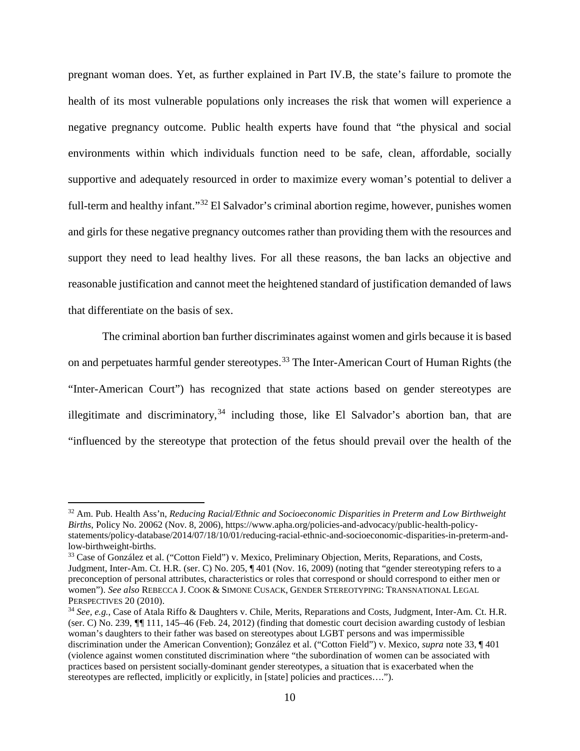pregnant woman does. Yet, as further explained in Part IV.B, the state's failure to promote the health of its most vulnerable populations only increases the risk that women will experience a negative pregnancy outcome. Public health experts have found that "the physical and social environments within which individuals function need to be safe, clean, affordable, socially supportive and adequately resourced in order to maximize every woman's potential to deliver a full-term and healthy infant."[32] El Salvador's criminal abortion regime, however, punishes women and girls for these negative pregnancy outcomes rather than providing them with the resources and support they need to lead healthy lives. For all these reasons, the ban lacks an objective and reasonable justification and cannot meet the heightened standard of justification demanded of laws that differentiate on the basis of sex.

The criminal abortion ban further discriminates against women and girls because it is based on and perpetuates harmful gender stereotypes.[33] The Inter-American Court of Human Rights (the "Inter-American Court") has recognized that state actions based on gender stereotypes are illegitimate and discriminatory,[34] including those, like El Salvador's abortion ban, that are "influenced by the stereotype that protection of the fetus should prevail over the health of the

---

[32] Am. Pub. Health Ass'n, *Reducing Racial/Ethnic and Socioeconomic Disparities in Preterm and Low Birthweight Births*, Policy No. 20062 (Nov. 8, 2006), https://www.apha.org/policies-and-advocacy/public-health-policy-statements/policy-database/2014/07/18/10/01/reducing-racial-ethnic-and-socioeconomic-disparities-in-preterm-and-low-birthweight-births.

[33] Case of González et al. ("Cotton Field") v. Mexico, Preliminary Objection, Merits, Reparations, and Costs, Judgment, Inter-Am. Ct. H.R. (ser. C) No. 205, ¶ 401 (Nov. 16, 2009) (noting that "gender stereotyping refers to a preconception of personal attributes, characteristics or roles that correspond or should correspond to either men or women"). *See also* REBECCA J. COOK & SIMONE CUSACK, GENDER STEREOTYPING: TRANSNATIONAL LEGAL PERSPECTIVES 20 (2010).

[34] *See, e.g.*, Case of Atala Riffo & Daughters v. Chile, Merits, Reparations and Costs, Judgment, Inter-Am. Ct. H.R. (ser. C) No. 239, ¶¶ 111, 145–46 (Feb. 24, 2012) (finding that domestic court decision awarding custody of lesbian woman's daughters to their father was based on stereotypes about LGBT persons and was impermissible discrimination under the American Convention); González et al. ("Cotton Field") v. Mexico, *supra* note 33, ¶ 401 (violence against women constituted discrimination where "the subordination of women can be associated with practices based on persistent socially-dominant gender stereotypes, a situation that is exacerbated when the stereotypes are reflected, implicitly or explicitly, in [state] policies and practices….").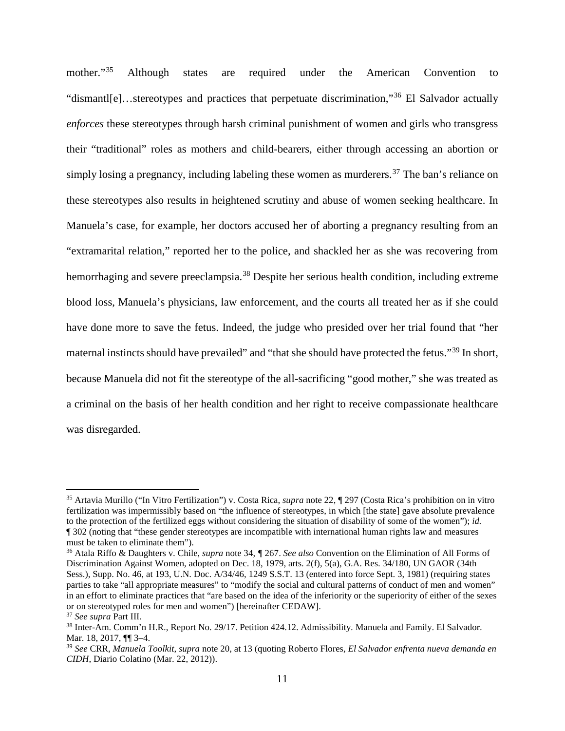mother."[35] Although states are required under the American Convention to "dismantl[e]…stereotypes and practices that perpetuate discrimination,"[36] El Salvador actually *enforces* these stereotypes through harsh criminal punishment of women and girls who transgress their "traditional" roles as mothers and child-bearers, either through accessing an abortion or simply losing a pregnancy, including labeling these women as murderers.[37] The ban's reliance on these stereotypes also results in heightened scrutiny and abuse of women seeking healthcare. In Manuela's case, for example, her doctors accused her of aborting a pregnancy resulting from an "extramarital relation," reported her to the police, and shackled her as she was recovering from hemorrhaging and severe preeclampsia.[38] Despite her serious health condition, including extreme blood loss, Manuela's physicians, law enforcement, and the courts all treated her as if she could have done more to save the fetus. Indeed, the judge who presided over her trial found that "her maternal instincts should have prevailed" and "that she should have protected the fetus."[39] In short, because Manuela did not fit the stereotype of the all-sacrificing "good mother," she was treated as a criminal on the basis of her health condition and her right to receive compassionate healthcare was disregarded.

---

[35] Artavia Murillo ("In Vitro Fertilization") v. Costa Rica, *supra* note 22, ¶ 297 (Costa Rica's prohibition on in vitro fertilization was impermissibly based on "the influence of stereotypes, in which [the state] gave absolute prevalence to the protection of the fertilized eggs without considering the situation of disability of some of the women"); *id.* ¶ 302 (noting that "these gender stereotypes are incompatible with international human rights law and measures must be taken to eliminate them").

[36] Atala Riffo & Daughters v. Chile, *supra* note 34, ¶ 267. *See also* Convention on the Elimination of All Forms of Discrimination Against Women, adopted on Dec. 18, 1979, arts. 2(f), 5(a), G.A. Res. 34/180, UN GAOR (34th Sess.), Supp. No. 46, at 193, U.N. Doc. A/34/46, 1249 S.S.T. 13 (entered into force Sept. 3, 1981) (requiring states parties to take "all appropriate measures" to "modify the social and cultural patterns of conduct of men and women" in an effort to eliminate practices that "are based on the idea of the inferiority or the superiority of either of the sexes or on stereotyped roles for men and women") [hereinafter CEDAW].

[37] *See supra* Part III.

[38] Inter-Am. Comm'n H.R., Report No. 29/17. Petition 424.12. Admissibility. Manuela and Family. El Salvador. Mar. 18, 2017, ¶¶ 3–4.

[39] *See* CRR, *Manuela Toolkit*, *supra* note 20, at 13 (quoting Roberto Flores, *El Salvador enfrenta nueva demanda en CIDH*, Diario Colatino (Mar. 22, 2012)).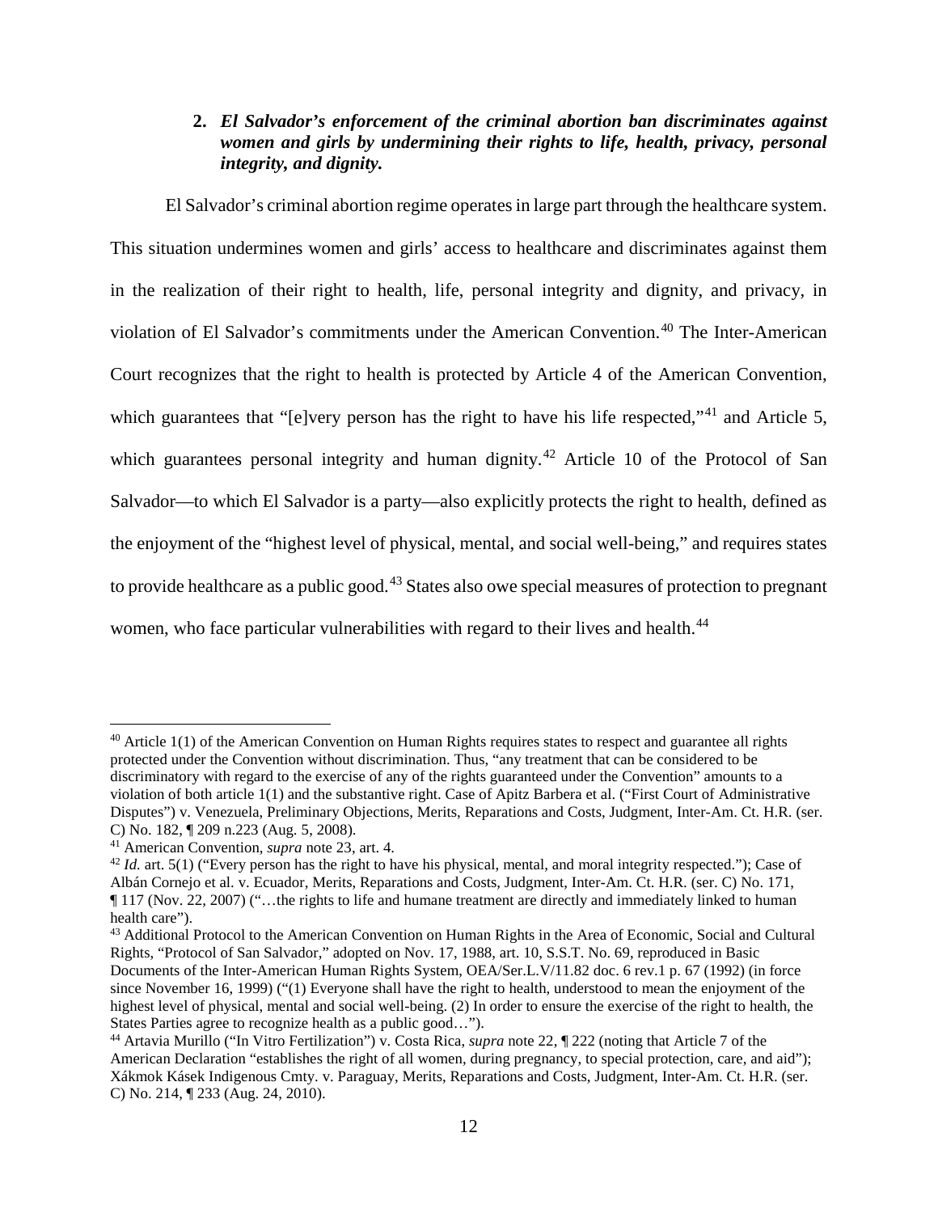**2. *El Salvador's enforcement of the criminal abortion ban discriminates against women and girls by undermining their rights to life, health, privacy, personal integrity, and dignity.***

El Salvador's criminal abortion regime operates in large part through the healthcare system. This situation undermines women and girls' access to healthcare and discriminates against them in the realization of their right to health, life, personal integrity and dignity, and privacy, in violation of El Salvador's commitments under the American Convention.[40] The Inter-American Court recognizes that the right to health is protected by Article 4 of the American Convention, which guarantees that "[e]very person has the right to have his life respected,"[41] and Article 5, which guarantees personal integrity and human dignity.[42] Article 10 of the Protocol of San Salvador—to which El Salvador is a party—also explicitly protects the right to health, defined as the enjoyment of the "highest level of physical, mental, and social well-being," and requires states to provide healthcare as a public good.[43] States also owe special measures of protection to pregnant women, who face particular vulnerabilities with regard to their lives and health.[44]

---

[40] Article 1(1) of the American Convention on Human Rights requires states to respect and guarantee all rights protected under the Convention without discrimination. Thus, "any treatment that can be considered to be discriminatory with regard to the exercise of any of the rights guaranteed under the Convention" amounts to a violation of both article 1(1) and the substantive right. Case of Apitz Barbera et al. ("First Court of Administrative Disputes") v. Venezuela, Preliminary Objections, Merits, Reparations and Costs, Judgment, Inter-Am. Ct. H.R. (ser. C) No. 182, ¶ 209 n.223 (Aug. 5, 2008).

[41] American Convention, *supra* note 23, art. 4.

[42] *Id.* art. 5(1) ("Every person has the right to have his physical, mental, and moral integrity respected."); Case of Albán Cornejo et al. v. Ecuador, Merits, Reparations and Costs, Judgment, Inter-Am. Ct. H.R. (ser. C) No. 171, ¶ 117 (Nov. 22, 2007) ("…the rights to life and humane treatment are directly and immediately linked to human health care").

[43] Additional Protocol to the American Convention on Human Rights in the Area of Economic, Social and Cultural Rights, "Protocol of San Salvador," adopted on Nov. 17, 1988, art. 10, S.S.T. No. 69, reproduced in Basic Documents of the Inter-American Human Rights System, OEA/Ser.L.V/11.82 doc. 6 rev.1 p. 67 (1992) (in force since November 16, 1999) ("(1) Everyone shall have the right to health, understood to mean the enjoyment of the highest level of physical, mental and social well-being. (2) In order to ensure the exercise of the right to health, the States Parties agree to recognize health as a public good…").

[44] Artavia Murillo ("In Vitro Fertilization") v. Costa Rica, *supra* note 22, ¶ 222 (noting that Article 7 of the American Declaration "establishes the right of all women, during pregnancy, to special protection, care, and aid"); Xákmok Kásek Indigenous Cmty. v. Paraguay, Merits, Reparations and Costs, Judgment, Inter-Am. Ct. H.R. (ser. C) No. 214, ¶ 233 (Aug. 24, 2010).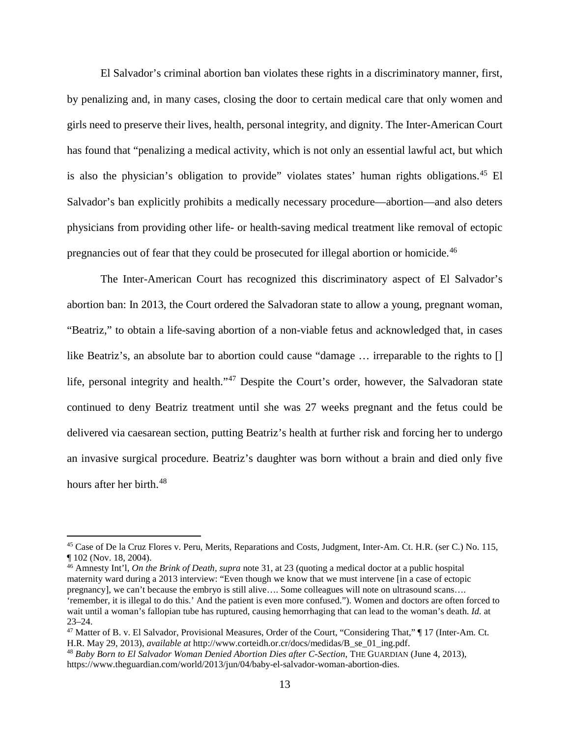El Salvador's criminal abortion ban violates these rights in a discriminatory manner, first, by penalizing and, in many cases, closing the door to certain medical care that only women and girls need to preserve their lives, health, personal integrity, and dignity. The Inter-American Court has found that "penalizing a medical activity, which is not only an essential lawful act, but which is also the physician's obligation to provide" violates states' human rights obligations.[45] El Salvador's ban explicitly prohibits a medically necessary procedure—abortion—and also deters physicians from providing other life- or health-saving medical treatment like removal of ectopic pregnancies out of fear that they could be prosecuted for illegal abortion or homicide.[46]

The Inter-American Court has recognized this discriminatory aspect of El Salvador's abortion ban: In 2013, the Court ordered the Salvadoran state to allow a young, pregnant woman, "Beatriz," to obtain a life-saving abortion of a non-viable fetus and acknowledged that, in cases like Beatriz's, an absolute bar to abortion could cause "damage … irreparable to the rights to [] life, personal integrity and health."[47] Despite the Court's order, however, the Salvadoran state continued to deny Beatriz treatment until she was 27 weeks pregnant and the fetus could be delivered via caesarean section, putting Beatriz's health at further risk and forcing her to undergo an invasive surgical procedure. Beatriz's daughter was born without a brain and died only five hours after her birth.[48]

---

[45] Case of De la Cruz Flores v. Peru, Merits, Reparations and Costs, Judgment, Inter-Am. Ct. H.R. (ser C.) No. 115, ¶ 102 (Nov. 18, 2004).

[46] Amnesty Int'l, *On the Brink of Death*, *supra* note 31, at 23 (quoting a medical doctor at a public hospital maternity ward during a 2013 interview: "Even though we know that we must intervene [in a case of ectopic pregnancy], we can't because the embryo is still alive…. Some colleagues will note on ultrasound scans…. 'remember, it is illegal to do this.' And the patient is even more confused."). Women and doctors are often forced to wait until a woman's fallopian tube has ruptured, causing hemorrhaging that can lead to the woman's death. *Id.* at 23–24.

[47] Matter of B. v. El Salvador, Provisional Measures, Order of the Court, "Considering That," ¶ 17 (Inter-Am. Ct. H.R. May 29, 2013), *available at* http://www.corteidh.or.cr/docs/medidas/B_se_01_ing.pdf.

[48] *Baby Born to El Salvador Woman Denied Abortion Dies after C-Section*, THE GUARDIAN (June 4, 2013), https://www.theguardian.com/world/2013/jun/04/baby-el-salvador-woman-abortion-dies.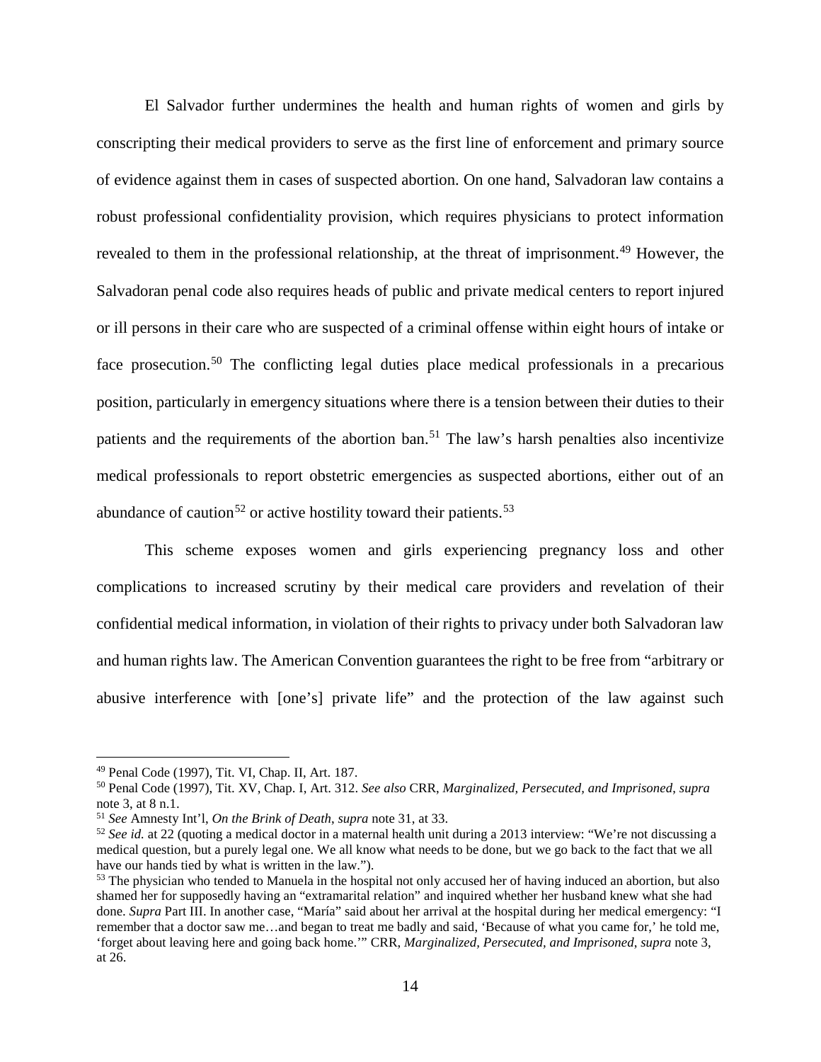El Salvador further undermines the health and human rights of women and girls by conscripting their medical providers to serve as the first line of enforcement and primary source of evidence against them in cases of suspected abortion. On one hand, Salvadoran law contains a robust professional confidentiality provision, which requires physicians to protect information revealed to them in the professional relationship, at the threat of imprisonment.[49] However, the Salvadoran penal code also requires heads of public and private medical centers to report injured or ill persons in their care who are suspected of a criminal offense within eight hours of intake or face prosecution.[50] The conflicting legal duties place medical professionals in a precarious position, particularly in emergency situations where there is a tension between their duties to their patients and the requirements of the abortion ban.[51] The law's harsh penalties also incentivize medical professionals to report obstetric emergencies as suspected abortions, either out of an abundance of caution[52] or active hostility toward their patients.[53]

This scheme exposes women and girls experiencing pregnancy loss and other complications to increased scrutiny by their medical care providers and revelation of their confidential medical information, in violation of their rights to privacy under both Salvadoran law and human rights law. The American Convention guarantees the right to be free from "arbitrary or abusive interference with [one's] private life" and the protection of the law against such

---

[49] Penal Code (1997), Tit. VI, Chap. II, Art. 187.

[50] Penal Code (1997), Tit. XV, Chap. I, Art. 312. *See also* CRR, *Marginalized, Persecuted, and Imprisoned*, *supra* note 3, at 8 n.1.

[51] *See* Amnesty Int'l, *On the Brink of Death*, *supra* note 31, at 33.

[52] *See id.* at 22 (quoting a medical doctor in a maternal health unit during a 2013 interview: "We're not discussing a medical question, but a purely legal one. We all know what needs to be done, but we go back to the fact that we all have our hands tied by what is written in the law.").

[53] The physician who tended to Manuela in the hospital not only accused her of having induced an abortion, but also shamed her for supposedly having an "extramarital relation" and inquired whether her husband knew what she had done. *Supra* Part III. In another case, "María" said about her arrival at the hospital during her medical emergency: "I remember that a doctor saw me…and began to treat me badly and said, 'Because of what you came for,' he told me, 'forget about leaving here and going back home.'" CRR, *Marginalized, Persecuted, and Imprisoned*, *supra* note 3, at 26.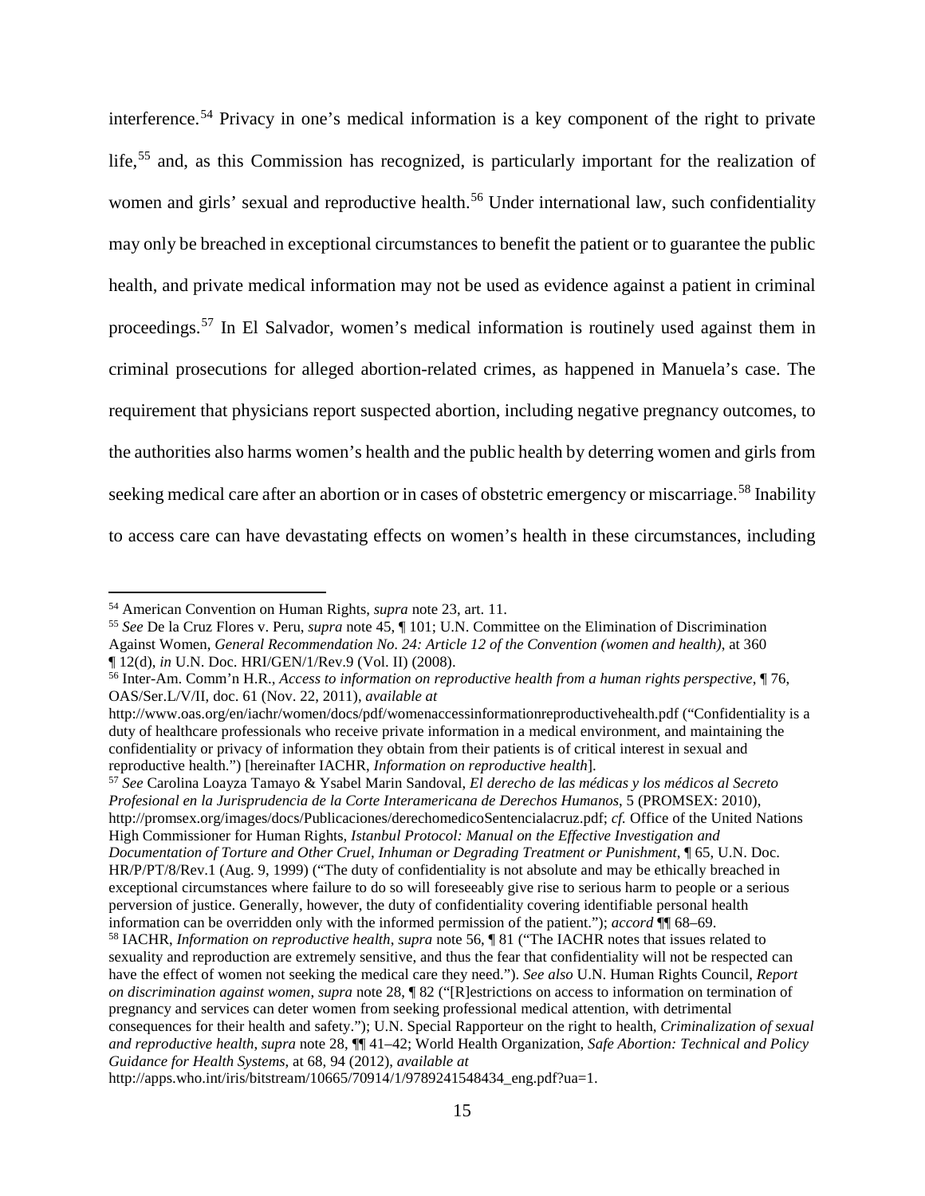interference.[54] Privacy in one's medical information is a key component of the right to private life,[55] and, as this Commission has recognized, is particularly important for the realization of women and girls' sexual and reproductive health.[56] Under international law, such confidentiality may only be breached in exceptional circumstances to benefit the patient or to guarantee the public health, and private medical information may not be used as evidence against a patient in criminal proceedings.[57] In El Salvador, women's medical information is routinely used against them in criminal prosecutions for alleged abortion-related crimes, as happened in Manuela's case. The requirement that physicians report suspected abortion, including negative pregnancy outcomes, to the authorities also harms women's health and the public health by deterring women and girls from seeking medical care after an abortion or in cases of obstetric emergency or miscarriage.[58] Inability to access care can have devastating effects on women's health in these circumstances, including

---

[54] American Convention on Human Rights, *supra* note 23, art. 11.

[55] *See* De la Cruz Flores v. Peru, *supra* note 45, ¶ 101; U.N. Committee on the Elimination of Discrimination Against Women, *General Recommendation No. 24: Article 12 of the Convention (women and health)*, at 360 ¶ 12(d), *in* U.N. Doc. HRI/GEN/1/Rev.9 (Vol. II) (2008).

[56] Inter-Am. Comm'n H.R., *Access to information on reproductive health from a human rights perspective*, ¶ 76, OAS/Ser.L/V/II, doc. 61 (Nov. 22, 2011), *available at* http://www.oas.org/en/iachr/women/docs/pdf/womenaccessinformationreproductivehealth.pdf ("Confidentiality is a duty of healthcare professionals who receive private information in a medical environment, and maintaining the confidentiality or privacy of information they obtain from their patients is of critical interest in sexual and reproductive health.") [hereinafter IACHR, *Information on reproductive health*].

[57] *See* Carolina Loayza Tamayo & Ysabel Marin Sandoval, *El derecho de las médicas y los médicos al Secreto Profesional en la Jurisprudencia de la Corte Interamericana de Derechos Humanos*, 5 (PROMSEX: 2010), http://promsex.org/images/docs/Publicaciones/derechomedicoSentencialacruz.pdf; *cf.* Office of the United Nations High Commissioner for Human Rights, *Istanbul Protocol: Manual on the Effective Investigation and Documentation of Torture and Other Cruel, Inhuman or Degrading Treatment or Punishment*, ¶ 65, U.N. Doc. HR/P/PT/8/Rev.1 (Aug. 9, 1999) ("The duty of confidentiality is not absolute and may be ethically breached in exceptional circumstances where failure to do so will foreseeably give rise to serious harm to people or a serious perversion of justice. Generally, however, the duty of confidentiality covering identifiable personal health information can be overridden only with the informed permission of the patient."); *accord* ¶¶ 68–69.

[58] IACHR, *Information on reproductive health*, *supra* note 56, ¶ 81 ("The IACHR notes that issues related to sexuality and reproduction are extremely sensitive, and thus the fear that confidentiality will not be respected can have the effect of women not seeking the medical care they need."). *See also* U.N. Human Rights Council, *Report on discrimination against women*, *supra* note 28, ¶ 82 ("[R]estrictions on access to information on termination of pregnancy and services can deter women from seeking professional medical attention, with detrimental consequences for their health and safety."); U.N. Special Rapporteur on the right to health, *Criminalization of sexual and reproductive health*, *supra* note 28, ¶¶ 41–42; World Health Organization, *Safe Abortion: Technical and Policy Guidance for Health Systems*, at 68, 94 (2012), *available at* http://apps.who.int/iris/bitstream/10665/70914/1/9789241548434_eng.pdf?ua=1.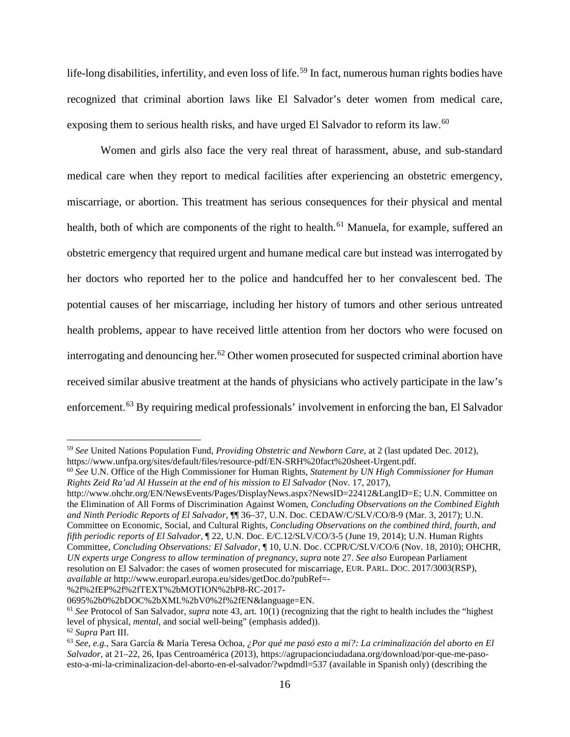life-long disabilities, infertility, and even loss of life.[59] In fact, numerous human rights bodies have recognized that criminal abortion laws like El Salvador's deter women from medical care, exposing them to serious health risks, and have urged El Salvador to reform its law.[60]

Women and girls also face the very real threat of harassment, abuse, and sub-standard medical care when they report to medical facilities after experiencing an obstetric emergency, miscarriage, or abortion. This treatment has serious consequences for their physical and mental health, both of which are components of the right to health.[61] Manuela, for example, suffered an obstetric emergency that required urgent and humane medical care but instead was interrogated by her doctors who reported her to the police and handcuffed her to her convalescent bed. The potential causes of her miscarriage, including her history of tumors and other serious untreated health problems, appear to have received little attention from her doctors who were focused on interrogating and denouncing her.[62] Other women prosecuted for suspected criminal abortion have received similar abusive treatment at the hands of physicians who actively participate in the law's enforcement.[63] By requiring medical professionals' involvement in enforcing the ban, El Salvador

---

[59] *See* United Nations Population Fund, *Providing Obstetric and Newborn Care*, at 2 (last updated Dec. 2012), https://www.unfpa.org/sites/default/files/resource-pdf/EN-SRH%20fact%20sheet-Urgent.pdf.

[60] *See* U.N. Office of the High Commissioner for Human Rights, *Statement by UN High Commissioner for Human Rights Zeid Ra'ad Al Hussein at the end of his mission to El Salvador* (Nov. 17, 2017), http://www.ohchr.org/EN/NewsEvents/Pages/DisplayNews.aspx?NewsID=22412&LangID=E; U.N. Committee on the Elimination of All Forms of Discrimination Against Women, *Concluding Observations on the Combined Eighth and Ninth Periodic Reports of El Salvador*, ¶¶ 36–37, U.N. Doc. CEDAW/C/SLV/CO/8-9 (Mar. 3, 2017); U.N. Committee on Economic, Social, and Cultural Rights, *Concluding Observations on the combined third, fourth, and fifth periodic reports of El Salvador*, ¶ 22, U.N. Doc. E/C.12/SLV/CO/3-5 (June 19, 2014); U.N. Human Rights Committee, *Concluding Observations: El Salvador*, ¶ 10, U.N. Doc. CCPR/C/SLV/CO/6 (Nov. 18, 2010); OHCHR, *UN experts urge Congress to allow termination of pregnancy*, *supra* note 27. *See also* European Parliament resolution on El Salvador: the cases of women prosecuted for miscarriage, EUR. PARL. DOC. 2017/3003(RSP), *available at* http://www.europarl.europa.eu/sides/getDoc.do?pubRef=-%2f%2fEP%2f%2fTEXT%2bMOTION%2bP8-RC-2017-0695%2b0%2bDOC%2bXML%2bV0%2f%2fEN&language=EN.

[61] *See* Protocol of San Salvador, *supra* note 43, art. 10(1) (recognizing that the right to health includes the "highest level of physical, *mental*, and social well-being" (emphasis added)).

[62] *Supra* Part III.

[63] *See, e.g.*, Sara García & María Teresa Ochoa, *¿Por qué me pasó esto a mí?: La criminalización del aborto en El Salvador*, at 21–22, 26, Ipas Centroamérica (2013), https://agrupacionciudadana.org/download/por-que-me-paso-esto-a-mi-la-criminalizacion-del-aborto-en-el-salvador/?wpdmdl=537 (available in Spanish only) (describing the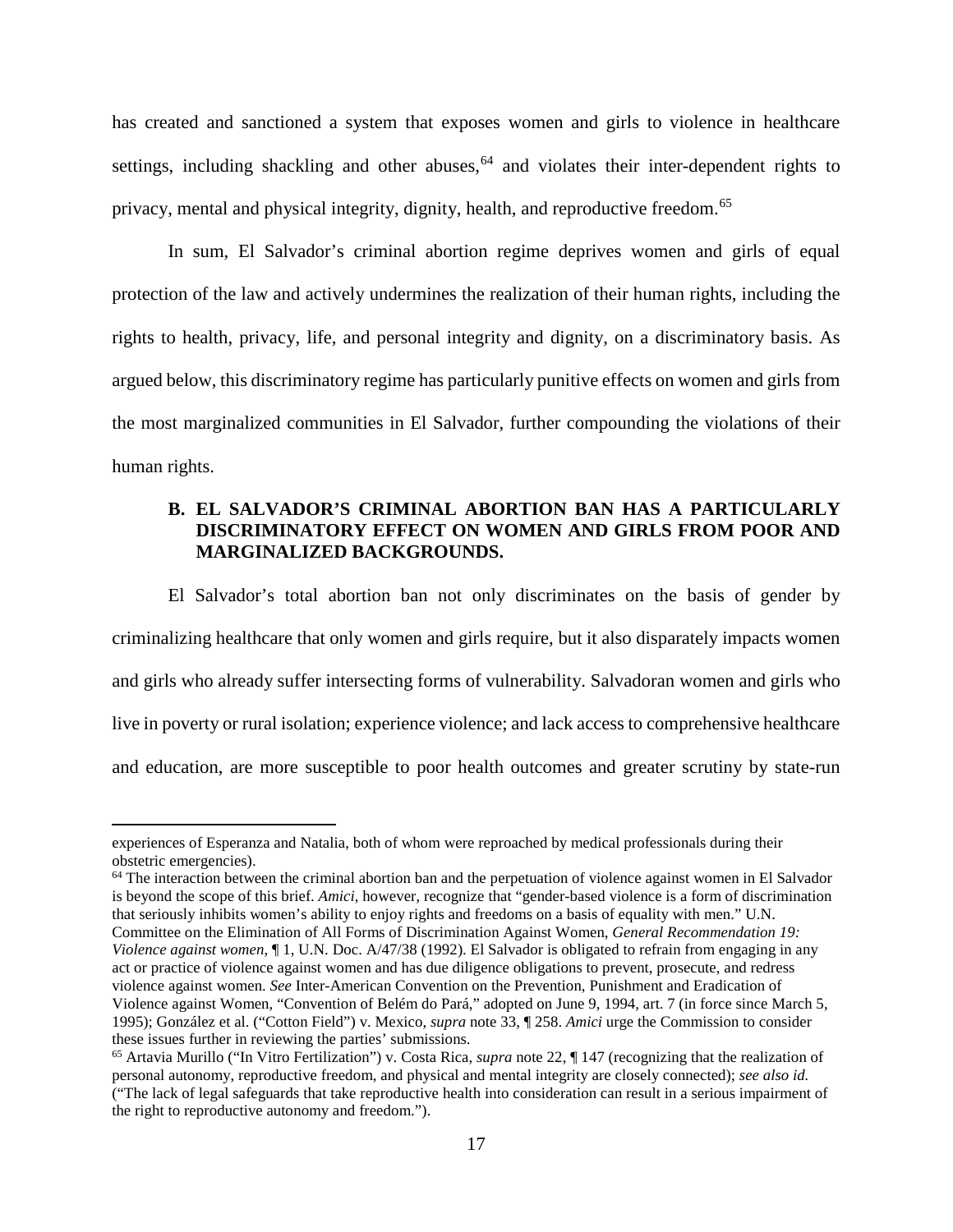has created and sanctioned a system that exposes women and girls to violence in healthcare settings, including shackling and other abuses,[64] and violates their inter-dependent rights to privacy, mental and physical integrity, dignity, health, and reproductive freedom.[65]

In sum, El Salvador's criminal abortion regime deprives women and girls of equal protection of the law and actively undermines the realization of their human rights, including the rights to health, privacy, life, and personal integrity and dignity, on a discriminatory basis. As argued below, this discriminatory regime has particularly punitive effects on women and girls from the most marginalized communities in El Salvador, further compounding the violations of their human rights.

### B. EL SALVADOR'S CRIMINAL ABORTION BAN HAS A PARTICULARLY DISCRIMINATORY EFFECT ON WOMEN AND GIRLS FROM POOR AND MARGINALIZED BACKGROUNDS.

El Salvador's total abortion ban not only discriminates on the basis of gender by criminalizing healthcare that only women and girls require, but it also disparately impacts women and girls who already suffer intersecting forms of vulnerability. Salvadoran women and girls who live in poverty or rural isolation; experience violence; and lack access to comprehensive healthcare and education, are more susceptible to poor health outcomes and greater scrutiny by state-run

---

experiences of Esperanza and Natalia, both of whom were reproached by medical professionals during their obstetric emergencies).

[64] The interaction between the criminal abortion ban and the perpetuation of violence against women in El Salvador is beyond the scope of this brief. *Amici*, however, recognize that "gender-based violence is a form of discrimination that seriously inhibits women's ability to enjoy rights and freedoms on a basis of equality with men." U.N. Committee on the Elimination of All Forms of Discrimination Against Women, *General Recommendation 19: Violence against women*, ¶ 1, U.N. Doc. A/47/38 (1992). El Salvador is obligated to refrain from engaging in any act or practice of violence against women and has due diligence obligations to prevent, prosecute, and redress violence against women. *See* Inter-American Convention on the Prevention, Punishment and Eradication of Violence against Women, "Convention of Belém do Pará," adopted on June 9, 1994, art. 7 (in force since March 5, 1995); González et al. ("Cotton Field") v. Mexico, *supra* note 33, ¶ 258. *Amici* urge the Commission to consider these issues further in reviewing the parties' submissions.

[65] Artavia Murillo ("In Vitro Fertilization") v. Costa Rica, *supra* note 22, ¶ 147 (recognizing that the realization of personal autonomy, reproductive freedom, and physical and mental integrity are closely connected); *see also id.* ("The lack of legal safeguards that take reproductive health into consideration can result in a serious impairment of the right to reproductive autonomy and freedom.").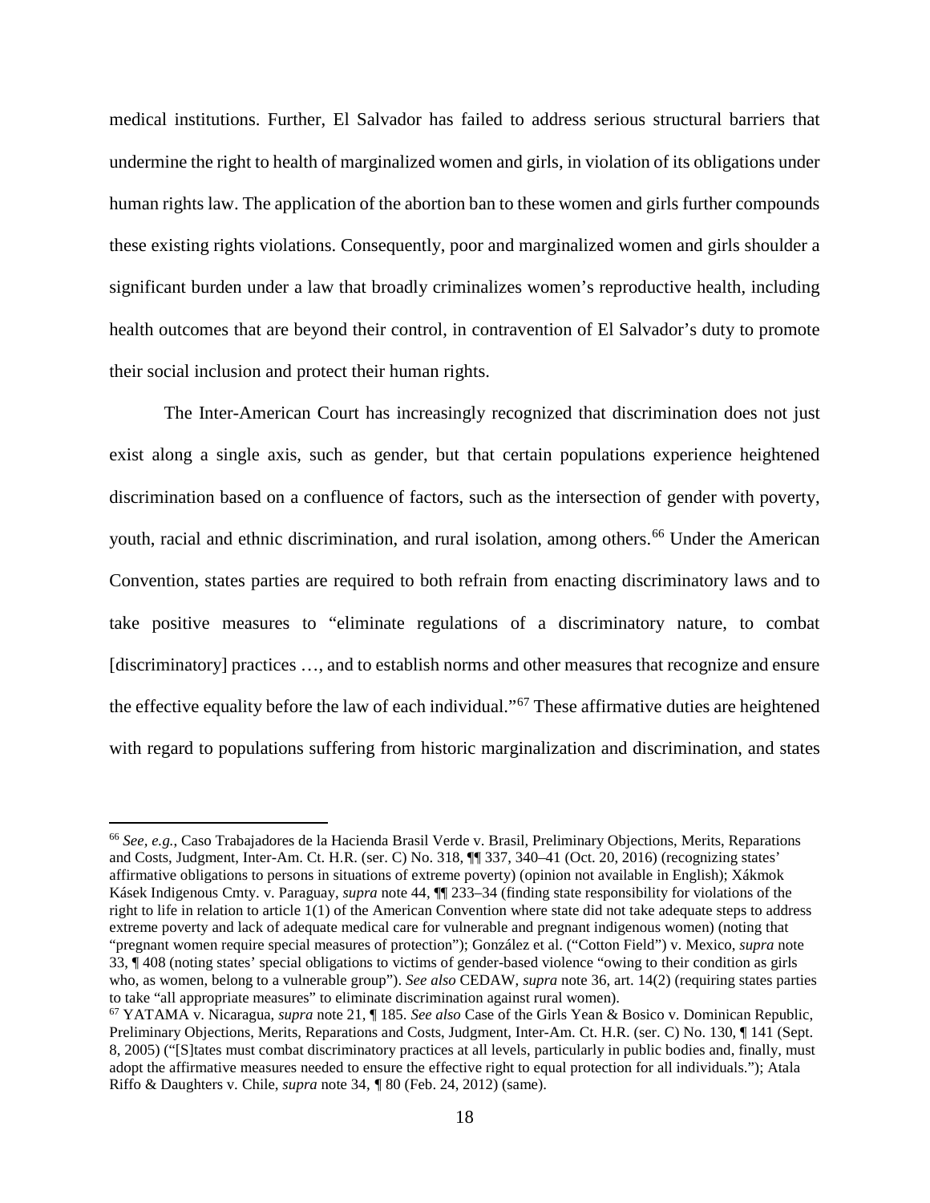medical institutions. Further, El Salvador has failed to address serious structural barriers that undermine the right to health of marginalized women and girls, in violation of its obligations under human rights law. The application of the abortion ban to these women and girls further compounds these existing rights violations. Consequently, poor and marginalized women and girls shoulder a significant burden under a law that broadly criminalizes women's reproductive health, including health outcomes that are beyond their control, in contravention of El Salvador's duty to promote their social inclusion and protect their human rights.

The Inter-American Court has increasingly recognized that discrimination does not just exist along a single axis, such as gender, but that certain populations experience heightened discrimination based on a confluence of factors, such as the intersection of gender with poverty, youth, racial and ethnic discrimination, and rural isolation, among others.[66] Under the American Convention, states parties are required to both refrain from enacting discriminatory laws and to take positive measures to "eliminate regulations of a discriminatory nature, to combat [discriminatory] practices …, and to establish norms and other measures that recognize and ensure the effective equality before the law of each individual."[67] These affirmative duties are heightened with regard to populations suffering from historic marginalization and discrimination, and states

---

[66] *See, e.g.*, Caso Trabajadores de la Hacienda Brasil Verde v. Brasil, Preliminary Objections, Merits, Reparations and Costs, Judgment, Inter-Am. Ct. H.R. (ser. C) No. 318, ¶¶ 337, 340–41 (Oct. 20, 2016) (recognizing states' affirmative obligations to persons in situations of extreme poverty) (opinion not available in English); Xákmok Kásek Indigenous Cmty. v. Paraguay, *supra* note 44, ¶¶ 233–34 (finding state responsibility for violations of the right to life in relation to article 1(1) of the American Convention where state did not take adequate steps to address extreme poverty and lack of adequate medical care for vulnerable and pregnant indigenous women) (noting that "pregnant women require special measures of protection"); González et al. ("Cotton Field") v. Mexico, *supra* note 33, ¶ 408 (noting states' special obligations to victims of gender-based violence "owing to their condition as girls who, as women, belong to a vulnerable group"). *See also* CEDAW, *supra* note 36, art. 14(2) (requiring states parties to take "all appropriate measures" to eliminate discrimination against rural women).

[67] YATAMA v. Nicaragua, *supra* note 21, ¶ 185. *See also* Case of the Girls Yean & Bosico v. Dominican Republic, Preliminary Objections, Merits, Reparations and Costs, Judgment, Inter-Am. Ct. H.R. (ser. C) No. 130, ¶ 141 (Sept. 8, 2005) ("[S]tates must combat discriminatory practices at all levels, particularly in public bodies and, finally, must adopt the affirmative measures needed to ensure the effective right to equal protection for all individuals."); Atala Riffo & Daughters v. Chile, *supra* note 34, ¶ 80 (Feb. 24, 2012) (same).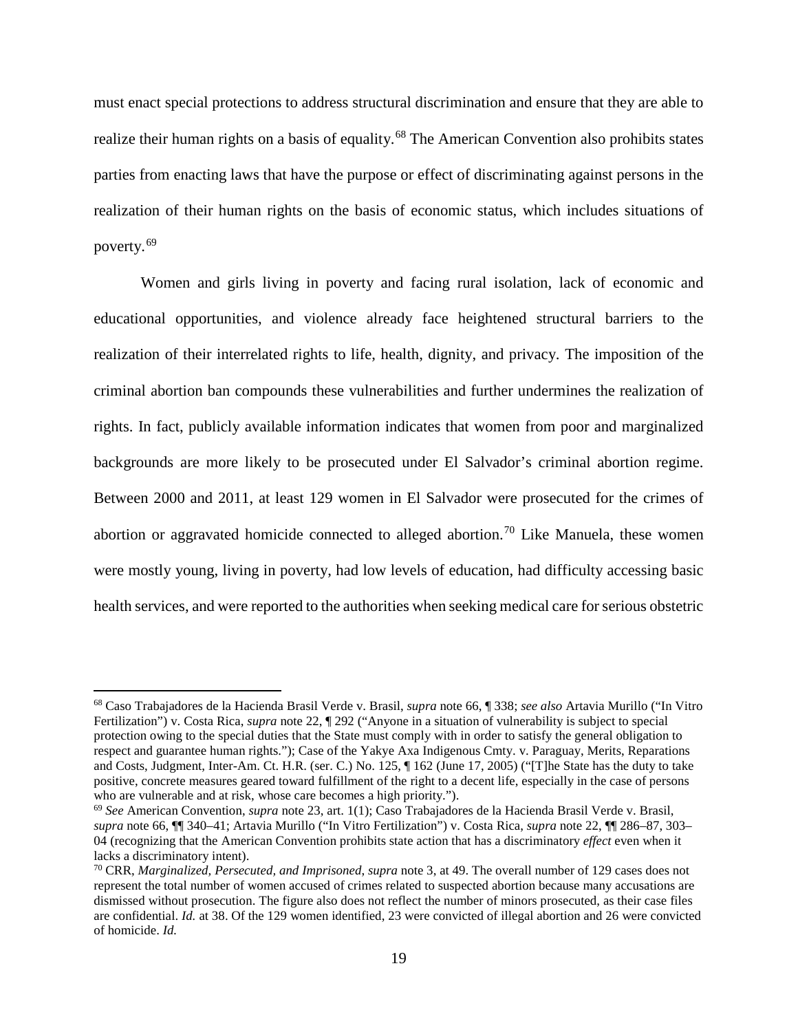must enact special protections to address structural discrimination and ensure that they are able to realize their human rights on a basis of equality.[68] The American Convention also prohibits states parties from enacting laws that have the purpose or effect of discriminating against persons in the realization of their human rights on the basis of economic status, which includes situations of poverty.[69]

Women and girls living in poverty and facing rural isolation, lack of economic and educational opportunities, and violence already face heightened structural barriers to the realization of their interrelated rights to life, health, dignity, and privacy. The imposition of the criminal abortion ban compounds these vulnerabilities and further undermines the realization of rights. In fact, publicly available information indicates that women from poor and marginalized backgrounds are more likely to be prosecuted under El Salvador's criminal abortion regime. Between 2000 and 2011, at least 129 women in El Salvador were prosecuted for the crimes of abortion or aggravated homicide connected to alleged abortion.[70] Like Manuela, these women were mostly young, living in poverty, had low levels of education, had difficulty accessing basic health services, and were reported to the authorities when seeking medical care for serious obstetric

---

[68] Caso Trabajadores de la Hacienda Brasil Verde v. Brasil, *supra* note 66, ¶ 338; *see also* Artavia Murillo ("In Vitro Fertilization") v. Costa Rica, *supra* note 22, ¶ 292 ("Anyone in a situation of vulnerability is subject to special protection owing to the special duties that the State must comply with in order to satisfy the general obligation to respect and guarantee human rights."); Case of the Yakye Axa Indigenous Cmty. v. Paraguay, Merits, Reparations and Costs, Judgment, Inter-Am. Ct. H.R. (ser. C.) No. 125, ¶ 162 (June 17, 2005) ("[T]he State has the duty to take positive, concrete measures geared toward fulfillment of the right to a decent life, especially in the case of persons who are vulnerable and at risk, whose care becomes a high priority.").

[69] *See* American Convention, *supra* note 23, art. 1(1); Caso Trabajadores de la Hacienda Brasil Verde v. Brasil, *supra* note 66, ¶¶ 340–41; Artavia Murillo ("In Vitro Fertilization") v. Costa Rica, *supra* note 22, ¶¶ 286–87, 303–04 (recognizing that the American Convention prohibits state action that has a discriminatory *effect* even when it lacks a discriminatory intent).

[70] CRR, *Marginalized, Persecuted, and Imprisoned*, *supra* note 3, at 49. The overall number of 129 cases does not represent the total number of women accused of crimes related to suspected abortion because many accusations are dismissed without prosecution. The figure also does not reflect the number of minors prosecuted, as their case files are confidential. *Id.* at 38. Of the 129 women identified, 23 were convicted of illegal abortion and 26 were convicted of homicide. *Id.*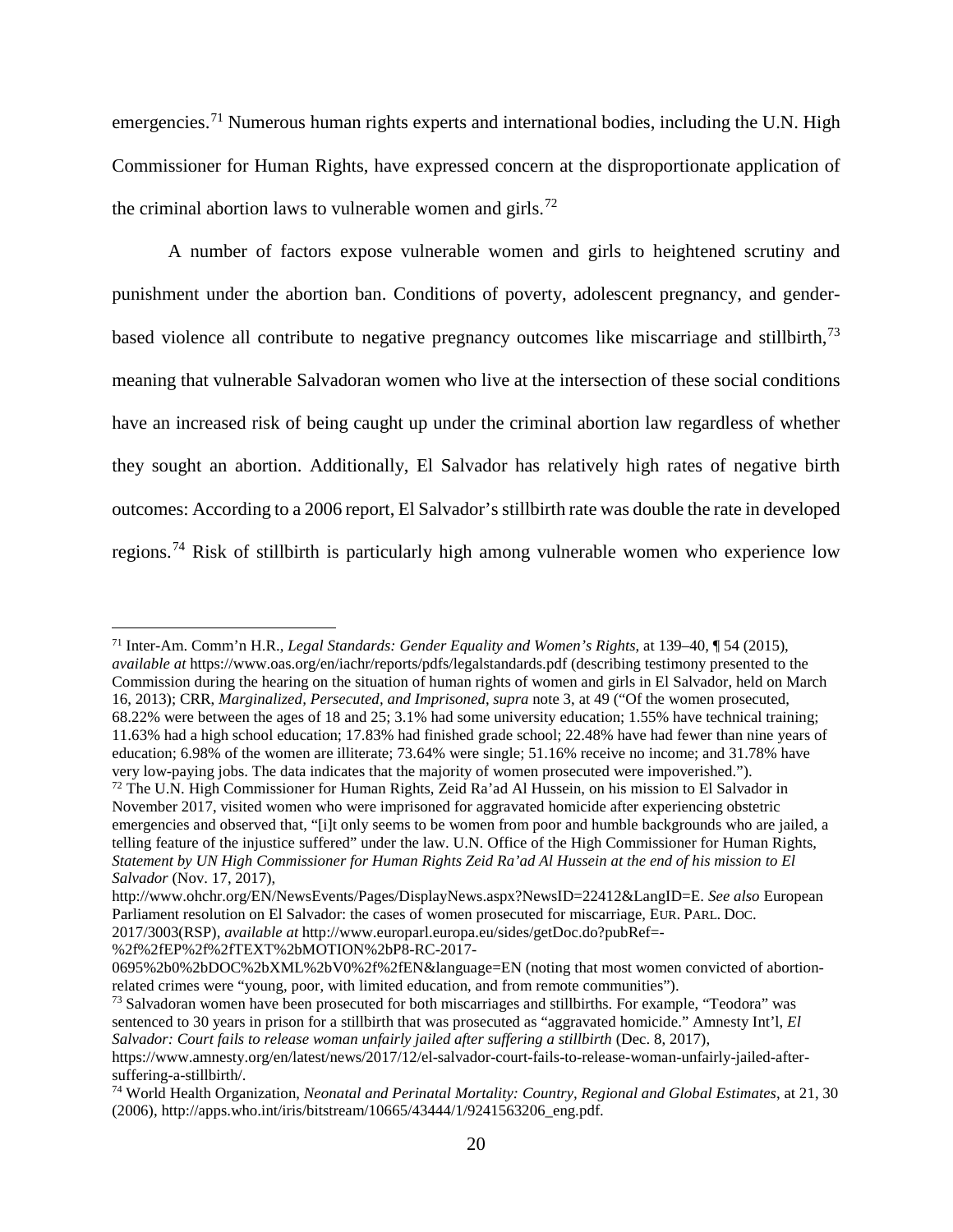emergencies.[71] Numerous human rights experts and international bodies, including the U.N. High Commissioner for Human Rights, have expressed concern at the disproportionate application of the criminal abortion laws to vulnerable women and girls.[72]

A number of factors expose vulnerable women and girls to heightened scrutiny and punishment under the abortion ban. Conditions of poverty, adolescent pregnancy, and gender-based violence all contribute to negative pregnancy outcomes like miscarriage and stillbirth,[73] meaning that vulnerable Salvadoran women who live at the intersection of these social conditions have an increased risk of being caught up under the criminal abortion law regardless of whether they sought an abortion. Additionally, El Salvador has relatively high rates of negative birth outcomes: According to a 2006 report, El Salvador's stillbirth rate was double the rate in developed regions.[74] Risk of stillbirth is particularly high among vulnerable women who experience low

---

[71] Inter-Am. Comm'n H.R., *Legal Standards: Gender Equality and Women's Rights*, at 139–40, ¶ 54 (2015), *available at* https://www.oas.org/en/iachr/reports/pdfs/legalstandards.pdf (describing testimony presented to the Commission during the hearing on the situation of human rights of women and girls in El Salvador, held on March 16, 2013); CRR, *Marginalized, Persecuted, and Imprisoned*, *supra* note 3, at 49 ("Of the women prosecuted, 68.22% were between the ages of 18 and 25; 3.1% had some university education; 1.55% have technical training; 11.63% had a high school education; 17.83% had finished grade school; 22.48% have had fewer than nine years of education; 6.98% of the women are illiterate; 73.64% were single; 51.16% receive no income; and 31.78% have very low-paying jobs. The data indicates that the majority of women prosecuted were impoverished.").

[72] The U.N. High Commissioner for Human Rights, Zeid Ra'ad Al Hussein, on his mission to El Salvador in November 2017, visited women who were imprisoned for aggravated homicide after experiencing obstetric emergencies and observed that, "[i]t only seems to be women from poor and humble backgrounds who are jailed, a telling feature of the injustice suffered" under the law. U.N. Office of the High Commissioner for Human Rights, *Statement by UN High Commissioner for Human Rights Zeid Ra'ad Al Hussein at the end of his mission to El Salvador* (Nov. 17, 2017), http://www.ohchr.org/EN/NewsEvents/Pages/DisplayNews.aspx?NewsID=22412&LangID=E. *See also* European Parliament resolution on El Salvador: the cases of women prosecuted for miscarriage, EUR. PARL. DOC. 2017/3003(RSP), *available at* http://www.europarl.europa.eu/sides/getDoc.do?pubRef=-%2f%2fEP%2f%2fTEXT%2bMOTION%2bP8-RC-2017-0695%2b0%2bDOC%2bXML%2bV0%2f%2fEN&language=EN (noting that most women convicted of abortion-related crimes were "young, poor, with limited education, and from remote communities").

[73] Salvadoran women have been prosecuted for both miscarriages and stillbirths. For example, "Teodora" was sentenced to 30 years in prison for a stillbirth that was prosecuted as "aggravated homicide." Amnesty Int'l, *El Salvador: Court fails to release woman unfairly jailed after suffering a stillbirth* (Dec. 8, 2017), https://www.amnesty.org/en/latest/news/2017/12/el-salvador-court-fails-to-release-woman-unfairly-jailed-after-suffering-a-stillbirth/.

[74] World Health Organization, *Neonatal and Perinatal Mortality: Country, Regional and Global Estimates*, at 21, 30 (2006), http://apps.who.int/iris/bitstream/10665/43444/1/9241563206_eng.pdf.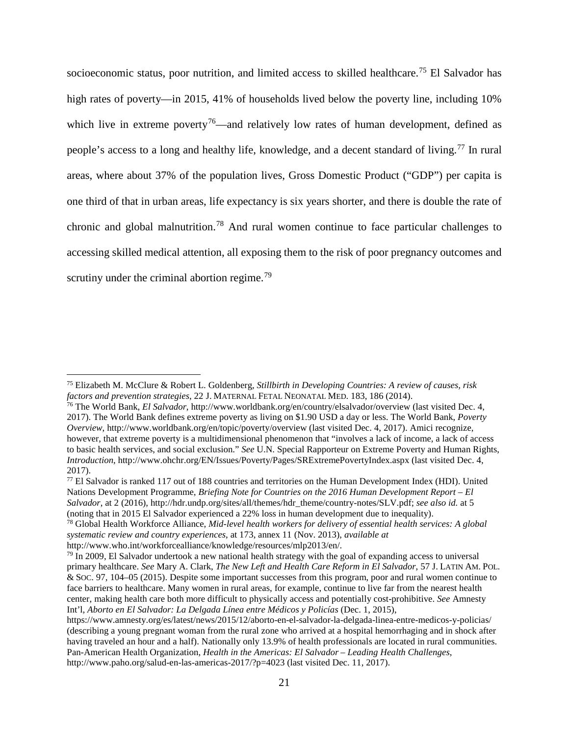socioeconomic status, poor nutrition, and limited access to skilled healthcare.[75] El Salvador has high rates of poverty—in 2015, 41% of households lived below the poverty line, including 10% which live in extreme poverty[76]—and relatively low rates of human development, defined as people's access to a long and healthy life, knowledge, and a decent standard of living.[77] In rural areas, where about 37% of the population lives, Gross Domestic Product ("GDP") per capita is one third of that in urban areas, life expectancy is six years shorter, and there is double the rate of chronic and global malnutrition.[78] And rural women continue to face particular challenges to accessing skilled medical attention, all exposing them to the risk of poor pregnancy outcomes and scrutiny under the criminal abortion regime.[79]

---

[75] Elizabeth M. McClure & Robert L. Goldenberg, *Stillbirth in Developing Countries: A review of causes, risk factors and prevention strategies*, 22 J. MATERNAL FETAL NEONATAL MED. 183, 186 (2014).

[76] The World Bank, *El Salvador*, http://www.worldbank.org/en/country/elsalvador/overview (last visited Dec. 4, 2017). The World Bank defines extreme poverty as living on $1.90 USD a day or less. The World Bank, *Poverty Overview*, http://www.worldbank.org/en/topic/poverty/overview (last visited Dec. 4, 2017). Amici recognize, however, that extreme poverty is a multidimensional phenomenon that "involves a lack of income, a lack of access to basic health services, and social exclusion." *See* U.N. Special Rapporteur on Extreme Poverty and Human Rights, *Introduction*, http://www.ohchr.org/EN/Issues/Poverty/Pages/SRExtremePovertyIndex.aspx (last visited Dec. 4, 2017).

[77] El Salvador is ranked 117 out of 188 countries and territories on the Human Development Index (HDI). United Nations Development Programme, *Briefing Note for Countries on the 2016 Human Development Report – El Salvador*, at 2 (2016), http://hdr.undp.org/sites/all/themes/hdr_theme/country-notes/SLV.pdf; *see also id.* at 5 (noting that in 2015 El Salvador experienced a 22% loss in human development due to inequality).

[78] Global Health Workforce Alliance, *Mid-level health workers for delivery of essential health services: A global systematic review and country experiences*, at 173, annex 11 (Nov. 2013), *available at* http://www.who.int/workforcealliance/knowledge/resources/mlp2013/en/.

[79] In 2009, El Salvador undertook a new national health strategy with the goal of expanding access to universal primary healthcare. *See* Mary A. Clark, *The New Left and Health Care Reform in El Salvador*, 57 J. LATIN AM. POL. & SOC. 97, 104–05 (2015). Despite some important successes from this program, poor and rural women continue to face barriers to healthcare. Many women in rural areas, for example, continue to live far from the nearest health center, making health care both more difficult to physically access and potentially cost-prohibitive. *See* Amnesty Int'l, *Aborto en El Salvador: La Delgada Línea entre Médicos y Policías* (Dec. 1, 2015), https://www.amnesty.org/es/latest/news/2015/12/aborto-en-el-salvador-la-delgada-linea-entre-medicos-y-policias/ (describing a young pregnant woman from the rural zone who arrived at a hospital hemorrhaging and in shock after having traveled an hour and a half). Nationally only 13.9% of health professionals are located in rural communities. Pan-American Health Organization, *Health in the Americas: El Salvador – Leading Health Challenges*, http://www.paho.org/salud-en-las-americas-2017/?p=4023 (last visited Dec. 11, 2017).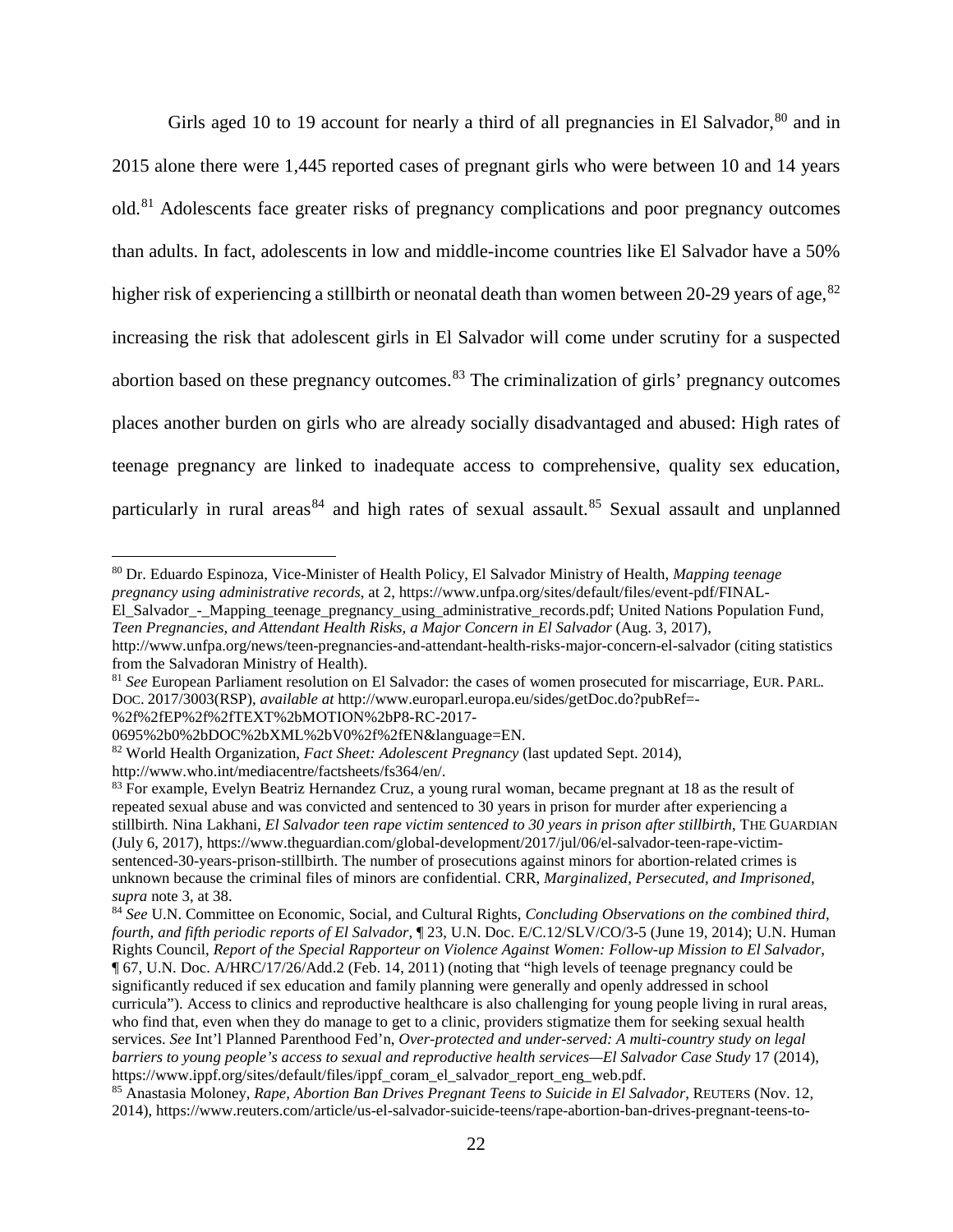Girls aged 10 to 19 account for nearly a third of all pregnancies in El Salvador,[80] and in 2015 alone there were 1,445 reported cases of pregnant girls who were between 10 and 14 years old.[81] Adolescents face greater risks of pregnancy complications and poor pregnancy outcomes than adults. In fact, adolescents in low and middle-income countries like El Salvador have a 50% higher risk of experiencing a stillbirth or neonatal death than women between 20-29 years of age,[82] increasing the risk that adolescent girls in El Salvador will come under scrutiny for a suspected abortion based on these pregnancy outcomes.[83] The criminalization of girls' pregnancy outcomes places another burden on girls who are already socially disadvantaged and abused: High rates of teenage pregnancy are linked to inadequate access to comprehensive, quality sex education, particularly in rural areas[84] and high rates of sexual assault.[85] Sexual assault and unplanned

---

[80] Dr. Eduardo Espinoza, Vice-Minister of Health Policy, El Salvador Ministry of Health, *Mapping teenage pregnancy using administrative records*, at 2, https://www.unfpa.org/sites/default/files/event-pdf/FINAL-El_Salvador_-_Mapping_teenage_pregnancy_using_administrative_records.pdf; United Nations Population Fund, *Teen Pregnancies, and Attendant Health Risks, a Major Concern in El Salvador* (Aug. 3, 2017), http://www.unfpa.org/news/teen-pregnancies-and-attendant-health-risks-major-concern-el-salvador (citing statistics from the Salvadoran Ministry of Health).

[81] *See* European Parliament resolution on El Salvador: the cases of women prosecuted for miscarriage, EUR. PARL. DOC. 2017/3003(RSP), *available at* http://www.europarl.europa.eu/sides/getDoc.do?pubRef=-%2f%2fEP%2f%2fTEXT%2bMOTION%2bP8-RC-2017-0695%2b0%2bDOC%2bXML%2bV0%2f%2fEN&language=EN.

[82] World Health Organization, *Fact Sheet: Adolescent Pregnancy* (last updated Sept. 2014), http://www.who.int/mediacentre/factsheets/fs364/en/.

[83] For example, Evelyn Beatriz Hernandez Cruz, a young rural woman, became pregnant at 18 as the result of repeated sexual abuse and was convicted and sentenced to 30 years in prison for murder after experiencing a stillbirth. Nina Lakhani, *El Salvador teen rape victim sentenced to 30 years in prison after stillbirth*, THE GUARDIAN (July 6, 2017), https://www.theguardian.com/global-development/2017/jul/06/el-salvador-teen-rape-victim-sentenced-30-years-prison-stillbirth. The number of prosecutions against minors for abortion-related crimes is unknown because the criminal files of minors are confidential. CRR, *Marginalized, Persecuted, and Imprisoned*, *supra* note 3, at 38.

[84] *See* U.N. Committee on Economic, Social, and Cultural Rights, *Concluding Observations on the combined third, fourth, and fifth periodic reports of El Salvador*, ¶ 23, U.N. Doc. E/C.12/SLV/CO/3-5 (June 19, 2014); U.N. Human Rights Council, *Report of the Special Rapporteur on Violence Against Women: Follow-up Mission to El Salvador*, ¶ 67, U.N. Doc. A/HRC/17/26/Add.2 (Feb. 14, 2011) (noting that "high levels of teenage pregnancy could be significantly reduced if sex education and family planning were generally and openly addressed in school curricula"). Access to clinics and reproductive healthcare is also challenging for young people living in rural areas, who find that, even when they do manage to get to a clinic, providers stigmatize them for seeking sexual health services. *See* Int'l Planned Parenthood Fed'n, *Over-protected and under-served: A multi-country study on legal barriers to young people's access to sexual and reproductive health services—El Salvador Case Study* 17 (2014), https://www.ippf.org/sites/default/files/ippf_coram_el_salvador_report_eng_web.pdf.

[85] Anastasia Moloney, *Rape, Abortion Ban Drives Pregnant Teens to Suicide in El Salvador*, REUTERS (Nov. 12, 2014), https://www.reuters.com/article/us-el-salvador-suicide-teens/rape-abortion-ban-drives-pregnant-teens-to-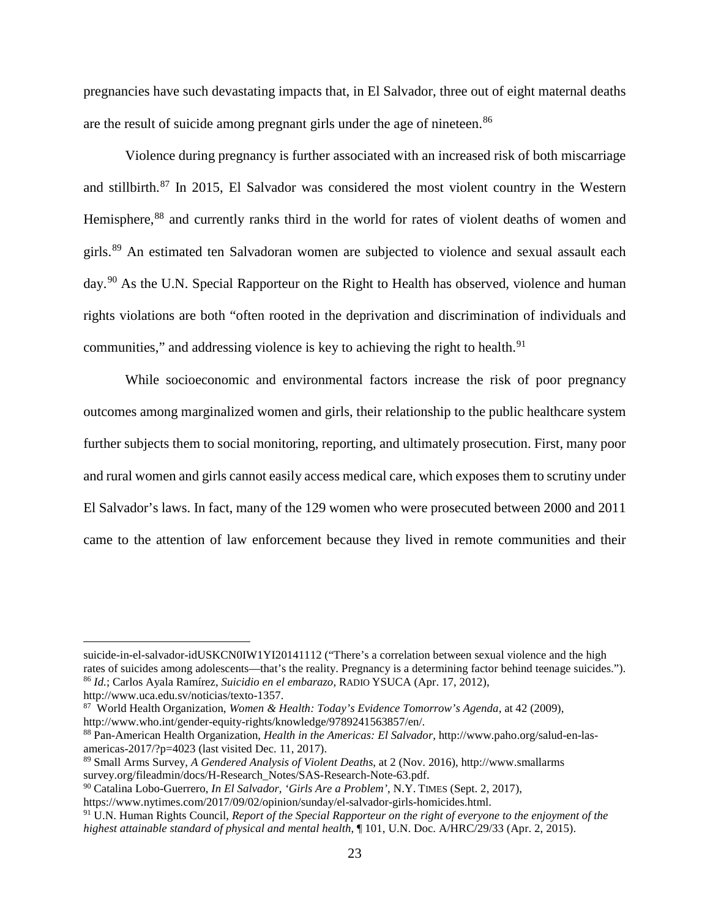pregnancies have such devastating impacts that, in El Salvador, three out of eight maternal deaths are the result of suicide among pregnant girls under the age of nineteen.[86]

Violence during pregnancy is further associated with an increased risk of both miscarriage and stillbirth.[87] In 2015, El Salvador was considered the most violent country in the Western Hemisphere,[88] and currently ranks third in the world for rates of violent deaths of women and girls.[89] An estimated ten Salvadoran women are subjected to violence and sexual assault each day.[90] As the U.N. Special Rapporteur on the Right to Health has observed, violence and human rights violations are both "often rooted in the deprivation and discrimination of individuals and communities," and addressing violence is key to achieving the right to health.[91]

While socioeconomic and environmental factors increase the risk of poor pregnancy outcomes among marginalized women and girls, their relationship to the public healthcare system further subjects them to social monitoring, reporting, and ultimately prosecution. First, many poor and rural women and girls cannot easily access medical care, which exposes them to scrutiny under El Salvador's laws. In fact, many of the 129 women who were prosecuted between 2000 and 2011 came to the attention of law enforcement because they lived in remote communities and their

---

suicide-in-el-salvador-idUSKCN0IW1YI20141112 ("There's a correlation between sexual violence and the high rates of suicides among adolescents—that's the reality. Pregnancy is a determining factor behind teenage suicides.").

[86] *Id.*; Carlos Ayala Ramírez, *Suicidio en el embarazo*, RADIO YSUCA (Apr. 17, 2012), http://www.uca.edu.sv/noticias/texto-1357.

[87] World Health Organization, *Women & Health: Today's Evidence Tomorrow's Agenda*, at 42 (2009), http://www.who.int/gender-equity-rights/knowledge/9789241563857/en/.

[88] Pan-American Health Organization, *Health in the Americas: El Salvador*, http://www.paho.org/salud-en-las-americas-2017/?p=4023 (last visited Dec. 11, 2017).

[89] Small Arms Survey, *A Gendered Analysis of Violent Deaths*, at 2 (Nov. 2016), http://www.smallarms survey.org/fileadmin/docs/H-Research_Notes/SAS-Research-Note-63.pdf.

[90] Catalina Lobo-Guerrero, *In El Salvador, 'Girls Are a Problem'*, N.Y. TIMES (Sept. 2, 2017), https://www.nytimes.com/2017/09/02/opinion/sunday/el-salvador-girls-homicides.html.

[91] U.N. Human Rights Council, *Report of the Special Rapporteur on the right of everyone to the enjoyment of the highest attainable standard of physical and mental health*, ¶ 101, U.N. Doc. A/HRC/29/33 (Apr. 2, 2015).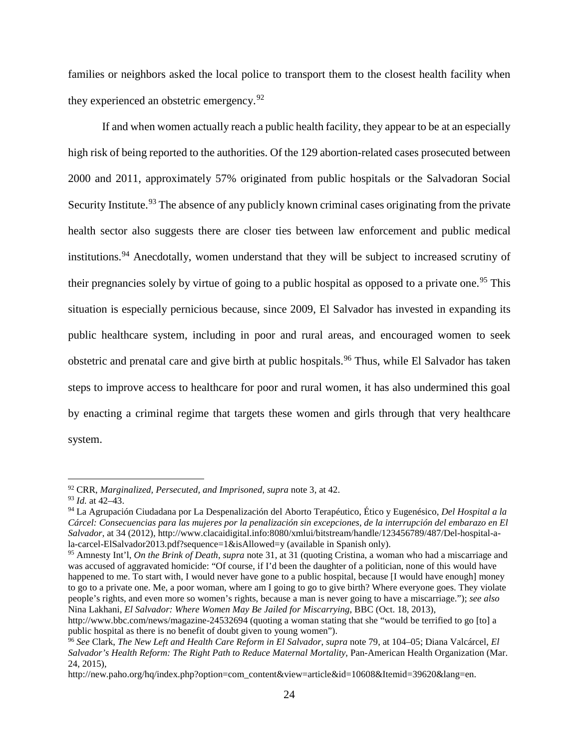families or neighbors asked the local police to transport them to the closest health facility when they experienced an obstetric emergency.[92]

If and when women actually reach a public health facility, they appear to be at an especially high risk of being reported to the authorities. Of the 129 abortion-related cases prosecuted between 2000 and 2011, approximately 57% originated from public hospitals or the Salvadoran Social Security Institute.[93] The absence of any publicly known criminal cases originating from the private health sector also suggests there are closer ties between law enforcement and public medical institutions.[94] Anecdotally, women understand that they will be subject to increased scrutiny of their pregnancies solely by virtue of going to a public hospital as opposed to a private one.[95] This situation is especially pernicious because, since 2009, El Salvador has invested in expanding its public healthcare system, including in poor and rural areas, and encouraged women to seek obstetric and prenatal care and give birth at public hospitals.[96] Thus, while El Salvador has taken steps to improve access to healthcare for poor and rural women, it has also undermined this goal by enacting a criminal regime that targets these women and girls through that very healthcare system.

---

[92] CRR, *Marginalized, Persecuted, and Imprisoned*, *supra* note 3, at 42.

[93] *Id.* at 42–43.

[94] La Agrupación Ciudadana por La Despenalización del Aborto Terapéutico, Ético y Eugenésico, *Del Hospital a la Cárcel: Consecuencias para las mujeres por la penalización sin excepciones, de la interrupción del embarazo en El Salvador*, at 34 (2012), http://www.clacaidigital.info:8080/xmlui/bitstream/handle/123456789/487/Del-hospital-a-la-carcel-ElSalvador2013.pdf?sequence=1&isAllowed=y (available in Spanish only).

[95] Amnesty Int'l, *On the Brink of Death*, *supra* note 31, at 31 (quoting Cristina, a woman who had a miscarriage and was accused of aggravated homicide: "Of course, if I'd been the daughter of a politician, none of this would have happened to me. To start with, I would never have gone to a public hospital, because [I would have enough] money to go to a private one. Me, a poor woman, where am I going to go to give birth? Where everyone goes. They violate people's rights, and even more so women's rights, because a man is never going to have a miscarriage."); *see also* Nina Lakhani, *El Salvador: Where Women May Be Jailed for Miscarrying*, BBC (Oct. 18, 2013), http://www.bbc.com/news/magazine-24532694 (quoting a woman stating that she "would be terrified to go [to] a public hospital as there is no benefit of doubt given to young women").

[96] *See* Clark, *The New Left and Health Care Reform in El Salvador*, *supra* note 79, at 104–05; Diana Valcárcel, *El Salvador's Health Reform: The Right Path to Reduce Maternal Mortality*, Pan-American Health Organization (Mar. 24, 2015), http://new.paho.org/hq/index.php?option=com_content&view=article&id=10608&Itemid=39620&lang=en.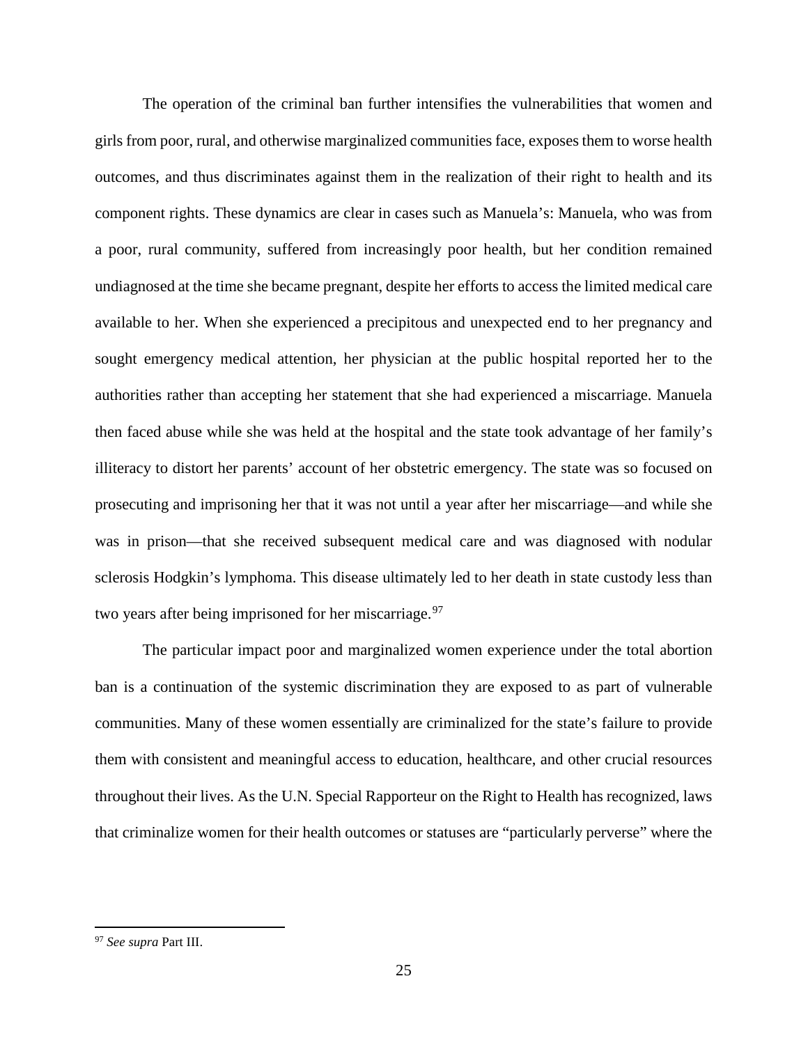The operation of the criminal ban further intensifies the vulnerabilities that women and girls from poor, rural, and otherwise marginalized communities face, exposes them to worse health outcomes, and thus discriminates against them in the realization of their right to health and its component rights. These dynamics are clear in cases such as Manuela's: Manuela, who was from a poor, rural community, suffered from increasingly poor health, but her condition remained undiagnosed at the time she became pregnant, despite her efforts to access the limited medical care available to her. When she experienced a precipitous and unexpected end to her pregnancy and sought emergency medical attention, her physician at the public hospital reported her to the authorities rather than accepting her statement that she had experienced a miscarriage. Manuela then faced abuse while she was held at the hospital and the state took advantage of her family's illiteracy to distort her parents' account of her obstetric emergency. The state was so focused on prosecuting and imprisoning her that it was not until a year after her miscarriage—and while she was in prison—that she received subsequent medical care and was diagnosed with nodular sclerosis Hodgkin's lymphoma. This disease ultimately led to her death in state custody less than two years after being imprisoned for her miscarriage.[97]

The particular impact poor and marginalized women experience under the total abortion ban is a continuation of the systemic discrimination they are exposed to as part of vulnerable communities. Many of these women essentially are criminalized for the state's failure to provide them with consistent and meaningful access to education, healthcare, and other crucial resources throughout their lives. As the U.N. Special Rapporteur on the Right to Health has recognized, laws that criminalize women for their health outcomes or statuses are "particularly perverse" where the

---

[97] *See supra* Part III.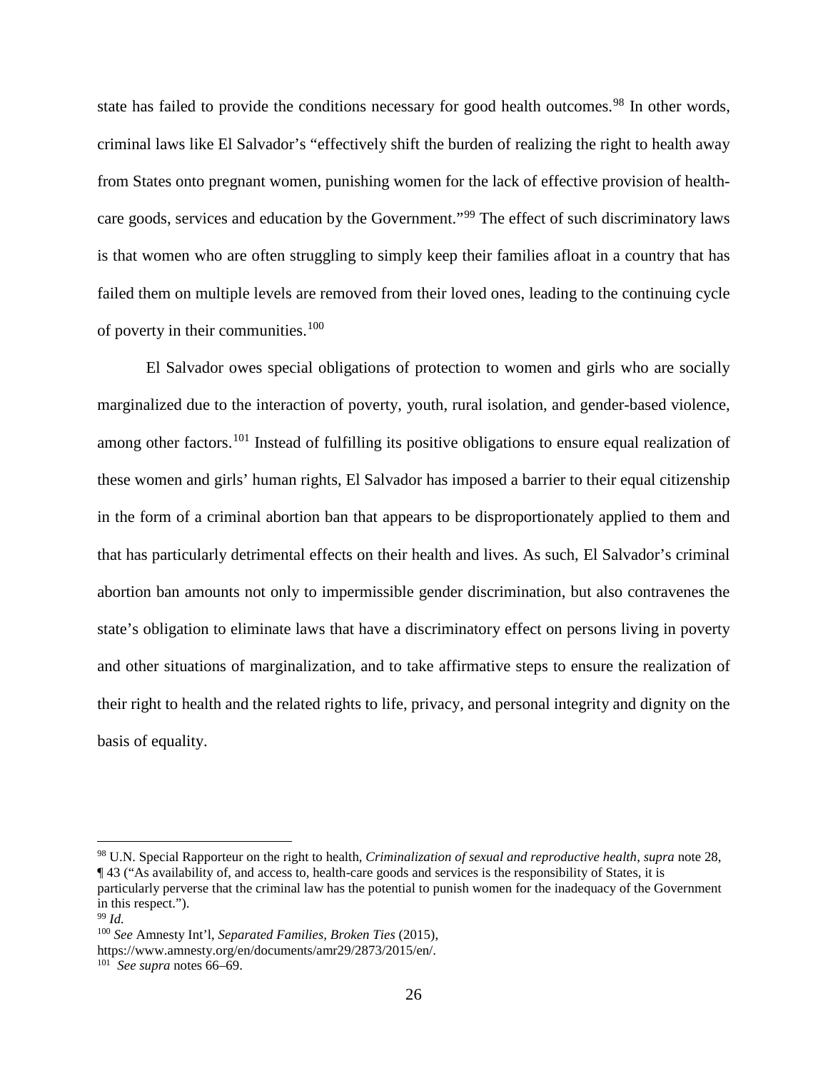state has failed to provide the conditions necessary for good health outcomes.[98] In other words, criminal laws like El Salvador's "effectively shift the burden of realizing the right to health away from States onto pregnant women, punishing women for the lack of effective provision of health-care goods, services and education by the Government."[99] The effect of such discriminatory laws is that women who are often struggling to simply keep their families afloat in a country that has failed them on multiple levels are removed from their loved ones, leading to the continuing cycle of poverty in their communities.[100]

El Salvador owes special obligations of protection to women and girls who are socially marginalized due to the interaction of poverty, youth, rural isolation, and gender-based violence, among other factors.[101] Instead of fulfilling its positive obligations to ensure equal realization of these women and girls' human rights, El Salvador has imposed a barrier to their equal citizenship in the form of a criminal abortion ban that appears to be disproportionately applied to them and that has particularly detrimental effects on their health and lives. As such, El Salvador's criminal abortion ban amounts not only to impermissible gender discrimination, but also contravenes the state's obligation to eliminate laws that have a discriminatory effect on persons living in poverty and other situations of marginalization, and to take affirmative steps to ensure the realization of their right to health and the related rights to life, privacy, and personal integrity and dignity on the basis of equality.

---

[98] U.N. Special Rapporteur on the right to health, *Criminalization of sexual and reproductive health*, *supra* note 28, ¶ 43 ("As availability of, and access to, health-care goods and services is the responsibility of States, it is particularly perverse that the criminal law has the potential to punish women for the inadequacy of the Government in this respect.").

[99] *Id.*

[100] *See* Amnesty Int'l, *Separated Families, Broken Ties* (2015), https://www.amnesty.org/en/documents/amr29/2873/2015/en/.

[101] *See supra* notes 66–69.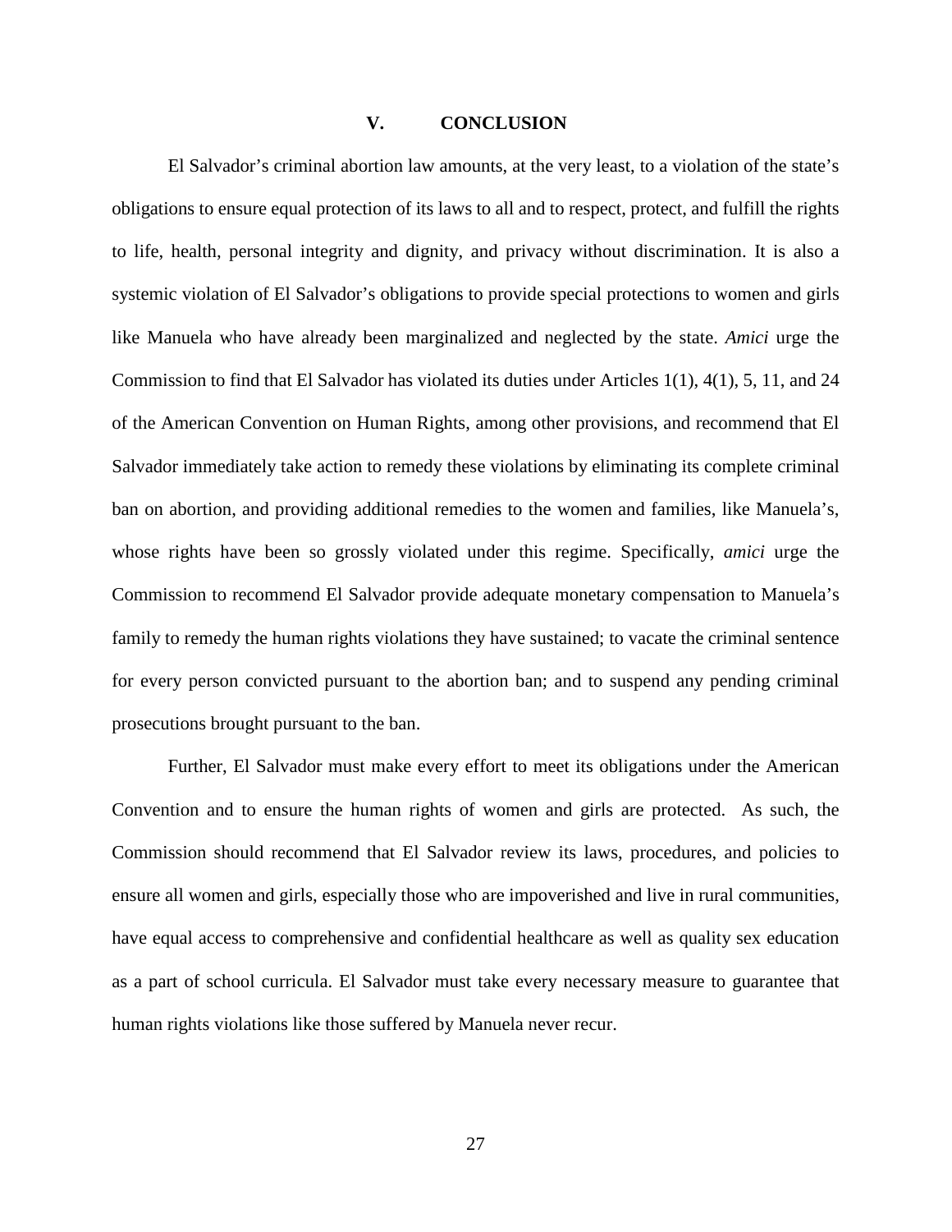## V. CONCLUSION

El Salvador's criminal abortion law amounts, at the very least, to a violation of the state's obligations to ensure equal protection of its laws to all and to respect, protect, and fulfill the rights to life, health, personal integrity and dignity, and privacy without discrimination. It is also a systemic violation of El Salvador's obligations to provide special protections to women and girls like Manuela who have already been marginalized and neglected by the state. *Amici* urge the Commission to find that El Salvador has violated its duties under Articles 1(1), 4(1), 5, 11, and 24 of the American Convention on Human Rights, among other provisions, and recommend that El Salvador immediately take action to remedy these violations by eliminating its complete criminal ban on abortion, and providing additional remedies to the women and families, like Manuela's, whose rights have been so grossly violated under this regime. Specifically, *amici* urge the Commission to recommend El Salvador provide adequate monetary compensation to Manuela's family to remedy the human rights violations they have sustained; to vacate the criminal sentence for every person convicted pursuant to the abortion ban; and to suspend any pending criminal prosecutions brought pursuant to the ban.

Further, El Salvador must make every effort to meet its obligations under the American Convention and to ensure the human rights of women and girls are protected. As such, the Commission should recommend that El Salvador review its laws, procedures, and policies to ensure all women and girls, especially those who are impoverished and live in rural communities, have equal access to comprehensive and confidential healthcare as well as quality sex education as a part of school curricula. El Salvador must take every necessary measure to guarantee that human rights violations like those suffered by Manuela never recur.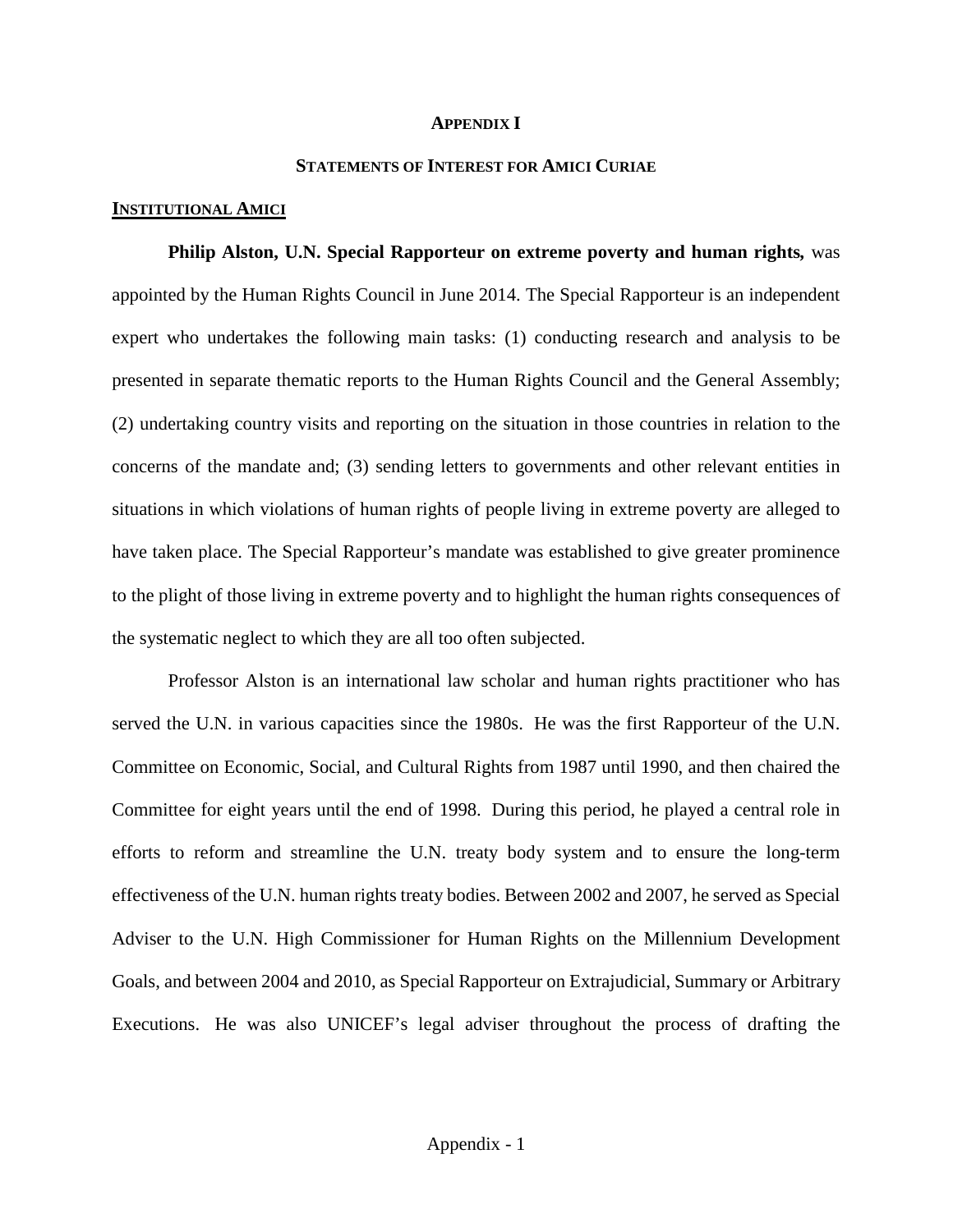## APPENDIX I

### STATEMENTS OF INTEREST FOR AMICI CURIAE

**INSTITUTIONAL AMICI**

**Philip Alston, U.N. Special Rapporteur on extreme poverty and human rights,** was appointed by the Human Rights Council in June 2014. The Special Rapporteur is an independent expert who undertakes the following main tasks: (1) conducting research and analysis to be presented in separate thematic reports to the Human Rights Council and the General Assembly; (2) undertaking country visits and reporting on the situation in those countries in relation to the concerns of the mandate and; (3) sending letters to governments and other relevant entities in situations in which violations of human rights of people living in extreme poverty are alleged to have taken place. The Special Rapporteur's mandate was established to give greater prominence to the plight of those living in extreme poverty and to highlight the human rights consequences of the systematic neglect to which they are all too often subjected.

Professor Alston is an international law scholar and human rights practitioner who has served the U.N. in various capacities since the 1980s. He was the first Rapporteur of the U.N. Committee on Economic, Social, and Cultural Rights from 1987 until 1990, and then chaired the Committee for eight years until the end of 1998. During this period, he played a central role in efforts to reform and streamline the U.N. treaty body system and to ensure the long-term effectiveness of the U.N. human rights treaty bodies. Between 2002 and 2007, he served as Special Adviser to the U.N. High Commissioner for Human Rights on the Millennium Development Goals, and between 2004 and 2010, as Special Rapporteur on Extrajudicial, Summary or Arbitrary Executions. He was also UNICEF's legal adviser throughout the process of drafting the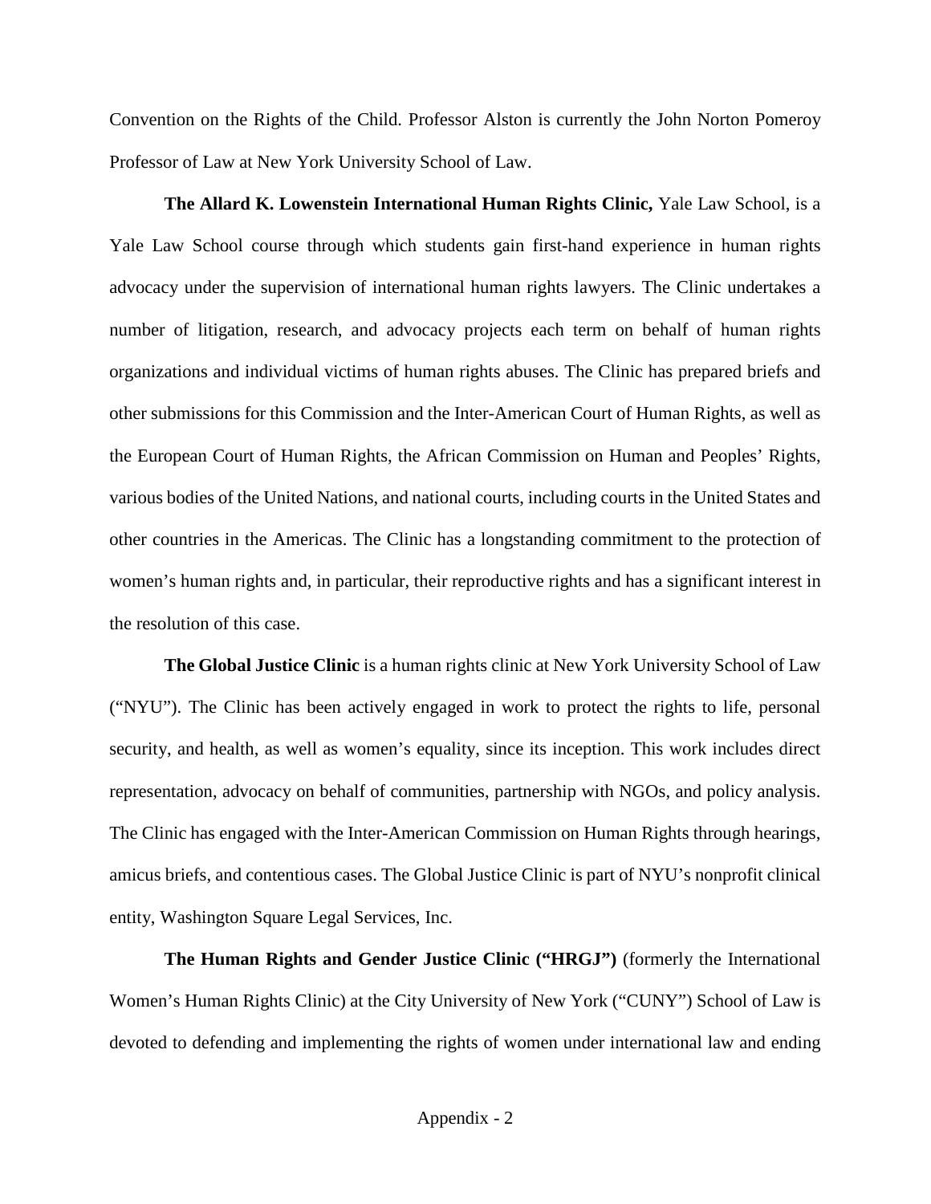Convention on the Rights of the Child. Professor Alston is currently the John Norton Pomeroy Professor of Law at New York University School of Law.

**The Allard K. Lowenstein International Human Rights Clinic,** Yale Law School, is a Yale Law School course through which students gain first-hand experience in human rights advocacy under the supervision of international human rights lawyers. The Clinic undertakes a number of litigation, research, and advocacy projects each term on behalf of human rights organizations and individual victims of human rights abuses. The Clinic has prepared briefs and other submissions for this Commission and the Inter-American Court of Human Rights, as well as the European Court of Human Rights, the African Commission on Human and Peoples' Rights, various bodies of the United Nations, and national courts, including courts in the United States and other countries in the Americas. The Clinic has a longstanding commitment to the protection of women's human rights and, in particular, their reproductive rights and has a significant interest in the resolution of this case.

**The Global Justice Clinic** is a human rights clinic at New York University School of Law ("NYU"). The Clinic has been actively engaged in work to protect the rights to life, personal security, and health, as well as women's equality, since its inception. This work includes direct representation, advocacy on behalf of communities, partnership with NGOs, and policy analysis. The Clinic has engaged with the Inter-American Commission on Human Rights through hearings, amicus briefs, and contentious cases. The Global Justice Clinic is part of NYU's nonprofit clinical entity, Washington Square Legal Services, Inc.

**The Human Rights and Gender Justice Clinic ("HRGJ")** (formerly the International Women's Human Rights Clinic) at the City University of New York ("CUNY") School of Law is devoted to defending and implementing the rights of women under international law and ending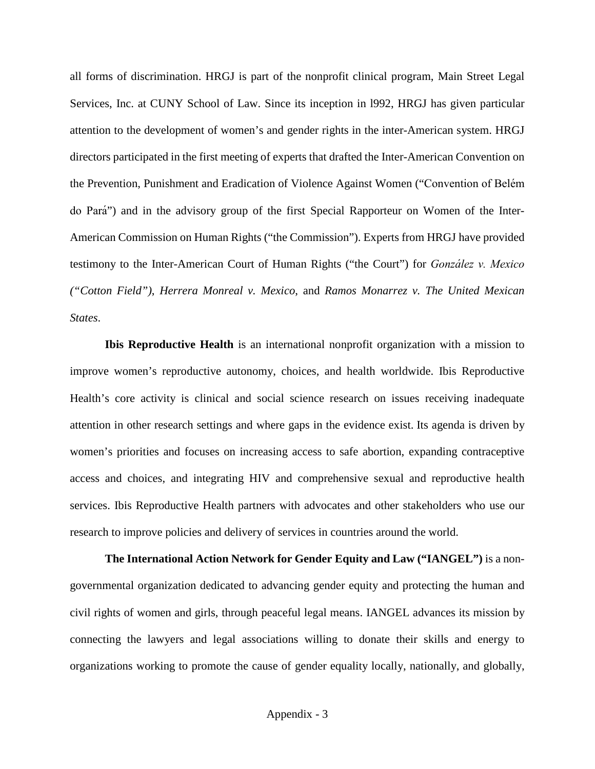all forms of discrimination. HRGJ is part of the nonprofit clinical program, Main Street Legal Services, Inc. at CUNY School of Law. Since its inception in l992, HRGJ has given particular attention to the development of women's and gender rights in the inter-American system. HRGJ directors participated in the first meeting of experts that drafted the Inter-American Convention on the Prevention, Punishment and Eradication of Violence Against Women ("Convention of Belém do Pará") and in the advisory group of the first Special Rapporteur on Women of the Inter-American Commission on Human Rights ("the Commission"). Experts from HRGJ have provided testimony to the Inter-American Court of Human Rights ("the Court") for *González v. Mexico ("Cotton Field")*, *Herrera Monreal v. Mexico*, and *Ramos Monarrez v. The United Mexican States*.

**Ibis Reproductive Health** is an international nonprofit organization with a mission to improve women's reproductive autonomy, choices, and health worldwide. Ibis Reproductive Health's core activity is clinical and social science research on issues receiving inadequate attention in other research settings and where gaps in the evidence exist. Its agenda is driven by women's priorities and focuses on increasing access to safe abortion, expanding contraceptive access and choices, and integrating HIV and comprehensive sexual and reproductive health services. Ibis Reproductive Health partners with advocates and other stakeholders who use our research to improve policies and delivery of services in countries around the world.

**The International Action Network for Gender Equity and Law ("IANGEL")** is a non-governmental organization dedicated to advancing gender equity and protecting the human and civil rights of women and girls, through peaceful legal means. IANGEL advances its mission by connecting the lawyers and legal associations willing to donate their skills and energy to organizations working to promote the cause of gender equality locally, nationally, and globally,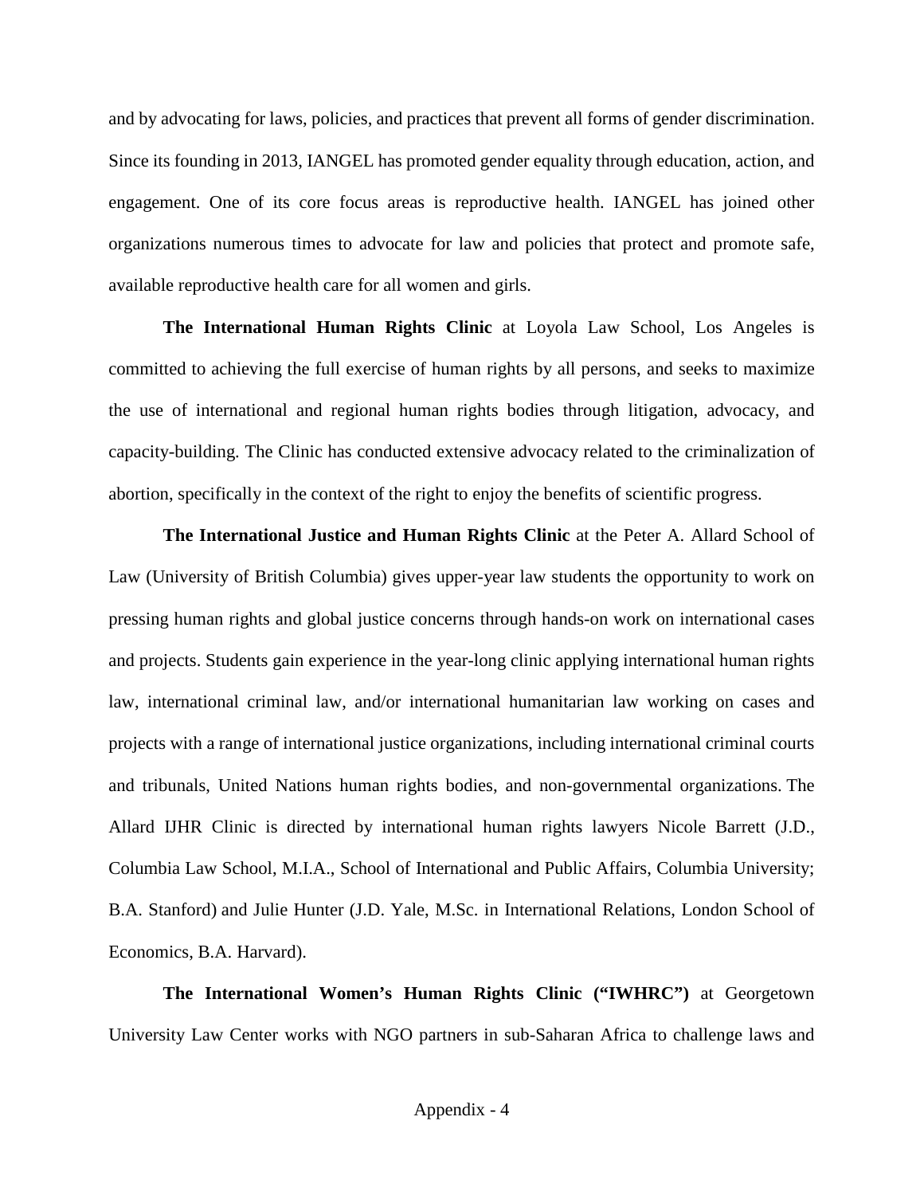and by advocating for laws, policies, and practices that prevent all forms of gender discrimination. Since its founding in 2013, IANGEL has promoted gender equality through education, action, and engagement. One of its core focus areas is reproductive health. IANGEL has joined other organizations numerous times to advocate for law and policies that protect and promote safe, available reproductive health care for all women and girls.

**The International Human Rights Clinic** at Loyola Law School, Los Angeles is committed to achieving the full exercise of human rights by all persons, and seeks to maximize the use of international and regional human rights bodies through litigation, advocacy, and capacity-building. The Clinic has conducted extensive advocacy related to the criminalization of abortion, specifically in the context of the right to enjoy the benefits of scientific progress.

**The International Justice and Human Rights Clinic** at the Peter A. Allard School of Law (University of British Columbia) gives upper-year law students the opportunity to work on pressing human rights and global justice concerns through hands-on work on international cases and projects. Students gain experience in the year-long clinic applying international human rights law, international criminal law, and/or international humanitarian law working on cases and projects with a range of international justice organizations, including international criminal courts and tribunals, United Nations human rights bodies, and non-governmental organizations. The Allard IJHR Clinic is directed by international human rights lawyers Nicole Barrett (J.D., Columbia Law School, M.I.A., School of International and Public Affairs, Columbia University; B.A. Stanford) and Julie Hunter (J.D. Yale, M.Sc. in International Relations, London School of Economics, B.A. Harvard).

**The International Women's Human Rights Clinic ("IWHRC")** at Georgetown University Law Center works with NGO partners in sub-Saharan Africa to challenge laws and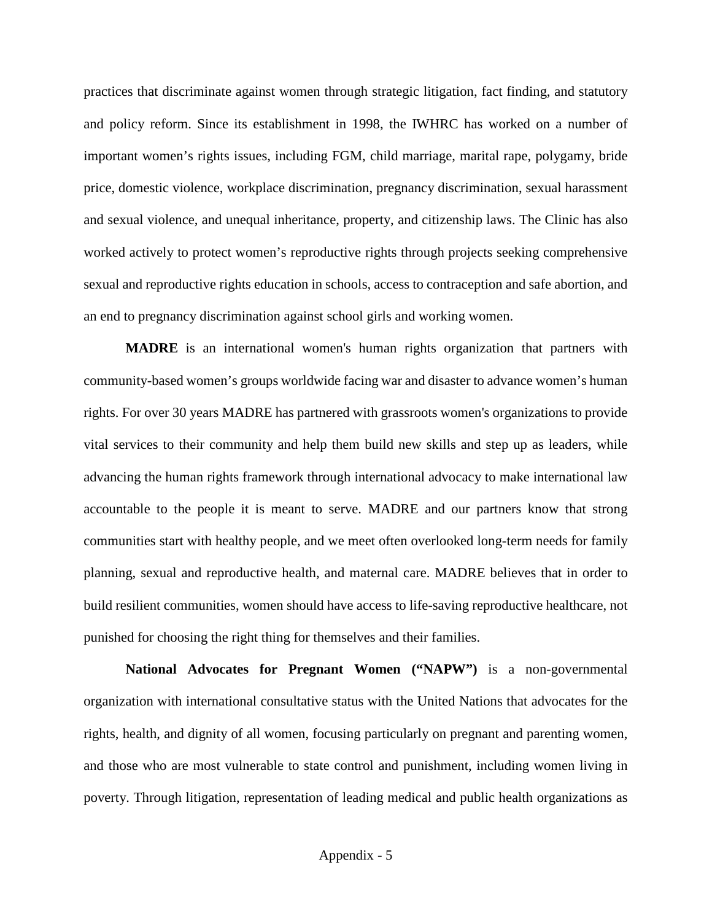practices that discriminate against women through strategic litigation, fact finding, and statutory and policy reform. Since its establishment in 1998, the IWHRC has worked on a number of important women's rights issues, including FGM, child marriage, marital rape, polygamy, bride price, domestic violence, workplace discrimination, pregnancy discrimination, sexual harassment and sexual violence, and unequal inheritance, property, and citizenship laws. The Clinic has also worked actively to protect women's reproductive rights through projects seeking comprehensive sexual and reproductive rights education in schools, access to contraception and safe abortion, and an end to pregnancy discrimination against school girls and working women.

**MADRE** is an international women's human rights organization that partners with community-based women's groups worldwide facing war and disaster to advance women's human rights. For over 30 years MADRE has partnered with grassroots women's organizations to provide vital services to their community and help them build new skills and step up as leaders, while advancing the human rights framework through international advocacy to make international law accountable to the people it is meant to serve. MADRE and our partners know that strong communities start with healthy people, and we meet often overlooked long-term needs for family planning, sexual and reproductive health, and maternal care. MADRE believes that in order to build resilient communities, women should have access to life-saving reproductive healthcare, not punished for choosing the right thing for themselves and their families.

**National Advocates for Pregnant Women ("NAPW")** is a non-governmental organization with international consultative status with the United Nations that advocates for the rights, health, and dignity of all women, focusing particularly on pregnant and parenting women, and those who are most vulnerable to state control and punishment, including women living in poverty. Through litigation, representation of leading medical and public health organizations as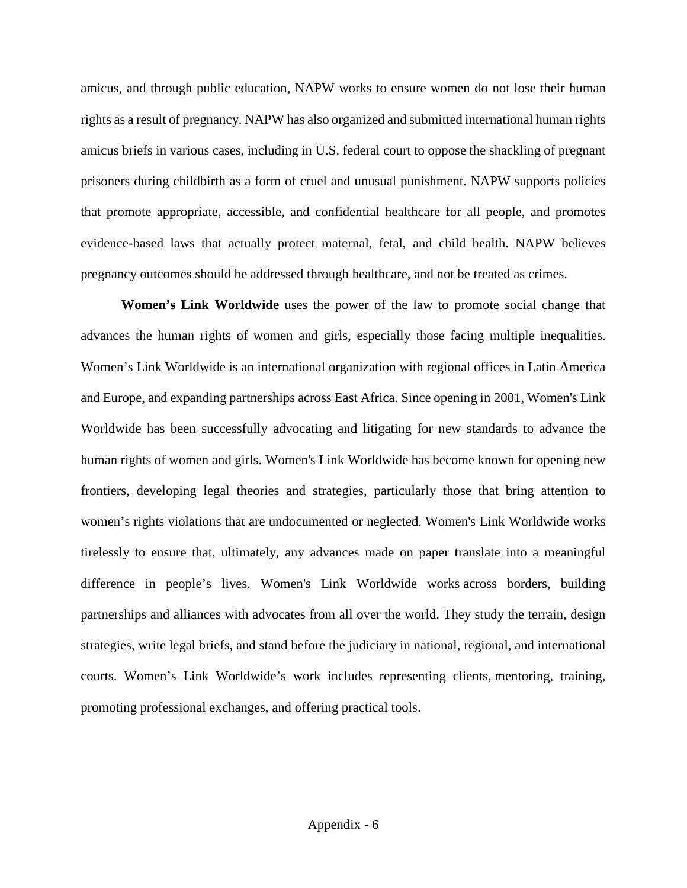amicus, and through public education, NAPW works to ensure women do not lose their human rights as a result of pregnancy. NAPW has also organized and submitted international human rights amicus briefs in various cases, including in U.S. federal court to oppose the shackling of pregnant prisoners during childbirth as a form of cruel and unusual punishment. NAPW supports policies that promote appropriate, accessible, and confidential healthcare for all people, and promotes evidence-based laws that actually protect maternal, fetal, and child health. NAPW believes pregnancy outcomes should be addressed through healthcare, and not be treated as crimes.

**Women's Link Worldwide** uses the power of the law to promote social change that advances the human rights of women and girls, especially those facing multiple inequalities. Women's Link Worldwide is an international organization with regional offices in Latin America and Europe, and expanding partnerships across East Africa. Since opening in 2001, Women's Link Worldwide has been successfully advocating and litigating for new standards to advance the human rights of women and girls. Women's Link Worldwide has become known for opening new frontiers, developing legal theories and strategies, particularly those that bring attention to women's rights violations that are undocumented or neglected. Women's Link Worldwide works tirelessly to ensure that, ultimately, any advances made on paper translate into a meaningful difference in people's lives. Women's Link Worldwide works across borders, building partnerships and alliances with advocates from all over the world. They study the terrain, design strategies, write legal briefs, and stand before the judiciary in national, regional, and international courts. Women's Link Worldwide's work includes representing clients, mentoring, training, promoting professional exchanges, and offering practical tools.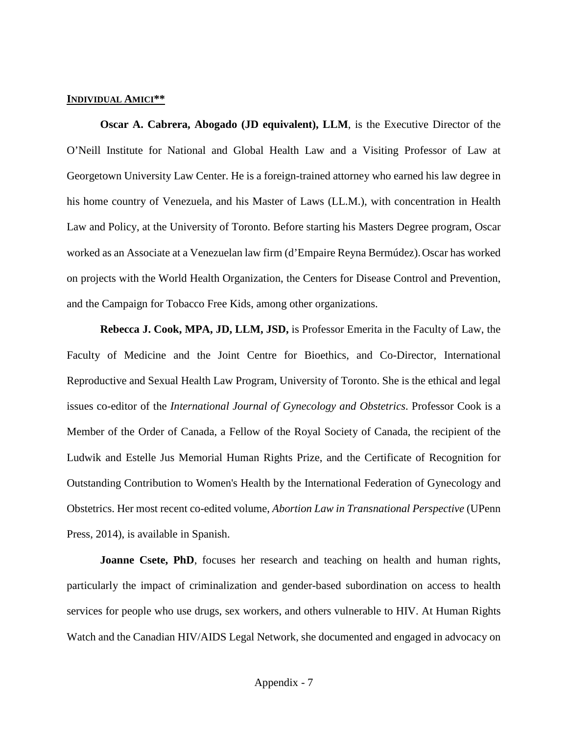**<u>INDIVIDUAL AMICI**</u>**

**Oscar A. Cabrera, Abogado (JD equivalent), LLM**, is the Executive Director of the O'Neill Institute for National and Global Health Law and a Visiting Professor of Law at Georgetown University Law Center. He is a foreign-trained attorney who earned his law degree in his home country of Venezuela, and his Master of Laws (LL.M.), with concentration in Health Law and Policy, at the University of Toronto. Before starting his Masters Degree program, Oscar worked as an Associate at a Venezuelan law firm (d'Empaire Reyna Bermúdez). Oscar has worked on projects with the World Health Organization, the Centers for Disease Control and Prevention, and the Campaign for Tobacco Free Kids, among other organizations.

**Rebecca J. Cook, MPA, JD, LLM, JSD,** is Professor Emerita in the Faculty of Law, the Faculty of Medicine and the Joint Centre for Bioethics, and Co-Director, International Reproductive and Sexual Health Law Program, University of Toronto. She is the ethical and legal issues co-editor of the *International Journal of Gynecology and Obstetrics*. Professor Cook is a Member of the Order of Canada, a Fellow of the Royal Society of Canada, the recipient of the Ludwik and Estelle Jus Memorial Human Rights Prize, and the Certificate of Recognition for Outstanding Contribution to Women's Health by the International Federation of Gynecology and Obstetrics. Her most recent co-edited volume, *Abortion Law in Transnational Perspective* (UPenn Press, 2014), is available in Spanish.

**Joanne Csete, PhD**, focuses her research and teaching on health and human rights, particularly the impact of criminalization and gender-based subordination on access to health services for people who use drugs, sex workers, and others vulnerable to HIV. At Human Rights Watch and the Canadian HIV/AIDS Legal Network, she documented and engaged in advocacy on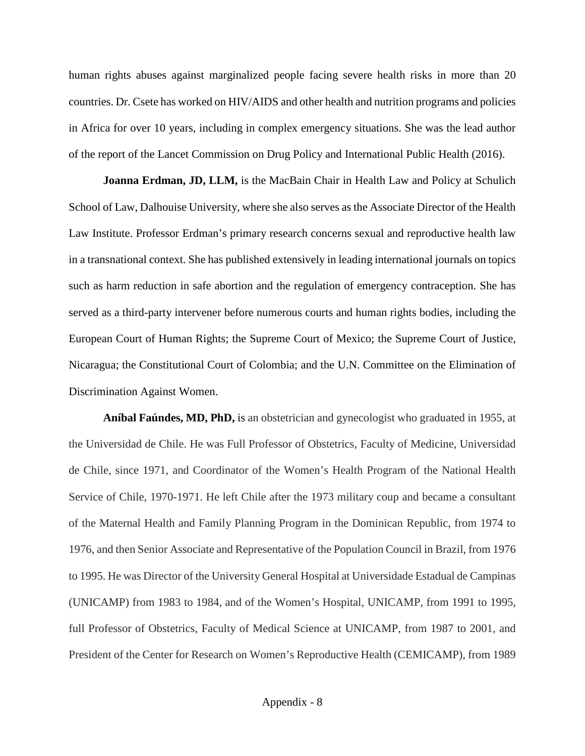human rights abuses against marginalized people facing severe health risks in more than 20 countries. Dr. Csete has worked on HIV/AIDS and other health and nutrition programs and policies in Africa for over 10 years, including in complex emergency situations. She was the lead author of the report of the Lancet Commission on Drug Policy and International Public Health (2016).

**Joanna Erdman, JD, LLM,** is the MacBain Chair in Health Law and Policy at Schulich School of Law, Dalhouise University, where she also serves as the Associate Director of the Health Law Institute. Professor Erdman's primary research concerns sexual and reproductive health law in a transnational context. She has published extensively in leading international journals on topics such as harm reduction in safe abortion and the regulation of emergency contraception. She has served as a third-party intervener before numerous courts and human rights bodies, including the European Court of Human Rights; the Supreme Court of Mexico; the Supreme Court of Justice, Nicaragua; the Constitutional Court of Colombia; and the U.N. Committee on the Elimination of Discrimination Against Women.

**Aníbal Faúndes, MD, PhD,** is an obstetrician and gynecologist who graduated in 1955, at the Universidad de Chile. He was Full Professor of Obstetrics, Faculty of Medicine, Universidad de Chile, since 1971, and Coordinator of the Women's Health Program of the National Health Service of Chile, 1970-1971. He left Chile after the 1973 military coup and became a consultant of the Maternal Health and Family Planning Program in the Dominican Republic, from 1974 to 1976, and then Senior Associate and Representative of the Population Council in Brazil, from 1976 to 1995. He was Director of the University General Hospital at Universidade Estadual de Campinas (UNICAMP) from 1983 to 1984, and of the Women's Hospital, UNICAMP, from 1991 to 1995, full Professor of Obstetrics, Faculty of Medical Science at UNICAMP, from 1987 to 2001, and President of the Center for Research on Women's Reproductive Health (CEMICAMP), from 1989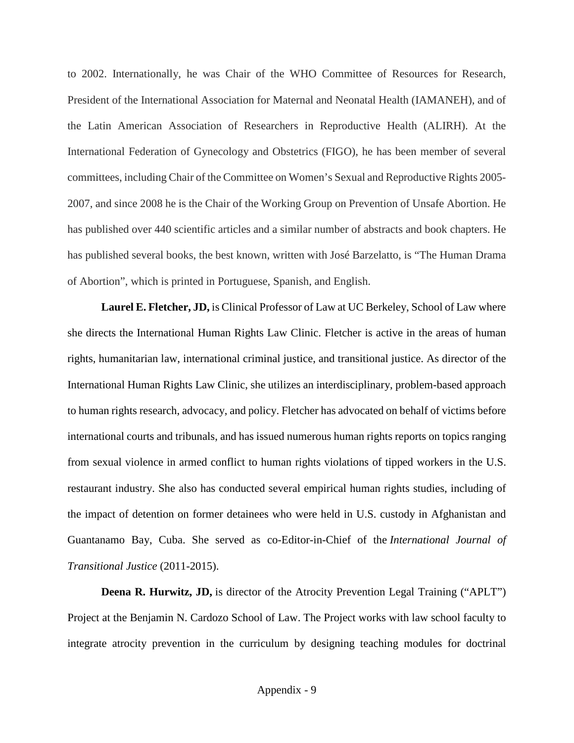to 2002. Internationally, he was Chair of the WHO Committee of Resources for Research, President of the International Association for Maternal and Neonatal Health (IAMANEH), and of the Latin American Association of Researchers in Reproductive Health (ALIRH). At the International Federation of Gynecology and Obstetrics (FIGO), he has been member of several committees, including Chair of the Committee on Women's Sexual and Reproductive Rights 2005-2007, and since 2008 he is the Chair of the Working Group on Prevention of Unsafe Abortion. He has published over 440 scientific articles and a similar number of abstracts and book chapters. He has published several books, the best known, written with José Barzelatto, is "The Human Drama of Abortion", which is printed in Portuguese, Spanish, and English.

**Laurel E. Fletcher, JD,** is Clinical Professor of Law at UC Berkeley, School of Law where she directs the International Human Rights Law Clinic. Fletcher is active in the areas of human rights, humanitarian law, international criminal justice, and transitional justice. As director of the International Human Rights Law Clinic, she utilizes an interdisciplinary, problem-based approach to human rights research, advocacy, and policy. Fletcher has advocated on behalf of victims before international courts and tribunals, and has issued numerous human rights reports on topics ranging from sexual violence in armed conflict to human rights violations of tipped workers in the U.S. restaurant industry. She also has conducted several empirical human rights studies, including of the impact of detention on former detainees who were held in U.S. custody in Afghanistan and Guantanamo Bay, Cuba. She served as co-Editor-in-Chief of the *International Journal of Transitional Justice* (2011-2015).

**Deena R. Hurwitz, JD,** is director of the Atrocity Prevention Legal Training ("APLT") Project at the Benjamin N. Cardozo School of Law. The Project works with law school faculty to integrate atrocity prevention in the curriculum by designing teaching modules for doctrinal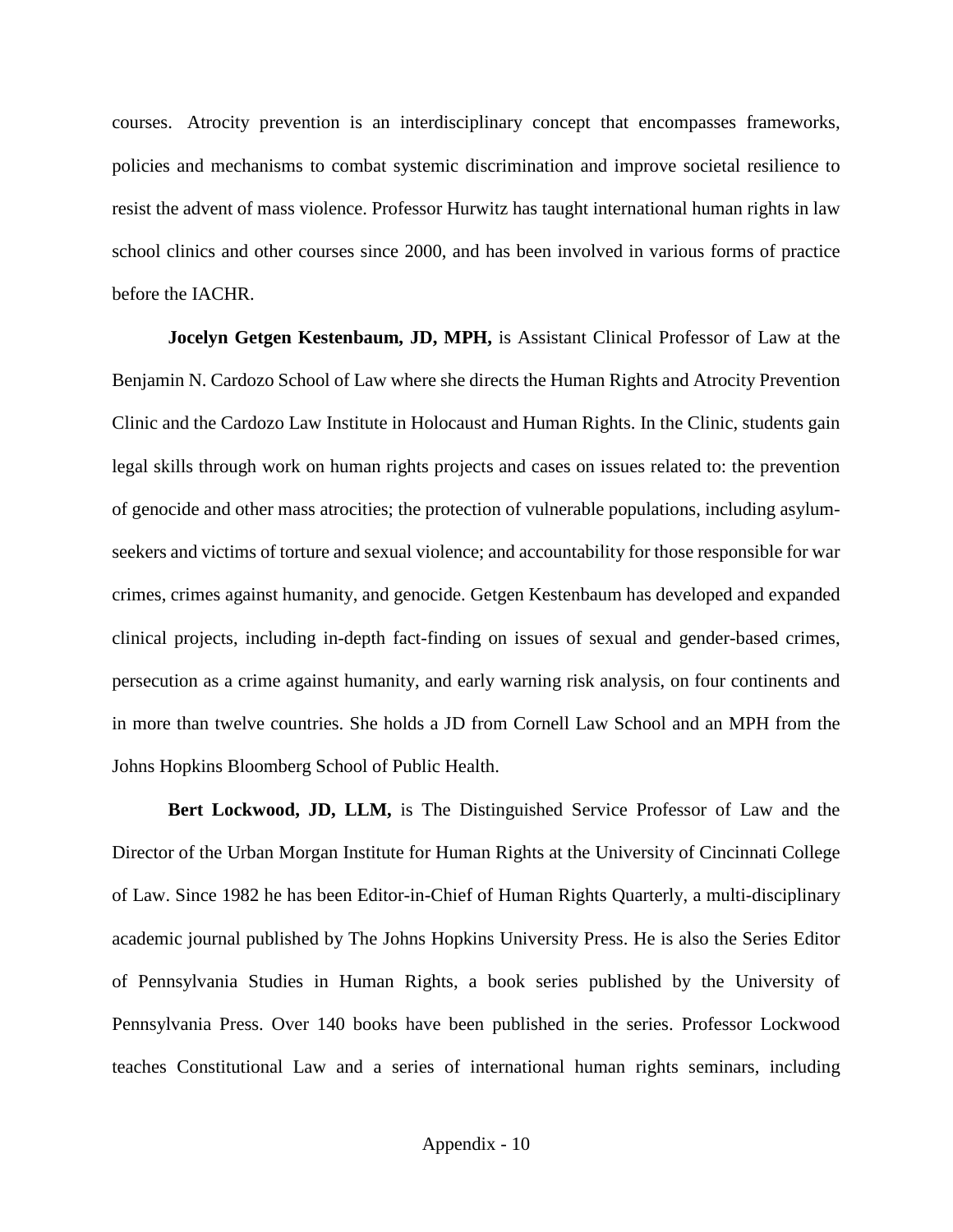courses. Atrocity prevention is an interdisciplinary concept that encompasses frameworks, policies and mechanisms to combat systemic discrimination and improve societal resilience to resist the advent of mass violence. Professor Hurwitz has taught international human rights in law school clinics and other courses since 2000, and has been involved in various forms of practice before the IACHR.

**Jocelyn Getgen Kestenbaum, JD, MPH,** is Assistant Clinical Professor of Law at the Benjamin N. Cardozo School of Law where she directs the Human Rights and Atrocity Prevention Clinic and the Cardozo Law Institute in Holocaust and Human Rights. In the Clinic, students gain legal skills through work on human rights projects and cases on issues related to: the prevention of genocide and other mass atrocities; the protection of vulnerable populations, including asylum-seekers and victims of torture and sexual violence; and accountability for those responsible for war crimes, crimes against humanity, and genocide. Getgen Kestenbaum has developed and expanded clinical projects, including in-depth fact-finding on issues of sexual and gender-based crimes, persecution as a crime against humanity, and early warning risk analysis, on four continents and in more than twelve countries. She holds a JD from Cornell Law School and an MPH from the Johns Hopkins Bloomberg School of Public Health.

**Bert Lockwood, JD, LLM,** is The Distinguished Service Professor of Law and the Director of the Urban Morgan Institute for Human Rights at the University of Cincinnati College of Law. Since 1982 he has been Editor-in-Chief of Human Rights Quarterly, a multi-disciplinary academic journal published by The Johns Hopkins University Press. He is also the Series Editor of Pennsylvania Studies in Human Rights, a book series published by the University of Pennsylvania Press. Over 140 books have been published in the series. Professor Lockwood teaches Constitutional Law and a series of international human rights seminars, including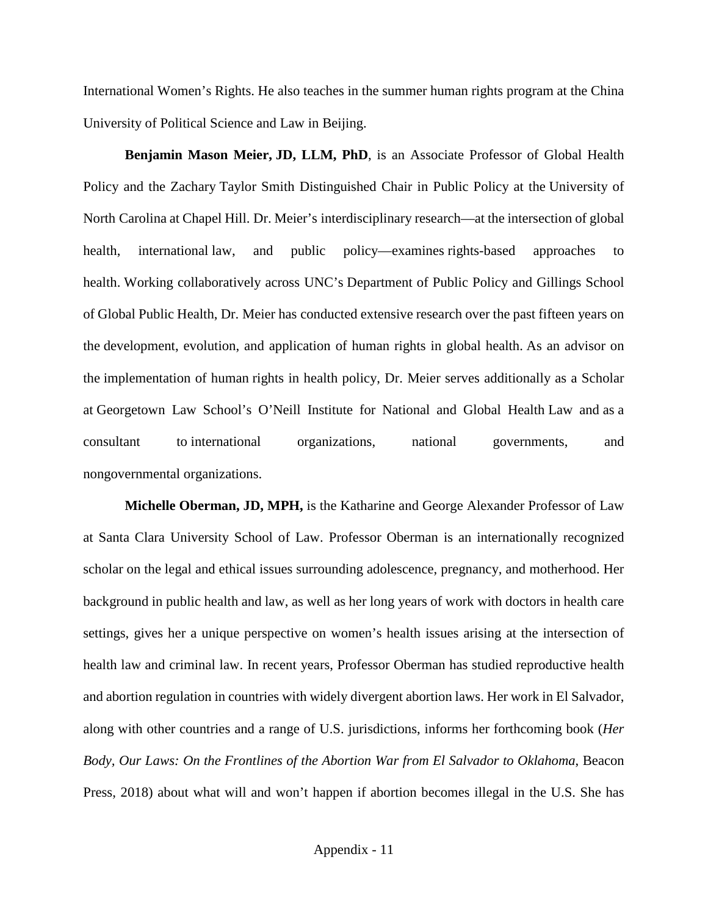International Women's Rights. He also teaches in the summer human rights program at the China University of Political Science and Law in Beijing.

**Benjamin Mason Meier, JD, LLM, PhD**, is an Associate Professor of Global Health Policy and the Zachary Taylor Smith Distinguished Chair in Public Policy at the University of North Carolina at Chapel Hill. Dr. Meier's interdisciplinary research—at the intersection of global health, international law, and public policy—examines rights-based approaches to health. Working collaboratively across UNC's Department of Public Policy and Gillings School of Global Public Health, Dr. Meier has conducted extensive research over the past fifteen years on the development, evolution, and application of human rights in global health. As an advisor on the implementation of human rights in health policy, Dr. Meier serves additionally as a Scholar at Georgetown Law School's O'Neill Institute for National and Global Health Law and as a consultant to international organizations, national governments, and nongovernmental organizations.

**Michelle Oberman, JD, MPH,** is the Katharine and George Alexander Professor of Law at Santa Clara University School of Law. Professor Oberman is an internationally recognized scholar on the legal and ethical issues surrounding adolescence, pregnancy, and motherhood. Her background in public health and law, as well as her long years of work with doctors in health care settings, gives her a unique perspective on women's health issues arising at the intersection of health law and criminal law. In recent years, Professor Oberman has studied reproductive health and abortion regulation in countries with widely divergent abortion laws. Her work in El Salvador, along with other countries and a range of U.S. jurisdictions, informs her forthcoming book (*Her Body, Our Laws: On the Frontlines of the Abortion War from El Salvador to Oklahoma*, Beacon Press, 2018) about what will and won't happen if abortion becomes illegal in the U.S. She has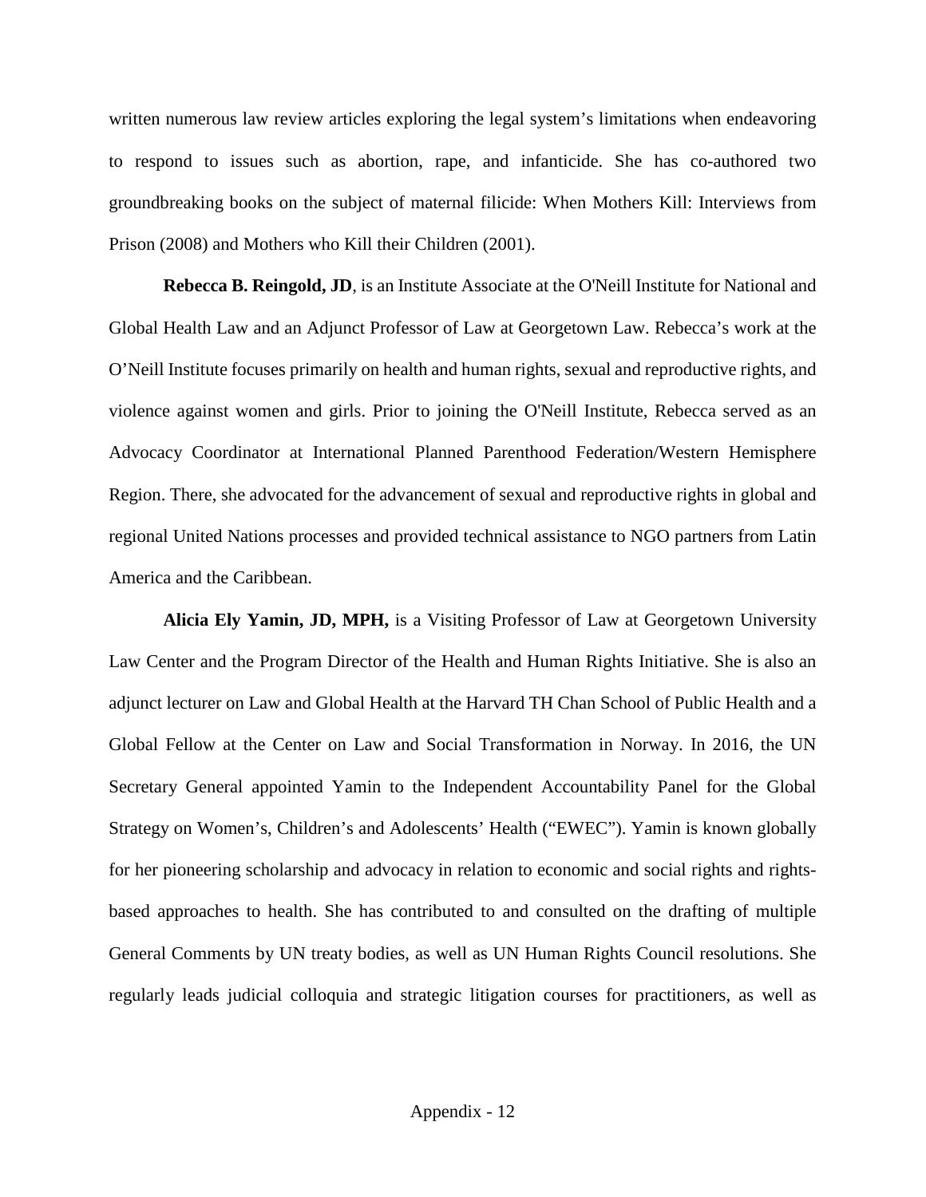written numerous law review articles exploring the legal system's limitations when endeavoring to respond to issues such as abortion, rape, and infanticide. She has co-authored two groundbreaking books on the subject of maternal filicide: When Mothers Kill: Interviews from Prison (2008) and Mothers who Kill their Children (2001).

**Rebecca B. Reingold, JD**, is an Institute Associate at the O'Neill Institute for National and Global Health Law and an Adjunct Professor of Law at Georgetown Law. Rebecca's work at the O'Neill Institute focuses primarily on health and human rights, sexual and reproductive rights, and violence against women and girls. Prior to joining the O'Neill Institute, Rebecca served as an Advocacy Coordinator at International Planned Parenthood Federation/Western Hemisphere Region. There, she advocated for the advancement of sexual and reproductive rights in global and regional United Nations processes and provided technical assistance to NGO partners from Latin America and the Caribbean.

**Alicia Ely Yamin, JD, MPH,** is a Visiting Professor of Law at Georgetown University Law Center and the Program Director of the Health and Human Rights Initiative. She is also an adjunct lecturer on Law and Global Health at the Harvard TH Chan School of Public Health and a Global Fellow at the Center on Law and Social Transformation in Norway. In 2016, the UN Secretary General appointed Yamin to the Independent Accountability Panel for the Global Strategy on Women's, Children's and Adolescents' Health ("EWEC"). Yamin is known globally for her pioneering scholarship and advocacy in relation to economic and social rights and rights-based approaches to health. She has contributed to and consulted on the drafting of multiple General Comments by UN treaty bodies, as well as UN Human Rights Council resolutions. She regularly leads judicial colloquia and strategic litigation courses for practitioners, as well as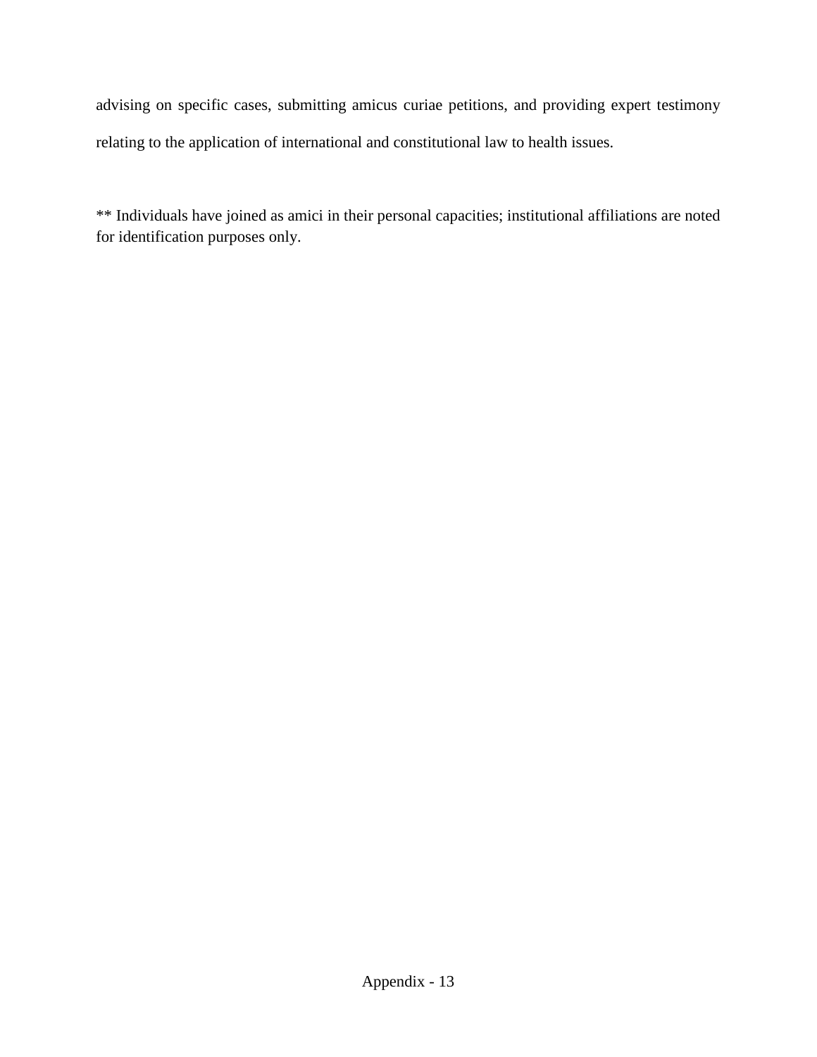advising on specific cases, submitting amicus curiae petitions, and providing expert testimony relating to the application of international and constitutional law to health issues.

** Individuals have joined as amici in their personal capacities; institutional affiliations are noted for identification purposes only.